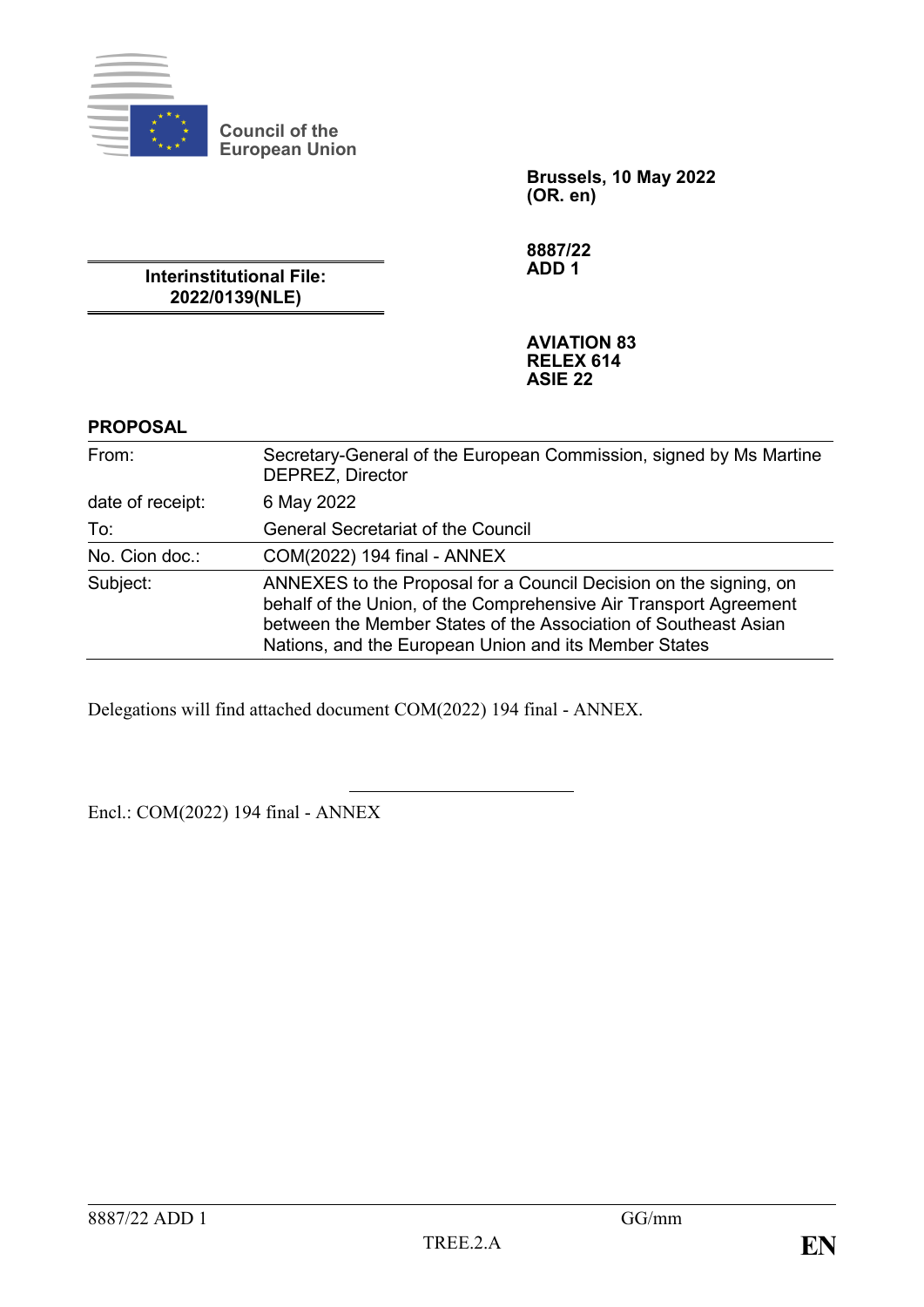Council of the European Union

**Brussels, 10 May 2022**
**(OR. en)**

**8887/22**
**ADD 1**

**Interinstitutional File:**
**2022/0139(NLE)**

**AVIATION 83**
**RELEX 614**
**ASIE 22**

**PROPOSAL**

| | |
|---|---|
| From: | Secretary-General of the European Commission, signed by Ms Martine DEPREZ, Director |
| date of receipt: | 6 May 2022 |
| To: | General Secretariat of the Council |
| No. Cion doc.: | COM(2022) 194 final - ANNEX |
| Subject: | ANNEXES to the Proposal for a Council Decision on the signing, on behalf of the Union, of the Comprehensive Air Transport Agreement between the Member States of the Association of Southeast Asian Nations, and the European Union and its Member States |

Delegations will find attached document COM(2022) 194 final - ANNEX.

Encl.: COM(2022) 194 final - ANNEX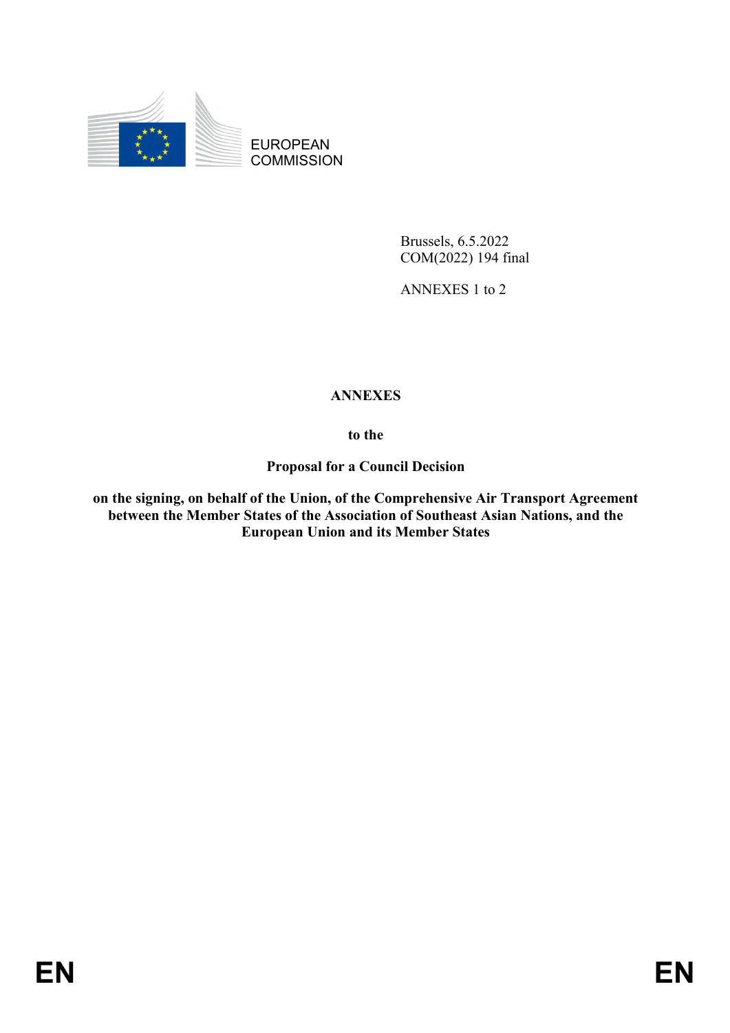EUROPEAN COMMISSION

Brussels, 6.5.2022
COM(2022) 194 final

ANNEXES 1 to 2

**ANNEXES**

**to the**

**Proposal for a Council Decision**

**on the signing, on behalf of the Union, of the Comprehensive Air Transport Agreement between the Member States of the Association of Southeast Asian Nations, and the European Union and its Member States**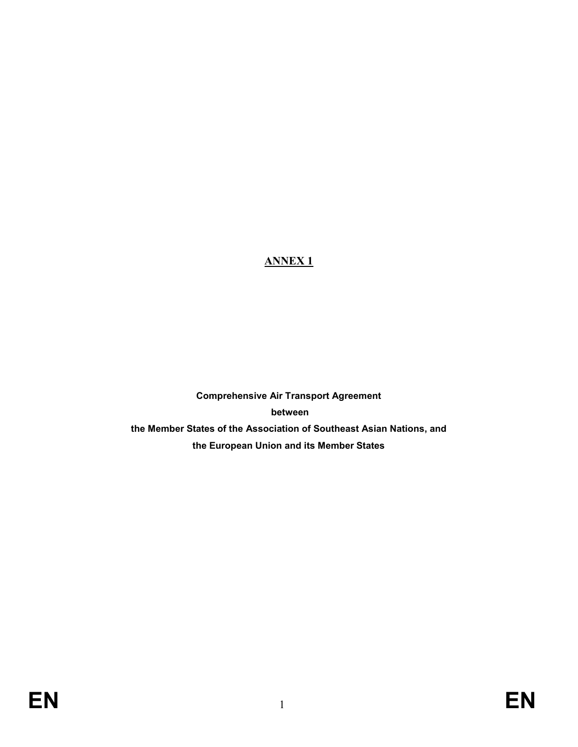# ANNEX 1

**Comprehensive Air Transport Agreement**
**between**
**the Member States of the Association of Southeast Asian Nations, and**
**the European Union and its Member States**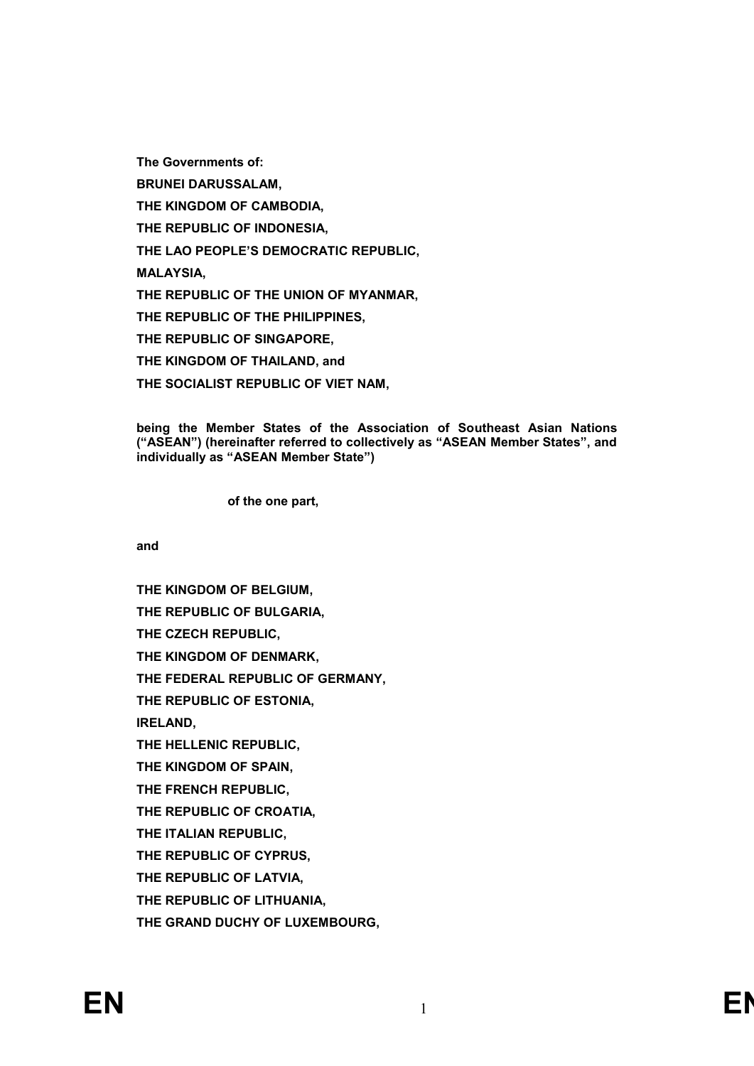**The Governments of:**

**BRUNEI DARUSSALAM,**

**THE KINGDOM OF CAMBODIA,**

**THE REPUBLIC OF INDONESIA,**

**THE LAO PEOPLE'S DEMOCRATIC REPUBLIC,**

**MALAYSIA,**

**THE REPUBLIC OF THE UNION OF MYANMAR,**

**THE REPUBLIC OF THE PHILIPPINES,**

**THE REPUBLIC OF SINGAPORE,**

**THE KINGDOM OF THAILAND, and**

**THE SOCIALIST REPUBLIC OF VIET NAM,**

**being the Member States of the Association of Southeast Asian Nations ("ASEAN") (hereinafter referred to collectively as "ASEAN Member States", and individually as "ASEAN Member State")**

**of the one part,**

**and**

**THE KINGDOM OF BELGIUM,**

**THE REPUBLIC OF BULGARIA,**

**THE CZECH REPUBLIC,**

**THE KINGDOM OF DENMARK,**

**THE FEDERAL REPUBLIC OF GERMANY,**

**THE REPUBLIC OF ESTONIA,**

**IRELAND,**

**THE HELLENIC REPUBLIC,**

**THE KINGDOM OF SPAIN,**

**THE FRENCH REPUBLIC,**

**THE REPUBLIC OF CROATIA,**

**THE ITALIAN REPUBLIC,**

**THE REPUBLIC OF CYPRUS,**

**THE REPUBLIC OF LATVIA,**

**THE REPUBLIC OF LITHUANIA,**

**THE GRAND DUCHY OF LUXEMBOURG,**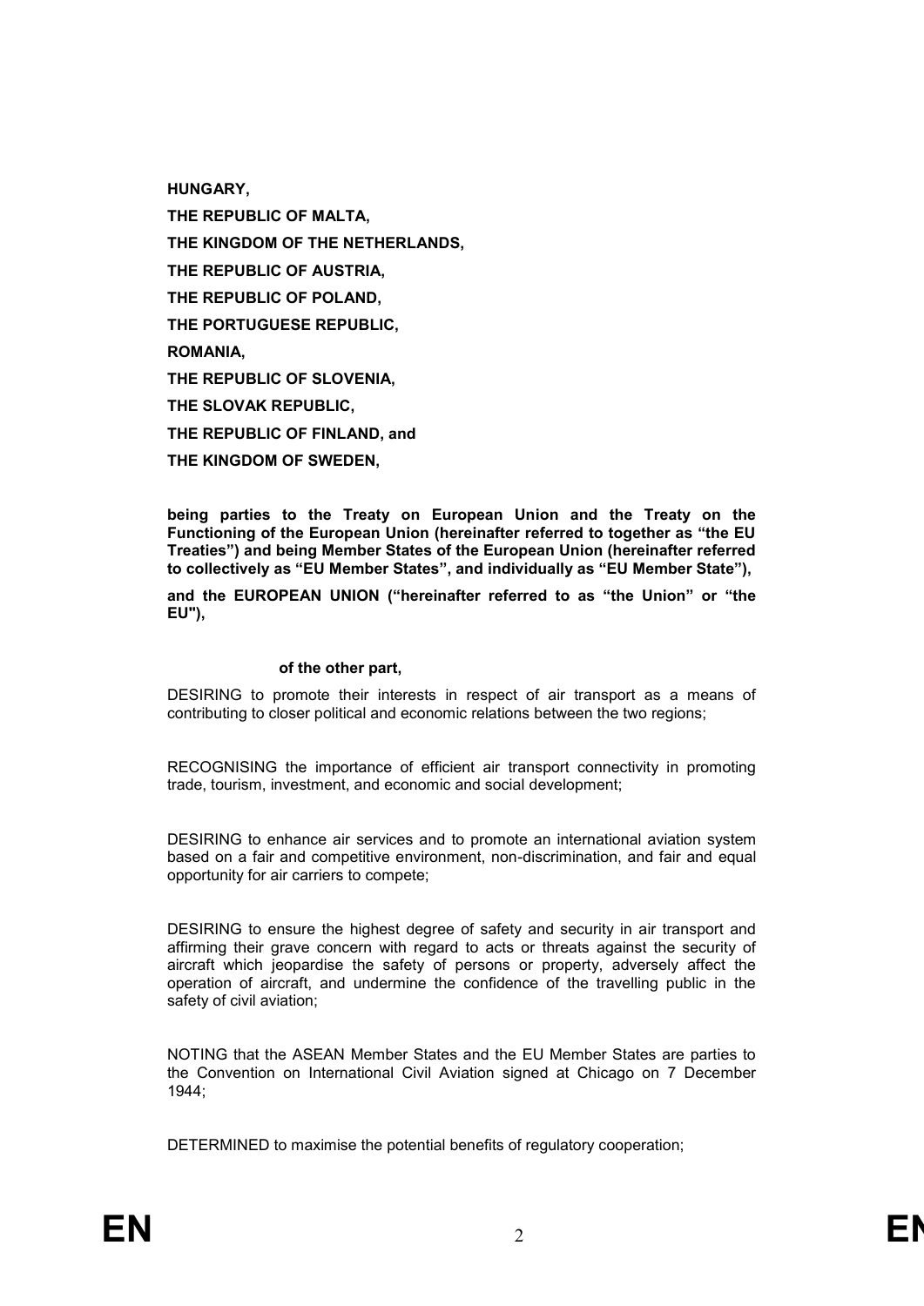**HUNGARY,**

**THE REPUBLIC OF MALTA,**

**THE KINGDOM OF THE NETHERLANDS,**

**THE REPUBLIC OF AUSTRIA,**

**THE REPUBLIC OF POLAND,**

**THE PORTUGUESE REPUBLIC,**

**ROMANIA,**

**THE REPUBLIC OF SLOVENIA,**

**THE SLOVAK REPUBLIC,**

**THE REPUBLIC OF FINLAND, and**

**THE KINGDOM OF SWEDEN,**

**being parties to the Treaty on European Union and the Treaty on the Functioning of the European Union (hereinafter referred to together as "the EU Treaties") and being Member States of the European Union (hereinafter referred to collectively as "EU Member States", and individually as "EU Member State"),**

**and the EUROPEAN UNION ("hereinafter referred to as "the Union" or "the EU"),**

**of the other part,**

DESIRING to promote their interests in respect of air transport as a means of contributing to closer political and economic relations between the two regions;

RECOGNISING the importance of efficient air transport connectivity in promoting trade, tourism, investment, and economic and social development;

DESIRING to enhance air services and to promote an international aviation system based on a fair and competitive environment, non-discrimination, and fair and equal opportunity for air carriers to compete;

DESIRING to ensure the highest degree of safety and security in air transport and affirming their grave concern with regard to acts or threats against the security of aircraft which jeopardise the safety of persons or property, adversely affect the operation of aircraft, and undermine the confidence of the travelling public in the safety of civil aviation;

NOTING that the ASEAN Member States and the EU Member States are parties to the Convention on International Civil Aviation signed at Chicago on 7 December 1944;

DETERMINED to maximise the potential benefits of regulatory cooperation;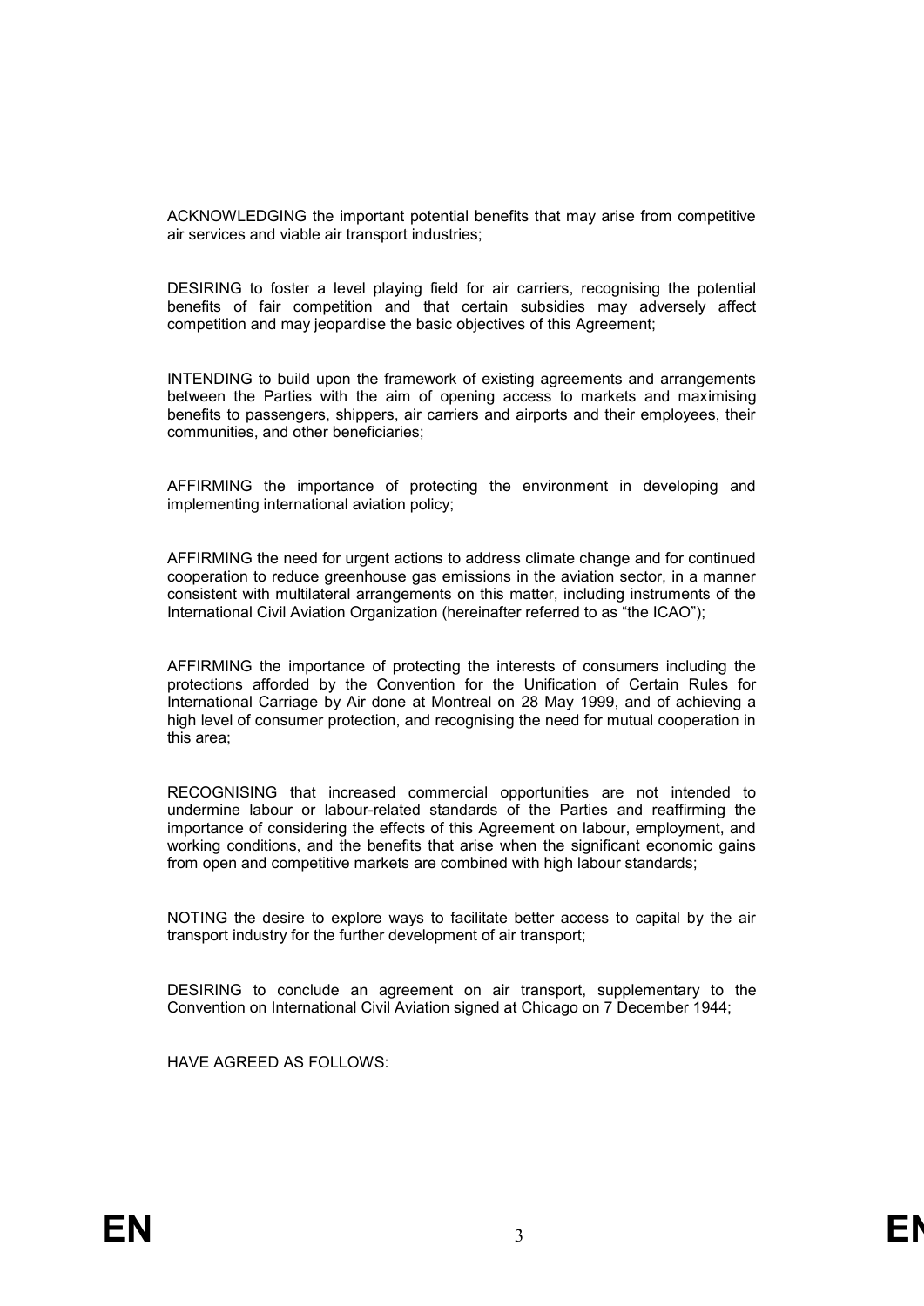ACKNOWLEDGING the important potential benefits that may arise from competitive air services and viable air transport industries;

DESIRING to foster a level playing field for air carriers, recognising the potential benefits of fair competition and that certain subsidies may adversely affect competition and may jeopardise the basic objectives of this Agreement;

INTENDING to build upon the framework of existing agreements and arrangements between the Parties with the aim of opening access to markets and maximising benefits to passengers, shippers, air carriers and airports and their employees, their communities, and other beneficiaries;

AFFIRMING the importance of protecting the environment in developing and implementing international aviation policy;

AFFIRMING the need for urgent actions to address climate change and for continued cooperation to reduce greenhouse gas emissions in the aviation sector, in a manner consistent with multilateral arrangements on this matter, including instruments of the International Civil Aviation Organization (hereinafter referred to as "the ICAO");

AFFIRMING the importance of protecting the interests of consumers including the protections afforded by the Convention for the Unification of Certain Rules for International Carriage by Air done at Montreal on 28 May 1999, and of achieving a high level of consumer protection, and recognising the need for mutual cooperation in this area;

RECOGNISING that increased commercial opportunities are not intended to undermine labour or labour-related standards of the Parties and reaffirming the importance of considering the effects of this Agreement on labour, employment, and working conditions, and the benefits that arise when the significant economic gains from open and competitive markets are combined with high labour standards;

NOTING the desire to explore ways to facilitate better access to capital by the air transport industry for the further development of air transport;

DESIRING to conclude an agreement on air transport, supplementary to the Convention on International Civil Aviation signed at Chicago on 7 December 1944;

HAVE AGREED AS FOLLOWS: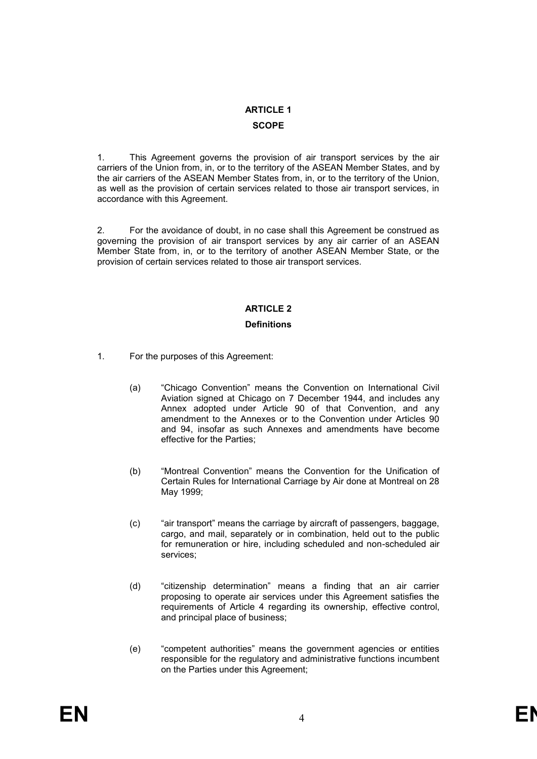## ARTICLE 1

## SCOPE

1. This Agreement governs the provision of air transport services by the air carriers of the Union from, in, or to the territory of the ASEAN Member States, and by the air carriers of the ASEAN Member States from, in, or to the territory of the Union, as well as the provision of certain services related to those air transport services, in accordance with this Agreement.

2. For the avoidance of doubt, in no case shall this Agreement be construed as governing the provision of air transport services by any air carrier of an ASEAN Member State from, in, or to the territory of another ASEAN Member State, or the provision of certain services related to those air transport services.

## ARTICLE 2

## Definitions

1. For the purposes of this Agreement:

   (a) "Chicago Convention" means the Convention on International Civil Aviation signed at Chicago on 7 December 1944, and includes any Annex adopted under Article 90 of that Convention, and any amendment to the Annexes or to the Convention under Articles 90 and 94, insofar as such Annexes and amendments have become effective for the Parties;

   (b) "Montreal Convention" means the Convention for the Unification of Certain Rules for International Carriage by Air done at Montreal on 28 May 1999;

   (c) "air transport" means the carriage by aircraft of passengers, baggage, cargo, and mail, separately or in combination, held out to the public for remuneration or hire, including scheduled and non-scheduled air services;

   (d) "citizenship determination" means a finding that an air carrier proposing to operate air services under this Agreement satisfies the requirements of Article 4 regarding its ownership, effective control, and principal place of business;

   (e) "competent authorities" means the government agencies or entities responsible for the regulatory and administrative functions incumbent on the Parties under this Agreement;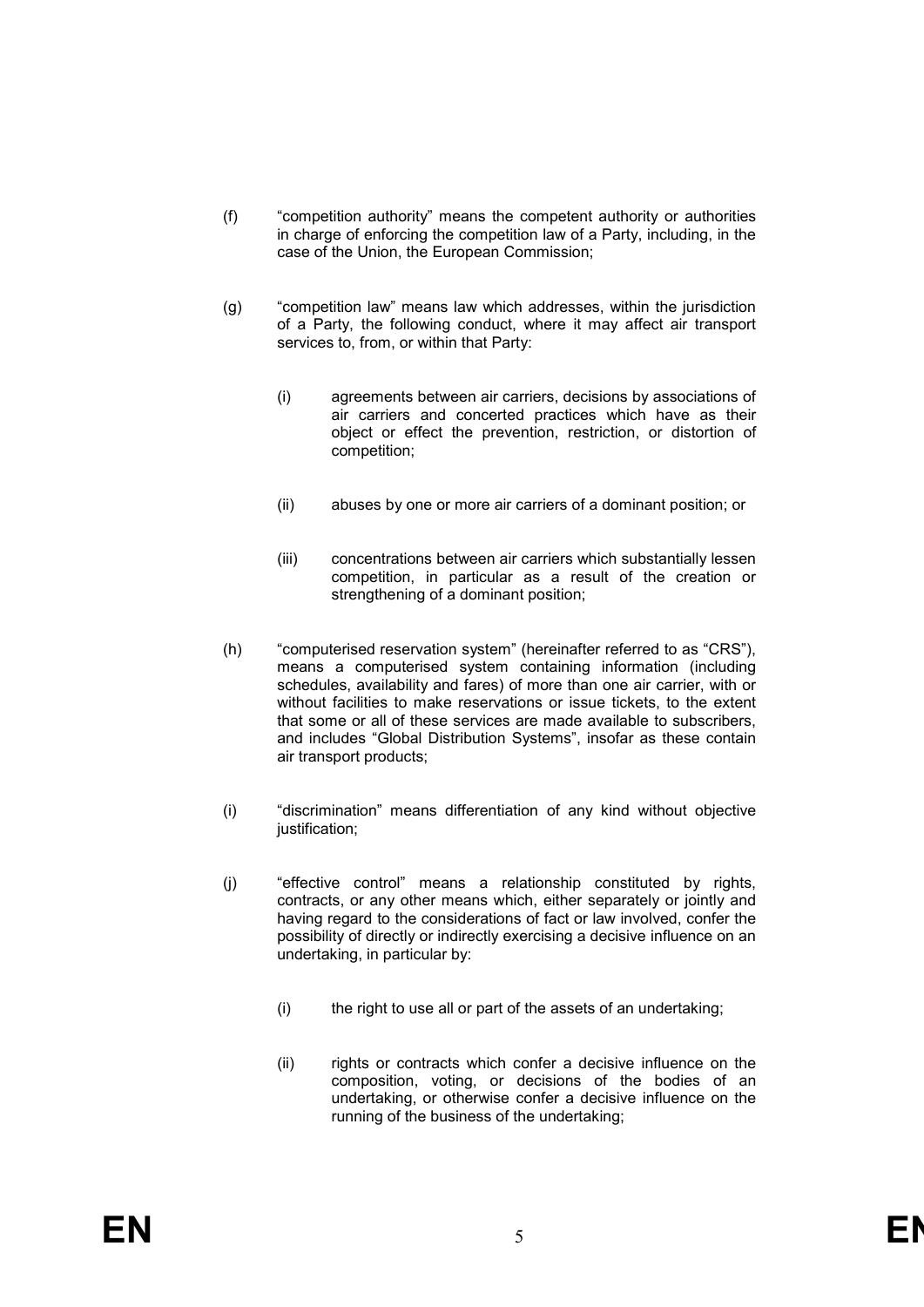(f) "competition authority" means the competent authority or authorities in charge of enforcing the competition law of a Party, including, in the case of the Union, the European Commission;

(g) "competition law" means law which addresses, within the jurisdiction of a Party, the following conduct, where it may affect air transport services to, from, or within that Party:

   (i) agreements between air carriers, decisions by associations of air carriers and concerted practices which have as their object or effect the prevention, restriction, or distortion of competition;

   (ii) abuses by one or more air carriers of a dominant position; or

   (iii) concentrations between air carriers which substantially lessen competition, in particular as a result of the creation or strengthening of a dominant position;

(h) "computerised reservation system" (hereinafter referred to as "CRS"), means a computerised system containing information (including schedules, availability and fares) of more than one air carrier, with or without facilities to make reservations or issue tickets, to the extent that some or all of these services are made available to subscribers, and includes "Global Distribution Systems", insofar as these contain air transport products;

(i) "discrimination" means differentiation of any kind without objective justification;

(j) "effective control" means a relationship constituted by rights, contracts, or any other means which, either separately or jointly and having regard to the considerations of fact or law involved, confer the possibility of directly or indirectly exercising a decisive influence on an undertaking, in particular by:

   (i) the right to use all or part of the assets of an undertaking;

   (ii) rights or contracts which confer a decisive influence on the composition, voting, or decisions of the bodies of an undertaking, or otherwise confer a decisive influence on the running of the business of the undertaking;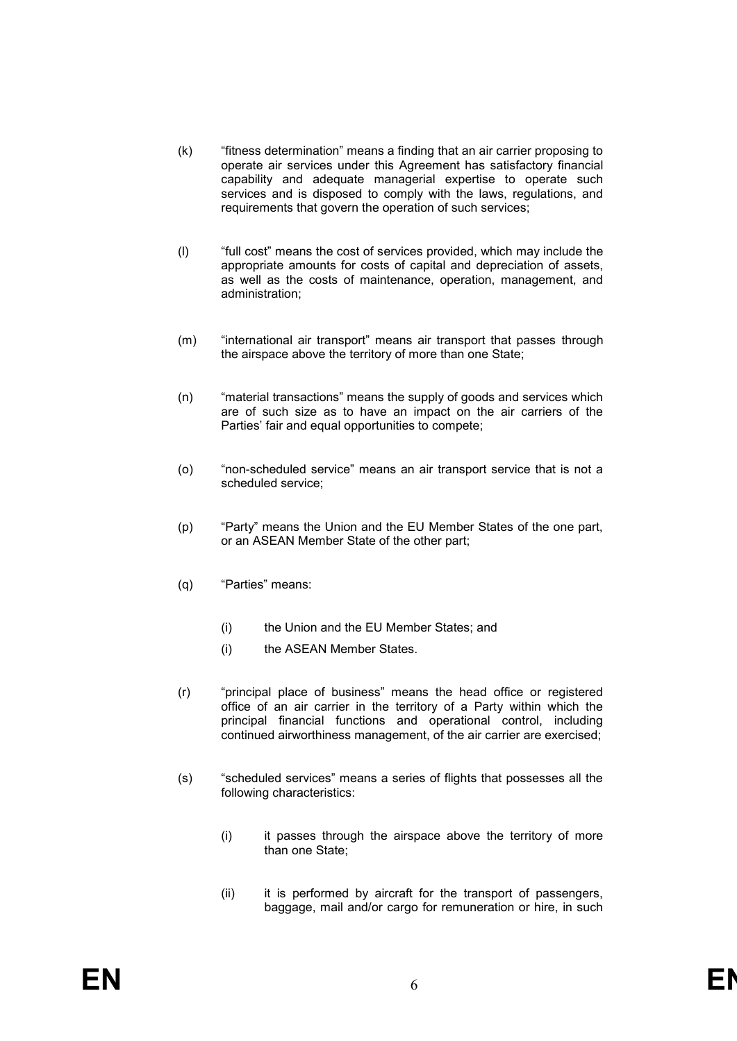(k) "fitness determination" means a finding that an air carrier proposing to operate air services under this Agreement has satisfactory financial capability and adequate managerial expertise to operate such services and is disposed to comply with the laws, regulations, and requirements that govern the operation of such services;

(l) "full cost" means the cost of services provided, which may include the appropriate amounts for costs of capital and depreciation of assets, as well as the costs of maintenance, operation, management, and administration;

(m) "international air transport" means air transport that passes through the airspace above the territory of more than one State;

(n) "material transactions" means the supply of goods and services which are of such size as to have an impact on the air carriers of the Parties' fair and equal opportunities to compete;

(o) "non-scheduled service" means an air transport service that is not a scheduled service;

(p) "Party" means the Union and the EU Member States of the one part, or an ASEAN Member State of the other part;

(q) "Parties" means:

  (i) the Union and the EU Member States; and

  (i) the ASEAN Member States.

(r) "principal place of business" means the head office or registered office of an air carrier in the territory of a Party within which the principal financial functions and operational control, including continued airworthiness management, of the air carrier are exercised;

(s) "scheduled services" means a series of flights that possesses all the following characteristics:

  (i) it passes through the airspace above the territory of more than one State;

  (ii) it is performed by aircraft for the transport of passengers, baggage, mail and/or cargo for remuneration or hire, in such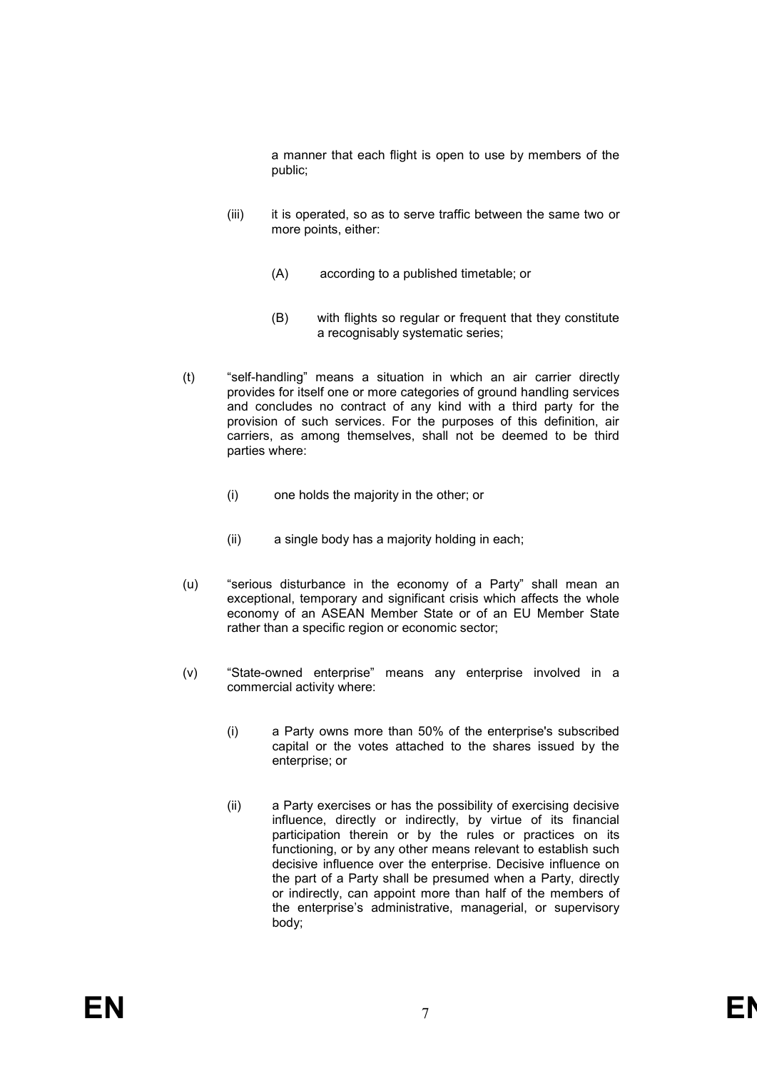a manner that each flight is open to use by members of the public;

(iii) it is operated, so as to serve traffic between the same two or more points, either:

(A) according to a published timetable; or

(B) with flights so regular or frequent that they constitute a recognisably systematic series;

(t) "self-handling" means a situation in which an air carrier directly provides for itself one or more categories of ground handling services and concludes no contract of any kind with a third party for the provision of such services. For the purposes of this definition, air carriers, as among themselves, shall not be deemed to be third parties where:

(i) one holds the majority in the other; or

(ii) a single body has a majority holding in each;

(u) "serious disturbance in the economy of a Party" shall mean an exceptional, temporary and significant crisis which affects the whole economy of an ASEAN Member State or of an EU Member State rather than a specific region or economic sector;

(v) "State-owned enterprise" means any enterprise involved in a commercial activity where:

(i) a Party owns more than 50% of the enterprise's subscribed capital or the votes attached to the shares issued by the enterprise; or

(ii) a Party exercises or has the possibility of exercising decisive influence, directly or indirectly, by virtue of its financial participation therein or by the rules or practices on its functioning, or by any other means relevant to establish such decisive influence over the enterprise. Decisive influence on the part of a Party shall be presumed when a Party, directly or indirectly, can appoint more than half of the members of the enterprise's administrative, managerial, or supervisory body;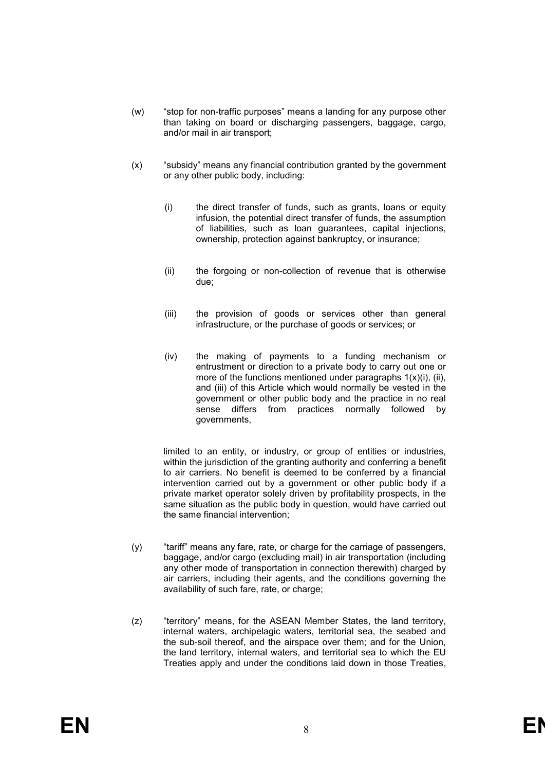(w) "stop for non-traffic purposes" means a landing for any purpose other than taking on board or discharging passengers, baggage, cargo, and/or mail in air transport;

(x) "subsidy" means any financial contribution granted by the government or any other public body, including:

 (i) the direct transfer of funds, such as grants, loans or equity infusion, the potential direct transfer of funds, the assumption of liabilities, such as loan guarantees, capital injections, ownership, protection against bankruptcy, or insurance;

 (ii) the forgoing or non-collection of revenue that is otherwise due;

 (iii) the provision of goods or services other than general infrastructure, or the purchase of goods or services; or

 (iv) the making of payments to a funding mechanism or entrustment or direction to a private body to carry out one or more of the functions mentioned under paragraphs 1(x)(i), (ii), and (iii) of this Article which would normally be vested in the government or other public body and the practice in no real sense differs from practices normally followed by governments,

 limited to an entity, or industry, or group of entities or industries, within the jurisdiction of the granting authority and conferring a benefit to air carriers. No benefit is deemed to be conferred by a financial intervention carried out by a government or other public body if a private market operator solely driven by profitability prospects, in the same situation as the public body in question, would have carried out the same financial intervention;

(y) "tariff" means any fare, rate, or charge for the carriage of passengers, baggage, and/or cargo (excluding mail) in air transportation (including any other mode of transportation in connection therewith) charged by air carriers, including their agents, and the conditions governing the availability of such fare, rate, or charge;

(z) "territory" means, for the ASEAN Member States, the land territory, internal waters, archipelagic waters, territorial sea, the seabed and the sub-soil thereof, and the airspace over them; and for the Union, the land territory, internal waters, and territorial sea to which the EU Treaties apply and under the conditions laid down in those Treaties,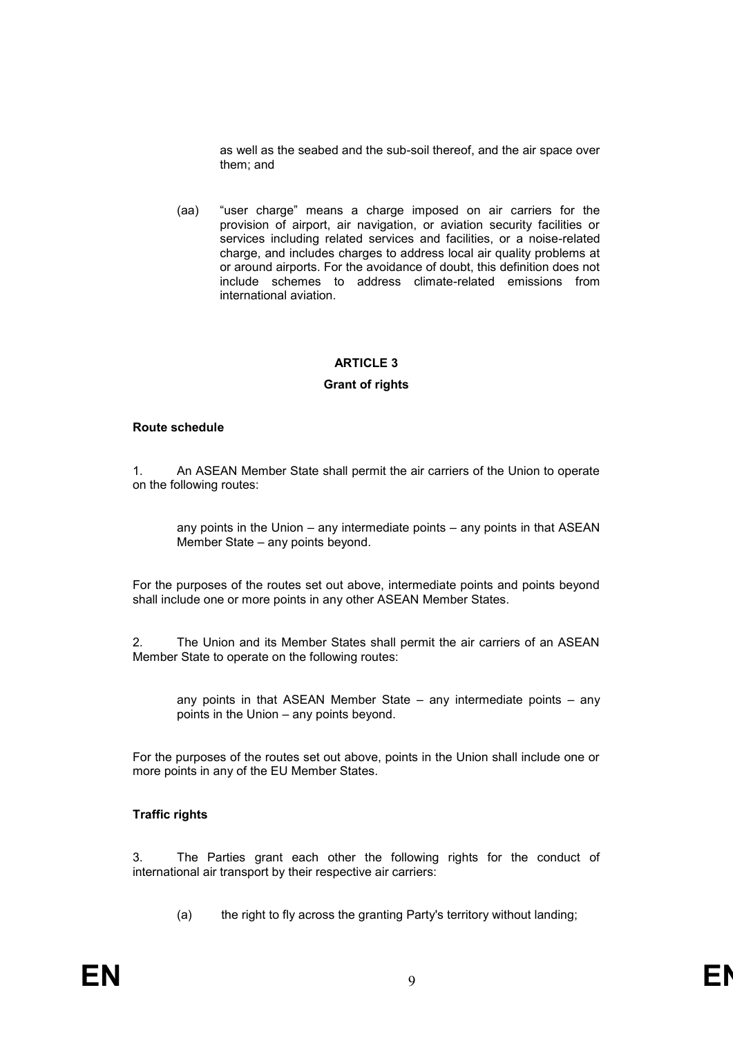as well as the seabed and the sub-soil thereof, and the air space over them; and

(aa) "user charge" means a charge imposed on air carriers for the provision of airport, air navigation, or aviation security facilities or services including related services and facilities, or a noise-related charge, and includes charges to address local air quality problems at or around airports. For the avoidance of doubt, this definition does not include schemes to address climate-related emissions from international aviation.

## ARTICLE 3

## Grant of rights

**Route schedule**

1. An ASEAN Member State shall permit the air carriers of the Union to operate on the following routes:

any points in the Union – any intermediate points – any points in that ASEAN Member State – any points beyond.

For the purposes of the routes set out above, intermediate points and points beyond shall include one or more points in any other ASEAN Member States.

2. The Union and its Member States shall permit the air carriers of an ASEAN Member State to operate on the following routes:

any points in that ASEAN Member State – any intermediate points – any points in the Union – any points beyond.

For the purposes of the routes set out above, points in the Union shall include one or more points in any of the EU Member States.

**Traffic rights**

3. The Parties grant each other the following rights for the conduct of international air transport by their respective air carriers:

(a) the right to fly across the granting Party's territory without landing;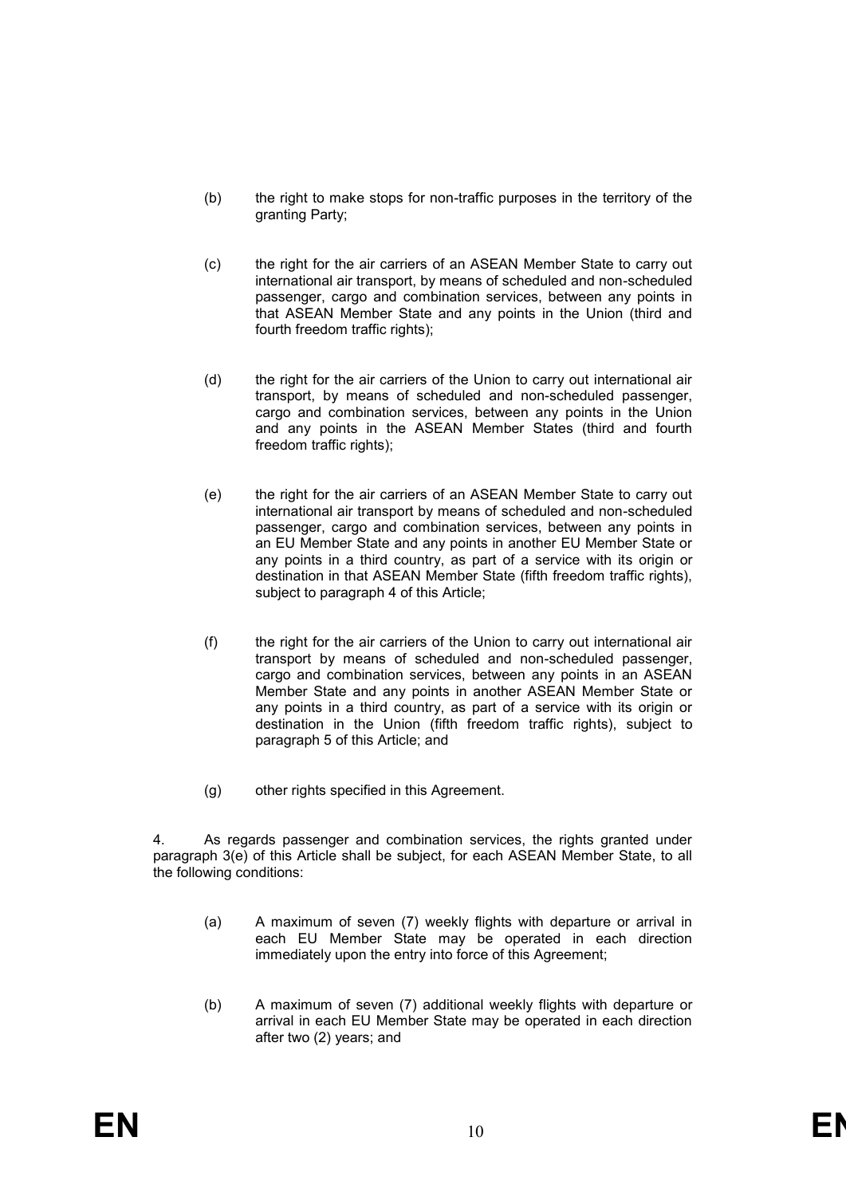(b) the right to make stops for non-traffic purposes in the territory of the granting Party;

(c) the right for the air carriers of an ASEAN Member State to carry out international air transport, by means of scheduled and non-scheduled passenger, cargo and combination services, between any points in that ASEAN Member State and any points in the Union (third and fourth freedom traffic rights);

(d) the right for the air carriers of the Union to carry out international air transport, by means of scheduled and non-scheduled passenger, cargo and combination services, between any points in the Union and any points in the ASEAN Member States (third and fourth freedom traffic rights);

(e) the right for the air carriers of an ASEAN Member State to carry out international air transport by means of scheduled and non-scheduled passenger, cargo and combination services, between any points in an EU Member State and any points in another EU Member State or any points in a third country, as part of a service with its origin or destination in that ASEAN Member State (fifth freedom traffic rights), subject to paragraph 4 of this Article;

(f) the right for the air carriers of the Union to carry out international air transport by means of scheduled and non-scheduled passenger, cargo and combination services, between any points in an ASEAN Member State and any points in another ASEAN Member State or any points in a third country, as part of a service with its origin or destination in the Union (fifth freedom traffic rights), subject to paragraph 5 of this Article; and

(g) other rights specified in this Agreement.

4. As regards passenger and combination services, the rights granted under paragraph 3(e) of this Article shall be subject, for each ASEAN Member State, to all the following conditions:

(a) A maximum of seven (7) weekly flights with departure or arrival in each EU Member State may be operated in each direction immediately upon the entry into force of this Agreement;

(b) A maximum of seven (7) additional weekly flights with departure or arrival in each EU Member State may be operated in each direction after two (2) years; and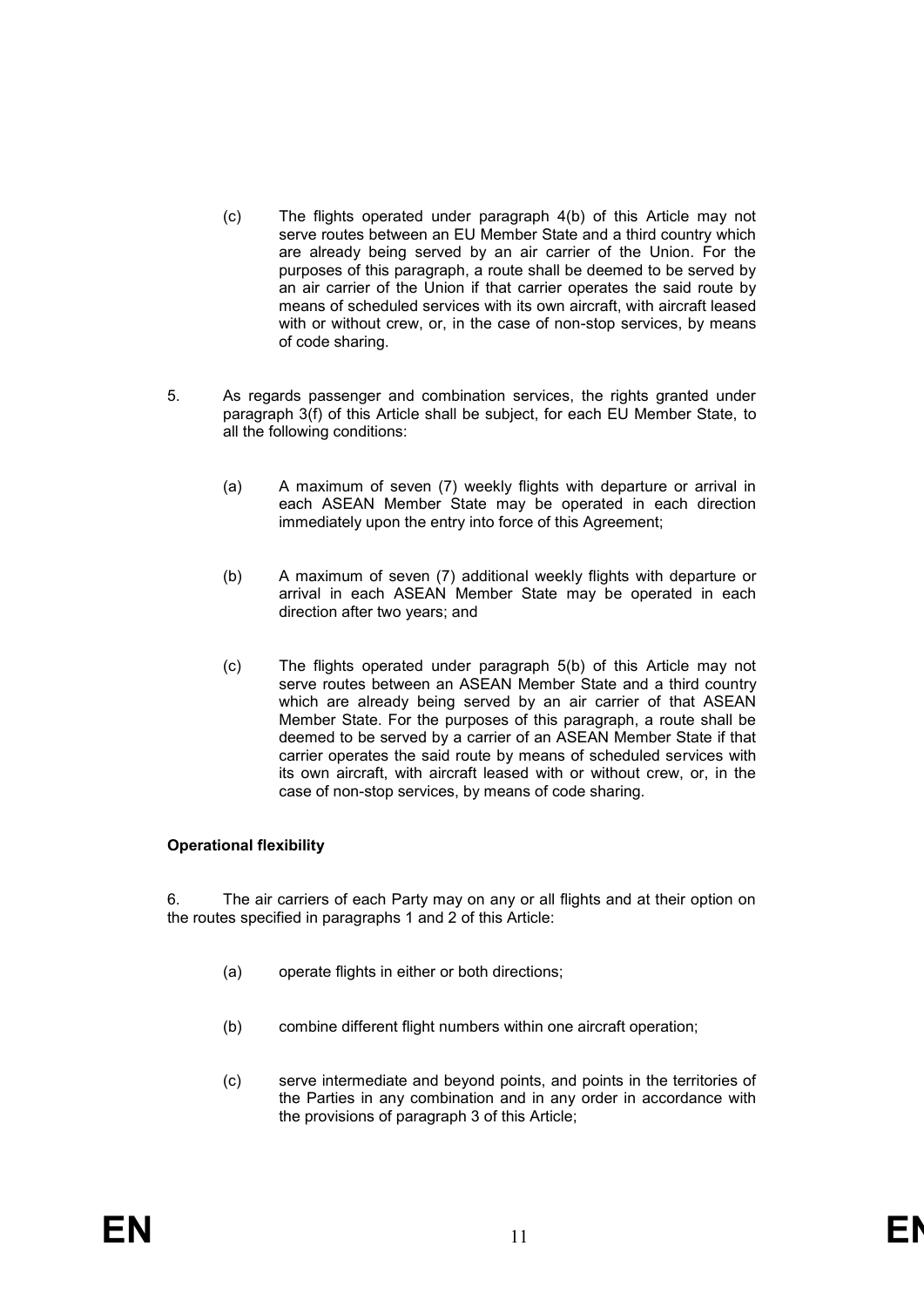(c) The flights operated under paragraph 4(b) of this Article may not serve routes between an EU Member State and a third country which are already being served by an air carrier of the Union. For the purposes of this paragraph, a route shall be deemed to be served by an air carrier of the Union if that carrier operates the said route by means of scheduled services with its own aircraft, with aircraft leased with or without crew, or, in the case of non-stop services, by means of code sharing.

5. As regards passenger and combination services, the rights granted under paragraph 3(f) of this Article shall be subject, for each EU Member State, to all the following conditions:

(a) A maximum of seven (7) weekly flights with departure or arrival in each ASEAN Member State may be operated in each direction immediately upon the entry into force of this Agreement;

(b) A maximum of seven (7) additional weekly flights with departure or arrival in each ASEAN Member State may be operated in each direction after two years; and

(c) The flights operated under paragraph 5(b) of this Article may not serve routes between an ASEAN Member State and a third country which are already being served by an air carrier of that ASEAN Member State. For the purposes of this paragraph, a route shall be deemed to be served by a carrier of an ASEAN Member State if that carrier operates the said route by means of scheduled services with its own aircraft, with aircraft leased with or without crew, or, in the case of non-stop services, by means of code sharing.

**Operational flexibility**

6. The air carriers of each Party may on any or all flights and at their option on the routes specified in paragraphs 1 and 2 of this Article:

(a) operate flights in either or both directions;

(b) combine different flight numbers within one aircraft operation;

(c) serve intermediate and beyond points, and points in the territories of the Parties in any combination and in any order in accordance with the provisions of paragraph 3 of this Article;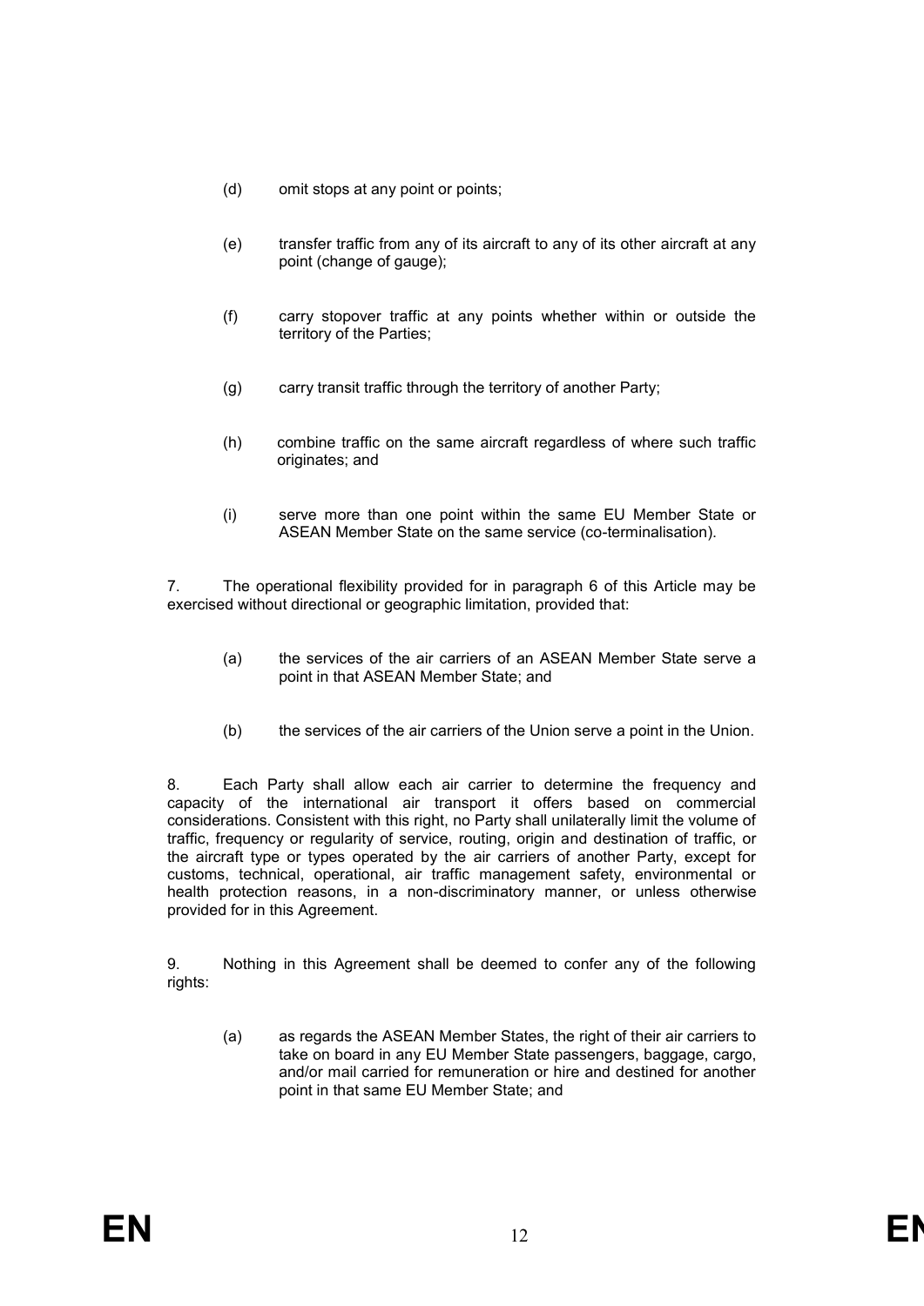(d) omit stops at any point or points;

(e) transfer traffic from any of its aircraft to any of its other aircraft at any point (change of gauge);

(f) carry stopover traffic at any points whether within or outside the territory of the Parties;

(g) carry transit traffic through the territory of another Party;

(h) combine traffic on the same aircraft regardless of where such traffic originates; and

(i) serve more than one point within the same EU Member State or ASEAN Member State on the same service (co-terminalisation).

7. The operational flexibility provided for in paragraph 6 of this Article may be exercised without directional or geographic limitation, provided that:

(a) the services of the air carriers of an ASEAN Member State serve a point in that ASEAN Member State; and

(b) the services of the air carriers of the Union serve a point in the Union.

8. Each Party shall allow each air carrier to determine the frequency and capacity of the international air transport it offers based on commercial considerations. Consistent with this right, no Party shall unilaterally limit the volume of traffic, frequency or regularity of service, routing, origin and destination of traffic, or the aircraft type or types operated by the air carriers of another Party, except for customs, technical, operational, air traffic management safety, environmental or health protection reasons, in a non-discriminatory manner, or unless otherwise provided for in this Agreement.

9. Nothing in this Agreement shall be deemed to confer any of the following rights:

(a) as regards the ASEAN Member States, the right of their air carriers to take on board in any EU Member State passengers, baggage, cargo, and/or mail carried for remuneration or hire and destined for another point in that same EU Member State; and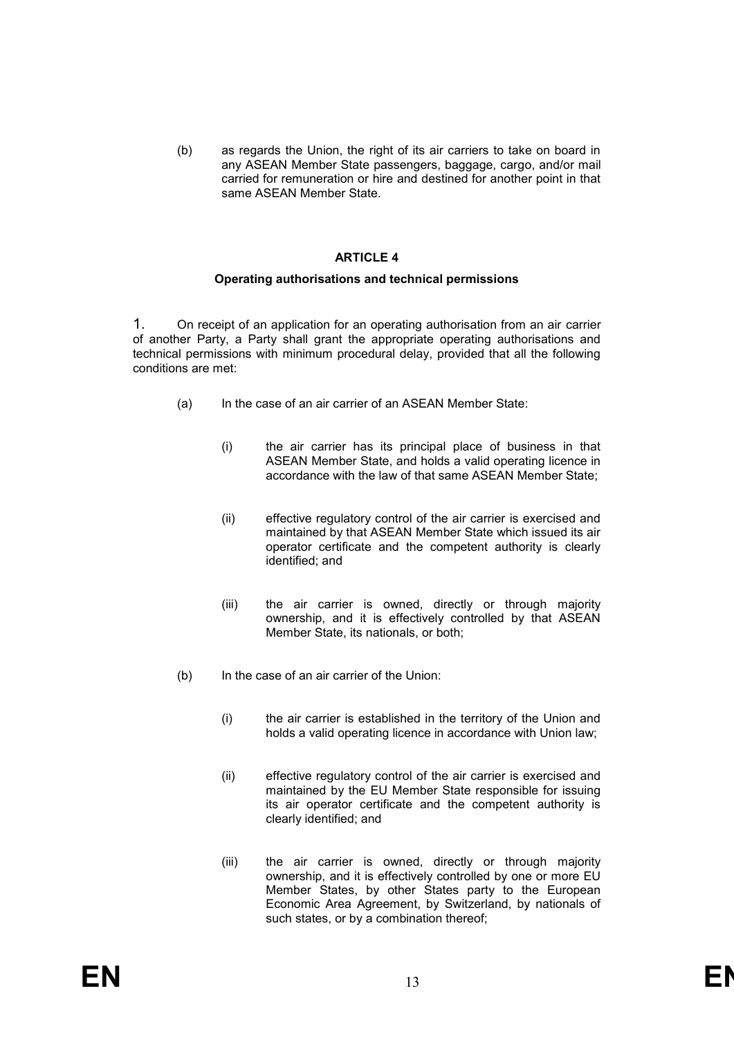(b) as regards the Union, the right of its air carriers to take on board in any ASEAN Member State passengers, baggage, cargo, and/or mail carried for remuneration or hire and destined for another point in that same ASEAN Member State.

## ARTICLE 4

### Operating authorisations and technical permissions

1. On receipt of an application for an operating authorisation from an air carrier of another Party, a Party shall grant the appropriate operating authorisations and technical permissions with minimum procedural delay, provided that all the following conditions are met:

(a) In the case of an air carrier of an ASEAN Member State:

(i) the air carrier has its principal place of business in that ASEAN Member State, and holds a valid operating licence in accordance with the law of that same ASEAN Member State;

(ii) effective regulatory control of the air carrier is exercised and maintained by that ASEAN Member State which issued its air operator certificate and the competent authority is clearly identified; and

(iii) the air carrier is owned, directly or through majority ownership, and it is effectively controlled by that ASEAN Member State, its nationals, or both;

(b) In the case of an air carrier of the Union:

(i) the air carrier is established in the territory of the Union and holds a valid operating licence in accordance with Union law;

(ii) effective regulatory control of the air carrier is exercised and maintained by the EU Member State responsible for issuing its air operator certificate and the competent authority is clearly identified; and

(iii) the air carrier is owned, directly or through majority ownership, and it is effectively controlled by one or more EU Member States, by other States party to the European Economic Area Agreement, by Switzerland, by nationals of such states, or by a combination thereof;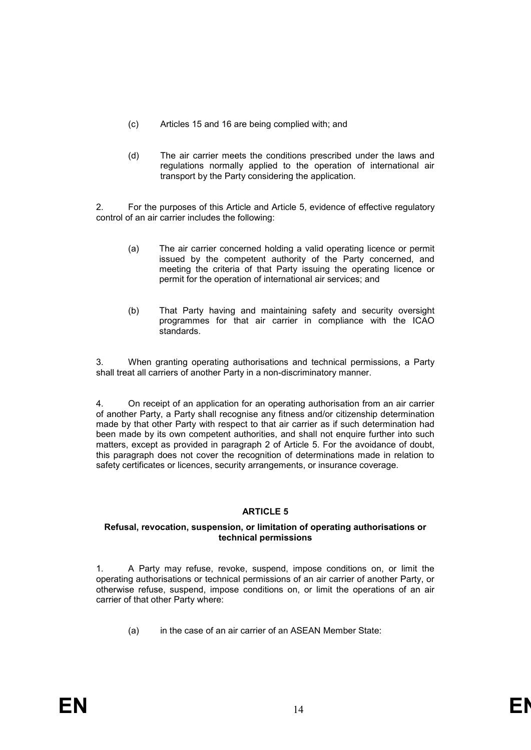(c) Articles 15 and 16 are being complied with; and

(d) The air carrier meets the conditions prescribed under the laws and regulations normally applied to the operation of international air transport by the Party considering the application.

2. For the purposes of this Article and Article 5, evidence of effective regulatory control of an air carrier includes the following:

(a) The air carrier concerned holding a valid operating licence or permit issued by the competent authority of the Party concerned, and meeting the criteria of that Party issuing the operating licence or permit for the operation of international air services; and

(b) That Party having and maintaining safety and security oversight programmes for that air carrier in compliance with the ICAO standards.

3. When granting operating authorisations and technical permissions, a Party shall treat all carriers of another Party in a non-discriminatory manner.

4. On receipt of an application for an operating authorisation from an air carrier of another Party, a Party shall recognise any fitness and/or citizenship determination made by that other Party with respect to that air carrier as if such determination had been made by its own competent authorities, and shall not enquire further into such matters, except as provided in paragraph 2 of Article 5. For the avoidance of doubt, this paragraph does not cover the recognition of determinations made in relation to safety certificates or licences, security arrangements, or insurance coverage.

## ARTICLE 5

### Refusal, revocation, suspension, or limitation of operating authorisations or technical permissions

1. A Party may refuse, revoke, suspend, impose conditions on, or limit the operating authorisations or technical permissions of an air carrier of another Party, or otherwise refuse, suspend, impose conditions on, or limit the operations of an air carrier of that other Party where:

(a) in the case of an air carrier of an ASEAN Member State: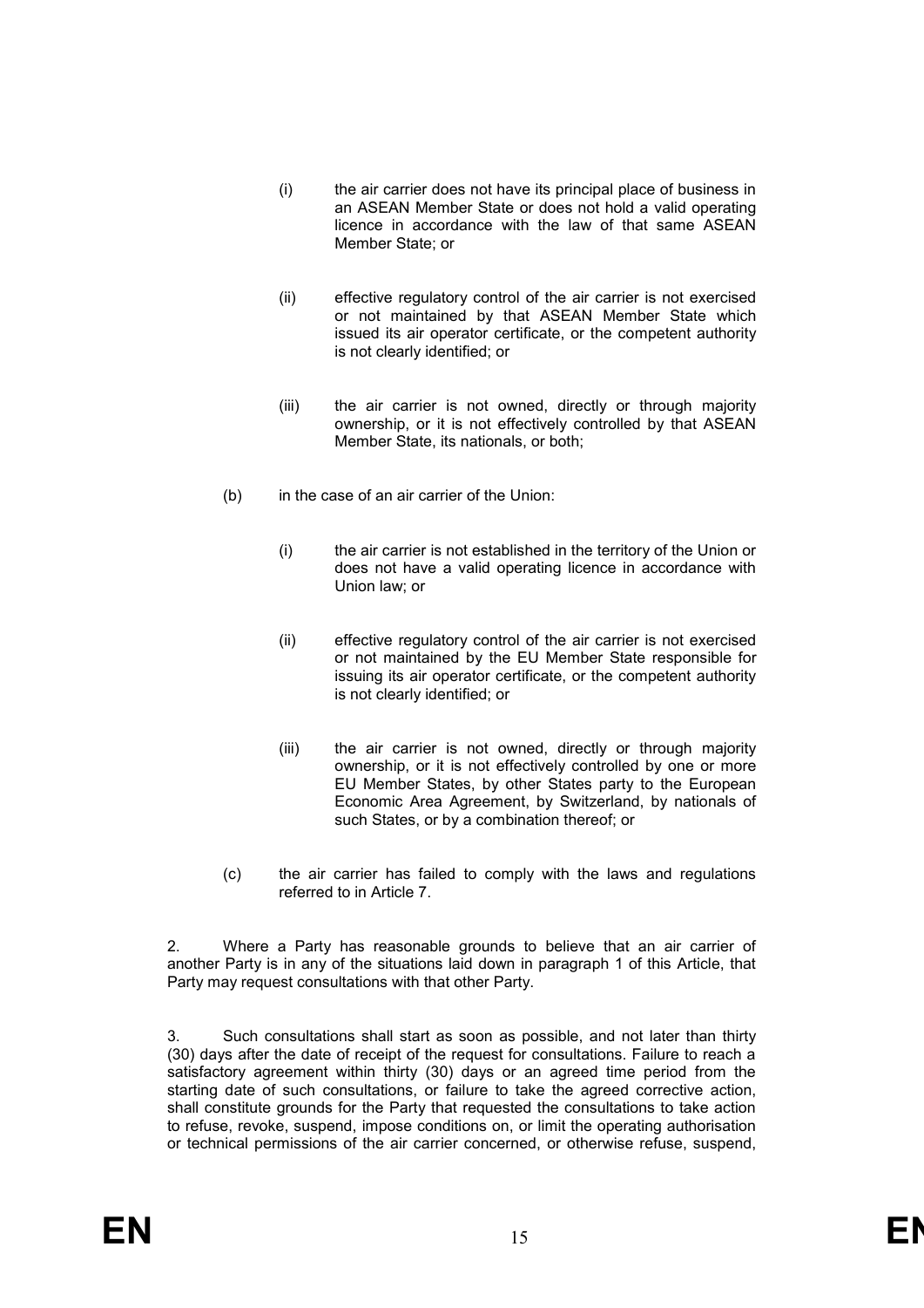(i) the air carrier does not have its principal place of business in an ASEAN Member State or does not hold a valid operating licence in accordance with the law of that same ASEAN Member State; or

(ii) effective regulatory control of the air carrier is not exercised or not maintained by that ASEAN Member State which issued its air operator certificate, or the competent authority is not clearly identified; or

(iii) the air carrier is not owned, directly or through majority ownership, or it is not effectively controlled by that ASEAN Member State, its nationals, or both;

(b) in the case of an air carrier of the Union:

(i) the air carrier is not established in the territory of the Union or does not have a valid operating licence in accordance with Union law; or

(ii) effective regulatory control of the air carrier is not exercised or not maintained by the EU Member State responsible for issuing its air operator certificate, or the competent authority is not clearly identified; or

(iii) the air carrier is not owned, directly or through majority ownership, or it is not effectively controlled by one or more EU Member States, by other States party to the European Economic Area Agreement, by Switzerland, by nationals of such States, or by a combination thereof; or

(c) the air carrier has failed to comply with the laws and regulations referred to in Article 7.

2. Where a Party has reasonable grounds to believe that an air carrier of another Party is in any of the situations laid down in paragraph 1 of this Article, that Party may request consultations with that other Party.

3. Such consultations shall start as soon as possible, and not later than thirty (30) days after the date of receipt of the request for consultations. Failure to reach a satisfactory agreement within thirty (30) days or an agreed time period from the starting date of such consultations, or failure to take the agreed corrective action, shall constitute grounds for the Party that requested the consultations to take action to refuse, revoke, suspend, impose conditions on, or limit the operating authorisation or technical permissions of the air carrier concerned, or otherwise refuse, suspend,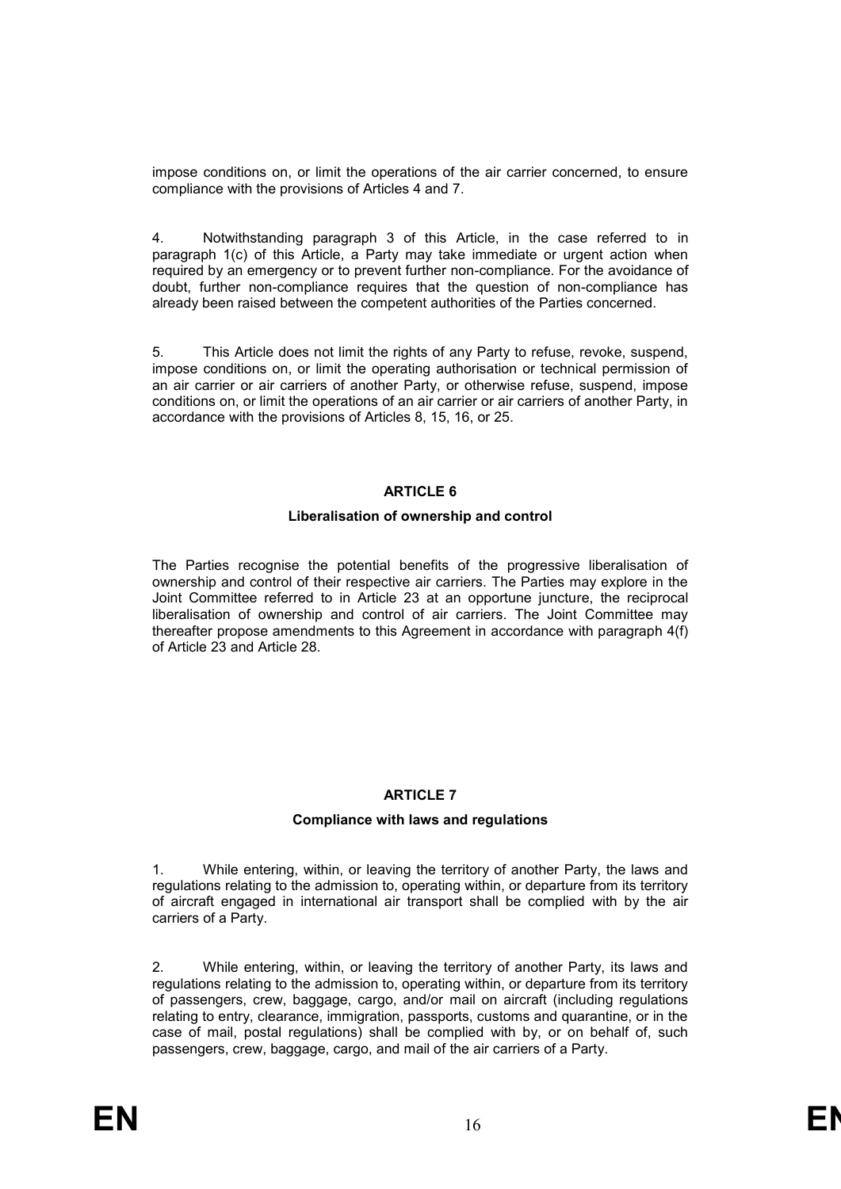impose conditions on, or limit the operations of the air carrier concerned, to ensure compliance with the provisions of Articles 4 and 7.

4. Notwithstanding paragraph 3 of this Article, in the case referred to in paragraph 1(c) of this Article, a Party may take immediate or urgent action when required by an emergency or to prevent further non-compliance. For the avoidance of doubt, further non-compliance requires that the question of non-compliance has already been raised between the competent authorities of the Parties concerned.

5. This Article does not limit the rights of any Party to refuse, revoke, suspend, impose conditions on, or limit the operating authorisation or technical permission of an air carrier or air carriers of another Party, or otherwise refuse, suspend, impose conditions on, or limit the operations of an air carrier or air carriers of another Party, in accordance with the provisions of Articles 8, 15, 16, or 25.

## ARTICLE 6

### Liberalisation of ownership and control

The Parties recognise the potential benefits of the progressive liberalisation of ownership and control of their respective air carriers. The Parties may explore in the Joint Committee referred to in Article 23 at an opportune juncture, the reciprocal liberalisation of ownership and control of air carriers. The Joint Committee may thereafter propose amendments to this Agreement in accordance with paragraph 4(f) of Article 23 and Article 28.

## ARTICLE 7

### Compliance with laws and regulations

1. While entering, within, or leaving the territory of another Party, the laws and regulations relating to the admission to, operating within, or departure from its territory of aircraft engaged in international air transport shall be complied with by the air carriers of a Party.

2. While entering, within, or leaving the territory of another Party, its laws and regulations relating to the admission to, operating within, or departure from its territory of passengers, crew, baggage, cargo, and/or mail on aircraft (including regulations relating to entry, clearance, immigration, passports, customs and quarantine, or in the case of mail, postal regulations) shall be complied with by, or on behalf of, such passengers, crew, baggage, cargo, and mail of the air carriers of a Party.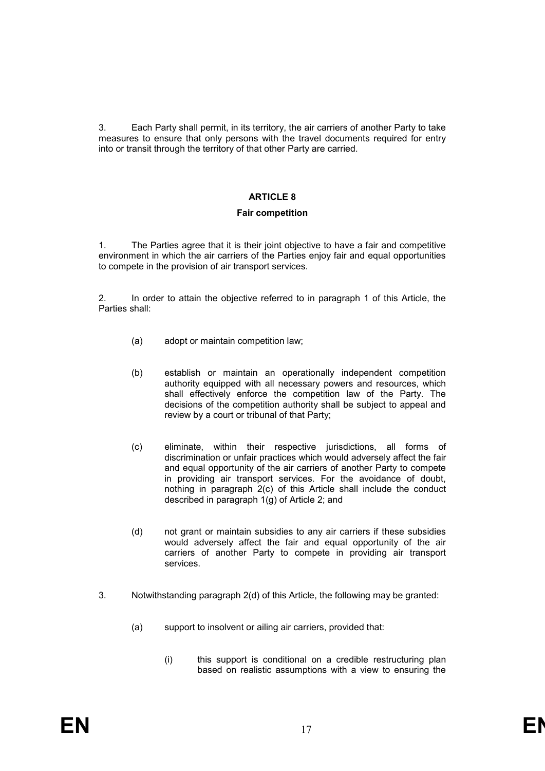3. Each Party shall permit, in its territory, the air carriers of another Party to take measures to ensure that only persons with the travel documents required for entry into or transit through the territory of that other Party are carried.

## ARTICLE 8

### Fair competition

1. The Parties agree that it is their joint objective to have a fair and competitive environment in which the air carriers of the Parties enjoy fair and equal opportunities to compete in the provision of air transport services.

2. In order to attain the objective referred to in paragraph 1 of this Article, the Parties shall:

   (a) adopt or maintain competition law;

   (b) establish or maintain an operationally independent competition authority equipped with all necessary powers and resources, which shall effectively enforce the competition law of the Party. The decisions of the competition authority shall be subject to appeal and review by a court or tribunal of that Party;

   (c) eliminate, within their respective jurisdictions, all forms of discrimination or unfair practices which would adversely affect the fair and equal opportunity of the air carriers of another Party to compete in providing air transport services. For the avoidance of doubt, nothing in paragraph 2(c) of this Article shall include the conduct described in paragraph 1(g) of Article 2; and

   (d) not grant or maintain subsidies to any air carriers if these subsidies would adversely affect the fair and equal opportunity of the air carriers of another Party to compete in providing air transport services.

3. Notwithstanding paragraph 2(d) of this Article, the following may be granted:

   (a) support to insolvent or ailing air carriers, provided that:

      (i) this support is conditional on a credible restructuring plan based on realistic assumptions with a view to ensuring the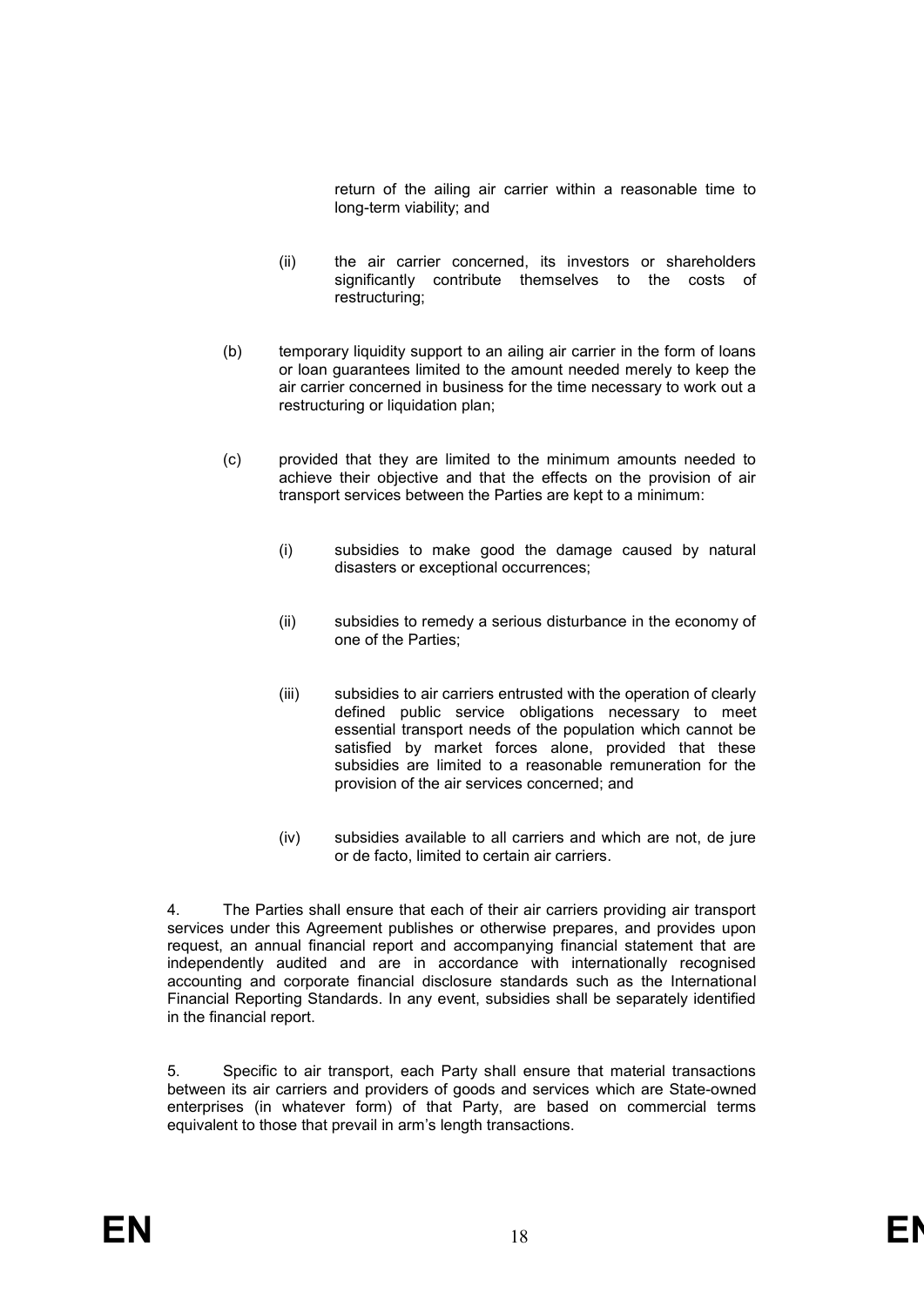return of the ailing air carrier within a reasonable time to long-term viability; and

(ii) the air carrier concerned, its investors or shareholders significantly contribute themselves to the costs of restructuring;

(b) temporary liquidity support to an ailing air carrier in the form of loans or loan guarantees limited to the amount needed merely to keep the air carrier concerned in business for the time necessary to work out a restructuring or liquidation plan;

(c) provided that they are limited to the minimum amounts needed to achieve their objective and that the effects on the provision of air transport services between the Parties are kept to a minimum:

(i) subsidies to make good the damage caused by natural disasters or exceptional occurrences;

(ii) subsidies to remedy a serious disturbance in the economy of one of the Parties;

(iii) subsidies to air carriers entrusted with the operation of clearly defined public service obligations necessary to meet essential transport needs of the population which cannot be satisfied by market forces alone, provided that these subsidies are limited to a reasonable remuneration for the provision of the air services concerned; and

(iv) subsidies available to all carriers and which are not, de jure or de facto, limited to certain air carriers.

4. The Parties shall ensure that each of their air carriers providing air transport services under this Agreement publishes or otherwise prepares, and provides upon request, an annual financial report and accompanying financial statement that are independently audited and are in accordance with internationally recognised accounting and corporate financial disclosure standards such as the International Financial Reporting Standards. In any event, subsidies shall be separately identified in the financial report.

5. Specific to air transport, each Party shall ensure that material transactions between its air carriers and providers of goods and services which are State-owned enterprises (in whatever form) of that Party, are based on commercial terms equivalent to those that prevail in arm's length transactions.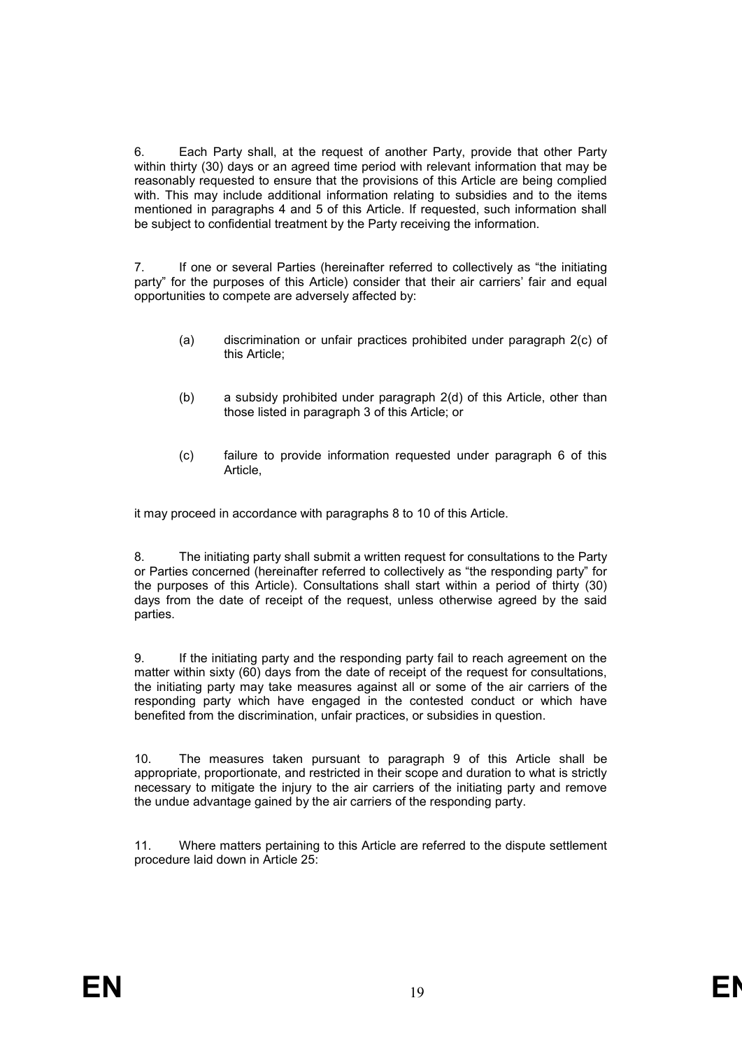6. Each Party shall, at the request of another Party, provide that other Party within thirty (30) days or an agreed time period with relevant information that may be reasonably requested to ensure that the provisions of this Article are being complied with. This may include additional information relating to subsidies and to the items mentioned in paragraphs 4 and 5 of this Article. If requested, such information shall be subject to confidential treatment by the Party receiving the information.

7. If one or several Parties (hereinafter referred to collectively as "the initiating party" for the purposes of this Article) consider that their air carriers' fair and equal opportunities to compete are adversely affected by:

(a) discrimination or unfair practices prohibited under paragraph 2(c) of this Article;

(b) a subsidy prohibited under paragraph 2(d) of this Article, other than those listed in paragraph 3 of this Article; or

(c) failure to provide information requested under paragraph 6 of this Article,

it may proceed in accordance with paragraphs 8 to 10 of this Article.

8. The initiating party shall submit a written request for consultations to the Party or Parties concerned (hereinafter referred to collectively as "the responding party" for the purposes of this Article). Consultations shall start within a period of thirty (30) days from the date of receipt of the request, unless otherwise agreed by the said parties.

9. If the initiating party and the responding party fail to reach agreement on the matter within sixty (60) days from the date of receipt of the request for consultations, the initiating party may take measures against all or some of the air carriers of the responding party which have engaged in the contested conduct or which have benefited from the discrimination, unfair practices, or subsidies in question.

10. The measures taken pursuant to paragraph 9 of this Article shall be appropriate, proportionate, and restricted in their scope and duration to what is strictly necessary to mitigate the injury to the air carriers of the initiating party and remove the undue advantage gained by the air carriers of the responding party.

11. Where matters pertaining to this Article are referred to the dispute settlement procedure laid down in Article 25: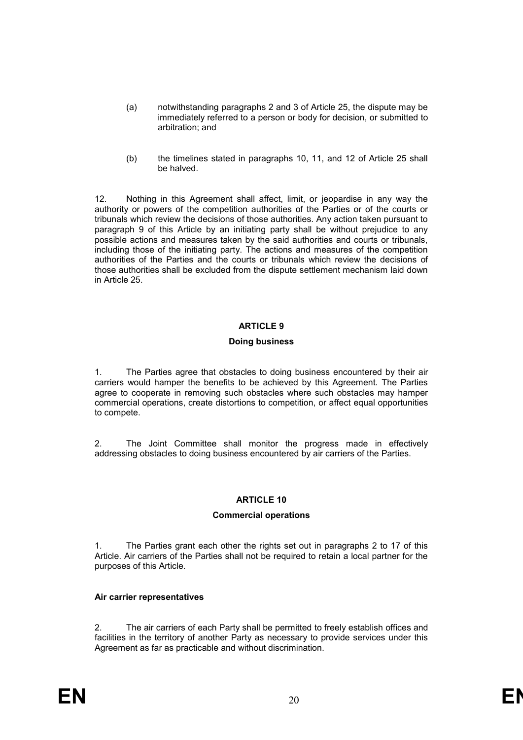(a) notwithstanding paragraphs 2 and 3 of Article 25, the dispute may be immediately referred to a person or body for decision, or submitted to arbitration; and

(b) the timelines stated in paragraphs 10, 11, and 12 of Article 25 shall be halved.

12. Nothing in this Agreement shall affect, limit, or jeopardise in any way the authority or powers of the competition authorities of the Parties or of the courts or tribunals which review the decisions of those authorities. Any action taken pursuant to paragraph 9 of this Article by an initiating party shall be without prejudice to any possible actions and measures taken by the said authorities and courts or tribunals, including those of the initiating party. The actions and measures of the competition authorities of the Parties and the courts or tribunals which review the decisions of those authorities shall be excluded from the dispute settlement mechanism laid down in Article 25.

## ARTICLE 9

### Doing business

1. The Parties agree that obstacles to doing business encountered by their air carriers would hamper the benefits to be achieved by this Agreement. The Parties agree to cooperate in removing such obstacles where such obstacles may hamper commercial operations, create distortions to competition, or affect equal opportunities to compete.

2. The Joint Committee shall monitor the progress made in effectively addressing obstacles to doing business encountered by air carriers of the Parties.

## ARTICLE 10

### Commercial operations

1. The Parties grant each other the rights set out in paragraphs 2 to 17 of this Article. Air carriers of the Parties shall not be required to retain a local partner for the purposes of this Article.

**Air carrier representatives**

2. The air carriers of each Party shall be permitted to freely establish offices and facilities in the territory of another Party as necessary to provide services under this Agreement as far as practicable and without discrimination.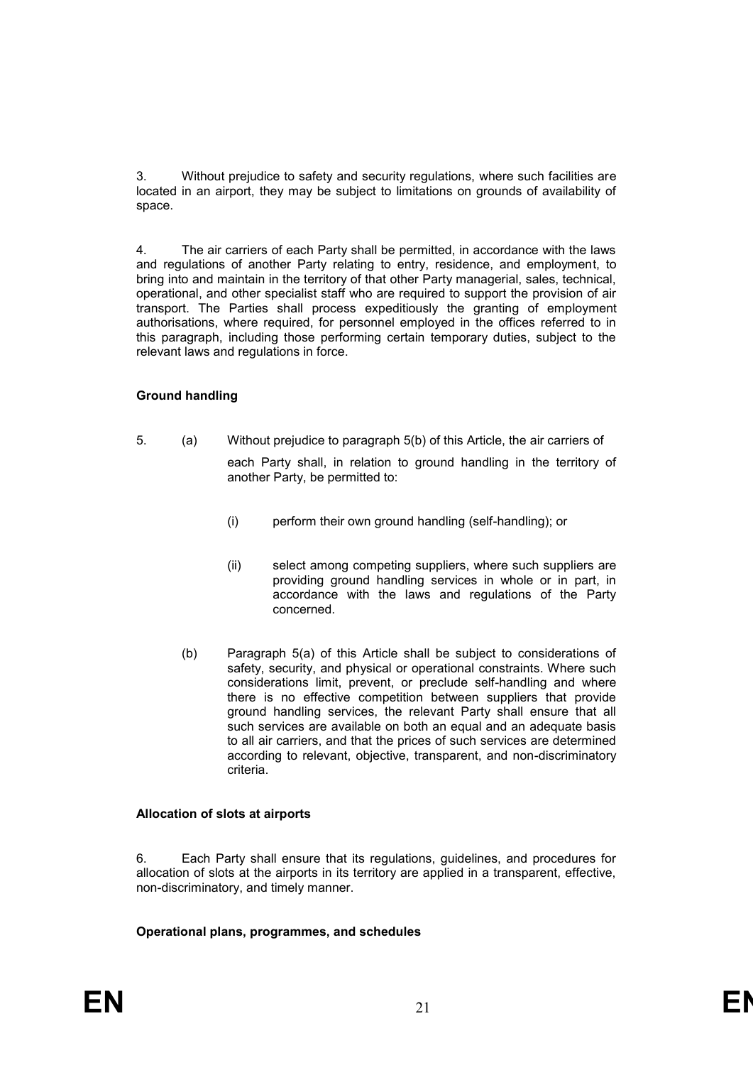3. Without prejudice to safety and security regulations, where such facilities are located in an airport, they may be subject to limitations on grounds of availability of space.

4. The air carriers of each Party shall be permitted, in accordance with the laws and regulations of another Party relating to entry, residence, and employment, to bring into and maintain in the territory of that other Party managerial, sales, technical, operational, and other specialist staff who are required to support the provision of air transport. The Parties shall process expeditiously the granting of employment authorisations, where required, for personnel employed in the offices referred to in this paragraph, including those performing certain temporary duties, subject to the relevant laws and regulations in force.

**Ground handling**

5. (a) Without prejudice to paragraph 5(b) of this Article, the air carriers of each Party shall, in relation to ground handling in the territory of another Party, be permitted to:

   (i) perform their own ground handling (self-handling); or

   (ii) select among competing suppliers, where such suppliers are providing ground handling services in whole or in part, in accordance with the laws and regulations of the Party concerned.

   (b) Paragraph 5(a) of this Article shall be subject to considerations of safety, security, and physical or operational constraints. Where such considerations limit, prevent, or preclude self-handling and where there is no effective competition between suppliers that provide ground handling services, the relevant Party shall ensure that all such services are available on both an equal and an adequate basis to all air carriers, and that the prices of such services are determined according to relevant, objective, transparent, and non-discriminatory criteria.

**Allocation of slots at airports**

6. Each Party shall ensure that its regulations, guidelines, and procedures for allocation of slots at the airports in its territory are applied in a transparent, effective, non-discriminatory, and timely manner.

**Operational plans, programmes, and schedules**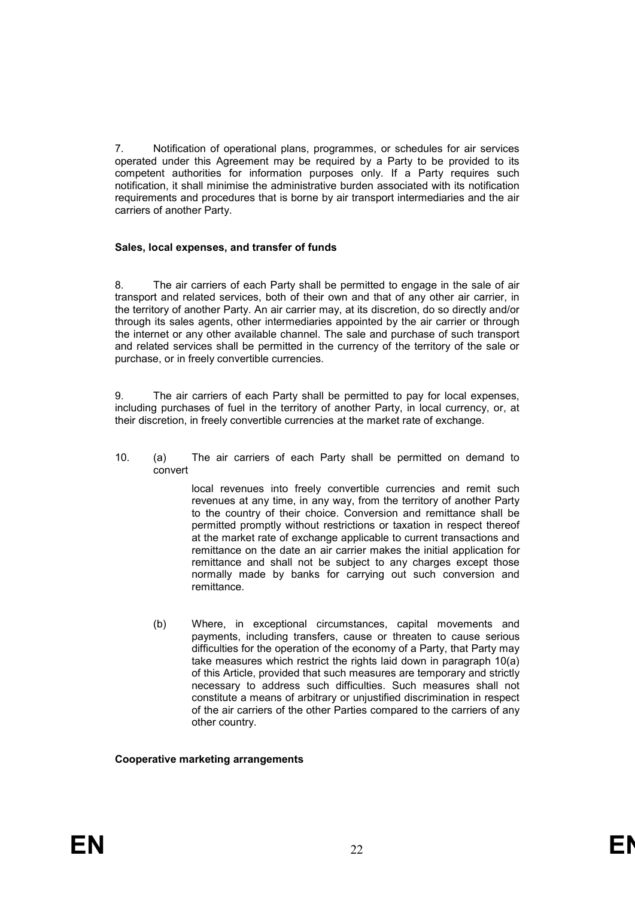7. Notification of operational plans, programmes, or schedules for air services operated under this Agreement may be required by a Party to be provided to its competent authorities for information purposes only. If a Party requires such notification, it shall minimise the administrative burden associated with its notification requirements and procedures that is borne by air transport intermediaries and the air carriers of another Party.

**Sales, local expenses, and transfer of funds**

8. The air carriers of each Party shall be permitted to engage in the sale of air transport and related services, both of their own and that of any other air carrier, in the territory of another Party. An air carrier may, at its discretion, do so directly and/or through its sales agents, other intermediaries appointed by the air carrier or through the internet or any other available channel. The sale and purchase of such transport and related services shall be permitted in the currency of the territory of the sale or purchase, or in freely convertible currencies.

9. The air carriers of each Party shall be permitted to pay for local expenses, including purchases of fuel in the territory of another Party, in local currency, or, at their discretion, in freely convertible currencies at the market rate of exchange.

10. (a) The air carriers of each Party shall be permitted on demand to convert local revenues into freely convertible currencies and remit such revenues at any time, in any way, from the territory of another Party to the country of their choice. Conversion and remittance shall be permitted promptly without restrictions or taxation in respect thereof at the market rate of exchange applicable to current transactions and remittance on the date an air carrier makes the initial application for remittance and shall not be subject to any charges except those normally made by banks for carrying out such conversion and remittance.

(b) Where, in exceptional circumstances, capital movements and payments, including transfers, cause or threaten to cause serious difficulties for the operation of the economy of a Party, that Party may take measures which restrict the rights laid down in paragraph 10(a) of this Article, provided that such measures are temporary and strictly necessary to address such difficulties. Such measures shall not constitute a means of arbitrary or unjustified discrimination in respect of the air carriers of the other Parties compared to the carriers of any other country.

**Cooperative marketing arrangements**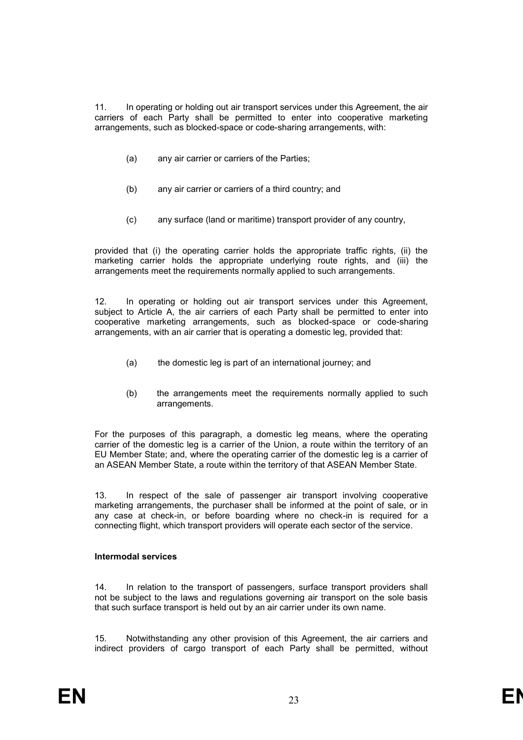11. In operating or holding out air transport services under this Agreement, the air carriers of each Party shall be permitted to enter into cooperative marketing arrangements, such as blocked-space or code-sharing arrangements, with:

(a) any air carrier or carriers of the Parties;

(b) any air carrier or carriers of a third country; and

(c) any surface (land or maritime) transport provider of any country,

provided that (i) the operating carrier holds the appropriate traffic rights, (ii) the marketing carrier holds the appropriate underlying route rights, and (iii) the arrangements meet the requirements normally applied to such arrangements.

12. In operating or holding out air transport services under this Agreement, subject to Article A, the air carriers of each Party shall be permitted to enter into cooperative marketing arrangements, such as blocked-space or code-sharing arrangements, with an air carrier that is operating a domestic leg, provided that:

(a) the domestic leg is part of an international journey; and

(b) the arrangements meet the requirements normally applied to such arrangements.

For the purposes of this paragraph, a domestic leg means, where the operating carrier of the domestic leg is a carrier of the Union, a route within the territory of an EU Member State; and, where the operating carrier of the domestic leg is a carrier of an ASEAN Member State, a route within the territory of that ASEAN Member State.

13. In respect of the sale of passenger air transport involving cooperative marketing arrangements, the purchaser shall be informed at the point of sale, or in any case at check-in, or before boarding where no check-in is required for a connecting flight, which transport providers will operate each sector of the service.

**Intermodal services**

14. In relation to the transport of passengers, surface transport providers shall not be subject to the laws and regulations governing air transport on the sole basis that such surface transport is held out by an air carrier under its own name.

15. Notwithstanding any other provision of this Agreement, the air carriers and indirect providers of cargo transport of each Party shall be permitted, without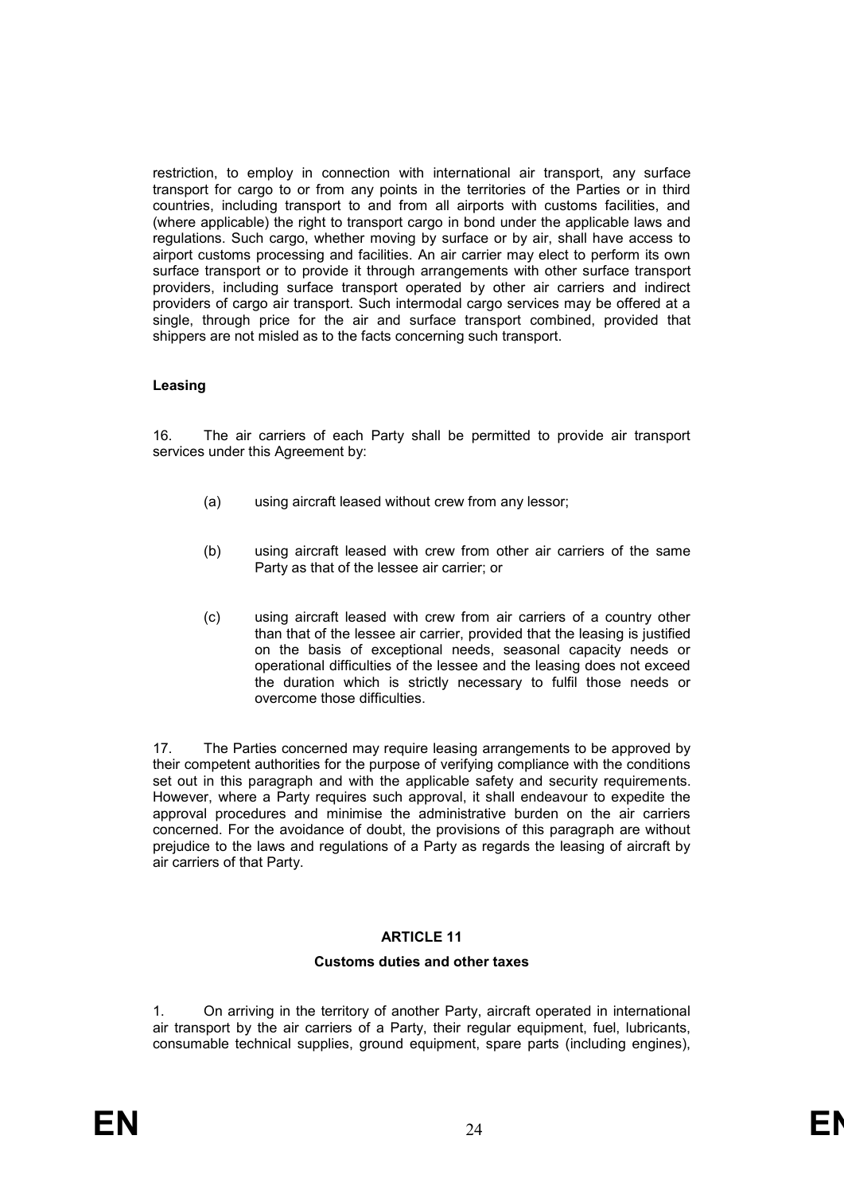restriction, to employ in connection with international air transport, any surface transport for cargo to or from any points in the territories of the Parties or in third countries, including transport to and from all airports with customs facilities, and (where applicable) the right to transport cargo in bond under the applicable laws and regulations. Such cargo, whether moving by surface or by air, shall have access to airport customs processing and facilities. An air carrier may elect to perform its own surface transport or to provide it through arrangements with other surface transport providers, including surface transport operated by other air carriers and indirect providers of cargo air transport. Such intermodal cargo services may be offered at a single, through price for the air and surface transport combined, provided that shippers are not misled as to the facts concerning such transport.

**Leasing**

16. The air carriers of each Party shall be permitted to provide air transport services under this Agreement by:

(a) using aircraft leased without crew from any lessor;

(b) using aircraft leased with crew from other air carriers of the same Party as that of the lessee air carrier; or

(c) using aircraft leased with crew from air carriers of a country other than that of the lessee air carrier, provided that the leasing is justified on the basis of exceptional needs, seasonal capacity needs or operational difficulties of the lessee and the leasing does not exceed the duration which is strictly necessary to fulfil those needs or overcome those difficulties.

17. The Parties concerned may require leasing arrangements to be approved by their competent authorities for the purpose of verifying compliance with the conditions set out in this paragraph and with the applicable safety and security requirements. However, where a Party requires such approval, it shall endeavour to expedite the approval procedures and minimise the administrative burden on the air carriers concerned. For the avoidance of doubt, the provisions of this paragraph are without prejudice to the laws and regulations of a Party as regards the leasing of aircraft by air carriers of that Party.

## ARTICLE 11

### Customs duties and other taxes

1. On arriving in the territory of another Party, aircraft operated in international air transport by the air carriers of a Party, their regular equipment, fuel, lubricants, consumable technical supplies, ground equipment, spare parts (including engines),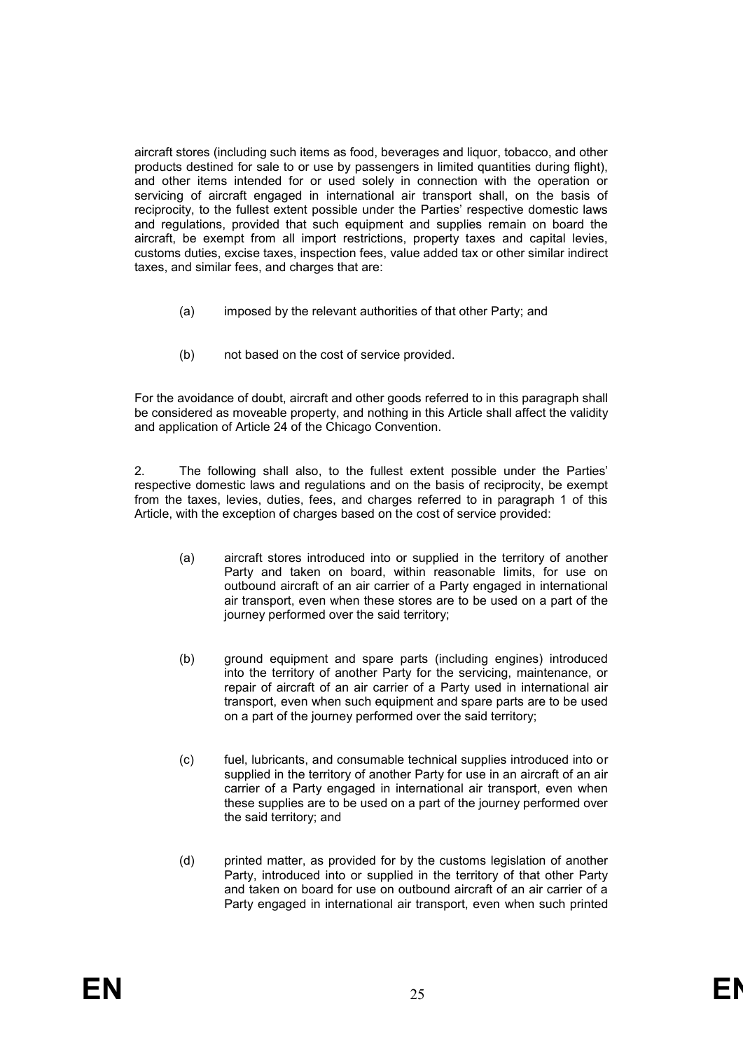aircraft stores (including such items as food, beverages and liquor, tobacco, and other products destined for sale to or use by passengers in limited quantities during flight), and other items intended for or used solely in connection with the operation or servicing of aircraft engaged in international air transport shall, on the basis of reciprocity, to the fullest extent possible under the Parties' respective domestic laws and regulations, provided that such equipment and supplies remain on board the aircraft, be exempt from all import restrictions, property taxes and capital levies, customs duties, excise taxes, inspection fees, value added tax or other similar indirect taxes, and similar fees, and charges that are:

(a) imposed by the relevant authorities of that other Party; and

(b) not based on the cost of service provided.

For the avoidance of doubt, aircraft and other goods referred to in this paragraph shall be considered as moveable property, and nothing in this Article shall affect the validity and application of Article 24 of the Chicago Convention.

2. The following shall also, to the fullest extent possible under the Parties' respective domestic laws and regulations and on the basis of reciprocity, be exempt from the taxes, levies, duties, fees, and charges referred to in paragraph 1 of this Article, with the exception of charges based on the cost of service provided:

(a) aircraft stores introduced into or supplied in the territory of another Party and taken on board, within reasonable limits, for use on outbound aircraft of an air carrier of a Party engaged in international air transport, even when these stores are to be used on a part of the journey performed over the said territory;

(b) ground equipment and spare parts (including engines) introduced into the territory of another Party for the servicing, maintenance, or repair of aircraft of an air carrier of a Party used in international air transport, even when such equipment and spare parts are to be used on a part of the journey performed over the said territory;

(c) fuel, lubricants, and consumable technical supplies introduced into or supplied in the territory of another Party for use in an aircraft of an air carrier of a Party engaged in international air transport, even when these supplies are to be used on a part of the journey performed over the said territory; and

(d) printed matter, as provided for by the customs legislation of another Party, introduced into or supplied in the territory of that other Party and taken on board for use on outbound aircraft of an air carrier of a Party engaged in international air transport, even when such printed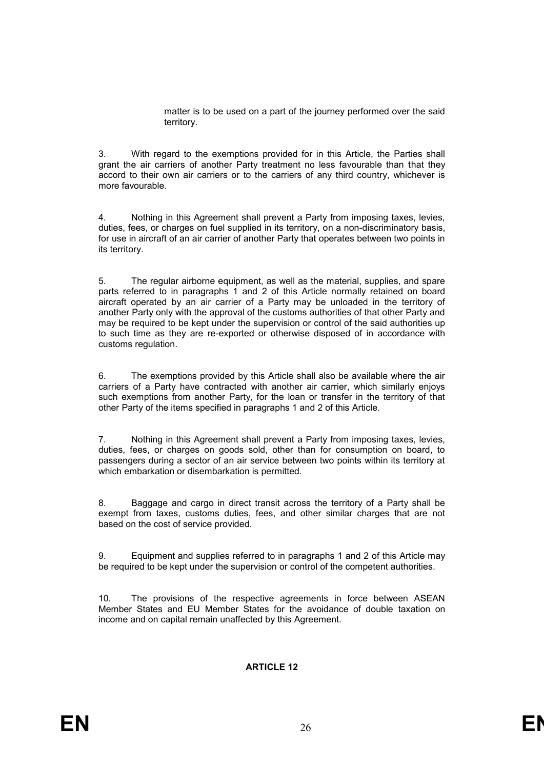matter is to be used on a part of the journey performed over the said territory.

3. With regard to the exemptions provided for in this Article, the Parties shall grant the air carriers of another Party treatment no less favourable than that they accord to their own air carriers or to the carriers of any third country, whichever is more favourable.

4. Nothing in this Agreement shall prevent a Party from imposing taxes, levies, duties, fees, or charges on fuel supplied in its territory, on a non-discriminatory basis, for use in aircraft of an air carrier of another Party that operates between two points in its territory.

5. The regular airborne equipment, as well as the material, supplies, and spare parts referred to in paragraphs 1 and 2 of this Article normally retained on board aircraft operated by an air carrier of a Party may be unloaded in the territory of another Party only with the approval of the customs authorities of that other Party and may be required to be kept under the supervision or control of the said authorities up to such time as they are re-exported or otherwise disposed of in accordance with customs regulation.

6. The exemptions provided by this Article shall also be available where the air carriers of a Party have contracted with another air carrier, which similarly enjoys such exemptions from another Party, for the loan or transfer in the territory of that other Party of the items specified in paragraphs 1 and 2 of this Article.

7. Nothing in this Agreement shall prevent a Party from imposing taxes, levies, duties, fees, or charges on goods sold, other than for consumption on board, to passengers during a sector of an air service between two points within its territory at which embarkation or disembarkation is permitted.

8. Baggage and cargo in direct transit across the territory of a Party shall be exempt from taxes, customs duties, fees, and other similar charges that are not based on the cost of service provided.

9. Equipment and supplies referred to in paragraphs 1 and 2 of this Article may be required to be kept under the supervision or control of the competent authorities.

10. The provisions of the respective agreements in force between ASEAN Member States and EU Member States for the avoidance of double taxation on income and on capital remain unaffected by this Agreement.

## ARTICLE 12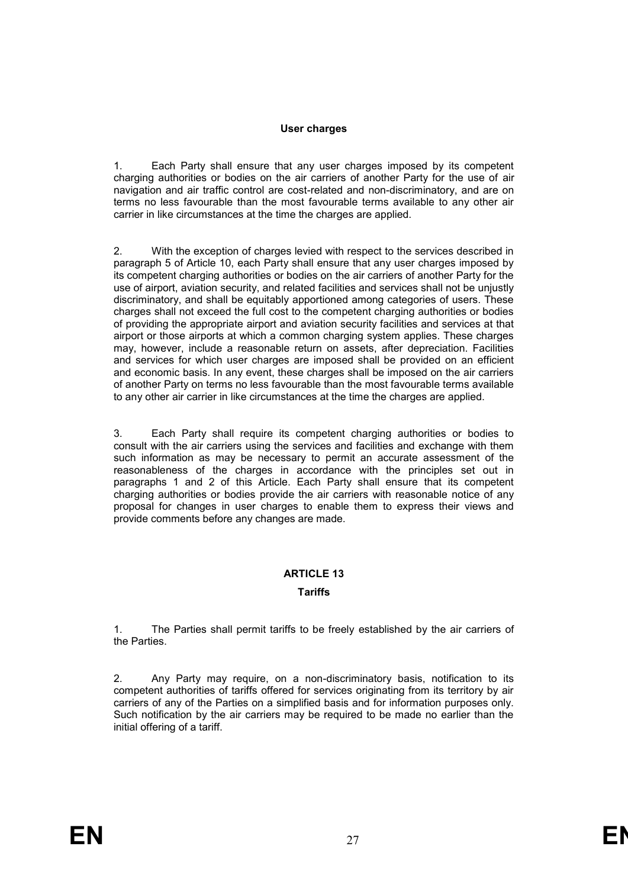**User charges**

1. Each Party shall ensure that any user charges imposed by its competent charging authorities or bodies on the air carriers of another Party for the use of air navigation and air traffic control are cost-related and non-discriminatory, and are on terms no less favourable than the most favourable terms available to any other air carrier in like circumstances at the time the charges are applied.

2. With the exception of charges levied with respect to the services described in paragraph 5 of Article 10, each Party shall ensure that any user charges imposed by its competent charging authorities or bodies on the air carriers of another Party for the use of airport, aviation security, and related facilities and services shall not be unjustly discriminatory, and shall be equitably apportioned among categories of users. These charges shall not exceed the full cost to the competent charging authorities or bodies of providing the appropriate airport and aviation security facilities and services at that airport or those airports at which a common charging system applies. These charges may, however, include a reasonable return on assets, after depreciation. Facilities and services for which user charges are imposed shall be provided on an efficient and economic basis. In any event, these charges shall be imposed on the air carriers of another Party on terms no less favourable than the most favourable terms available to any other air carrier in like circumstances at the time the charges are applied.

3. Each Party shall require its competent charging authorities or bodies to consult with the air carriers using the services and facilities and exchange with them such information as may be necessary to permit an accurate assessment of the reasonableness of the charges in accordance with the principles set out in paragraphs 1 and 2 of this Article. Each Party shall ensure that its competent charging authorities or bodies provide the air carriers with reasonable notice of any proposal for changes in user charges to enable them to express their views and provide comments before any changes are made.

## ARTICLE 13

**Tariffs**

1. The Parties shall permit tariffs to be freely established by the air carriers of the Parties.

2. Any Party may require, on a non-discriminatory basis, notification to its competent authorities of tariffs offered for services originating from its territory by air carriers of any of the Parties on a simplified basis and for information purposes only. Such notification by the air carriers may be required to be made no earlier than the initial offering of a tariff.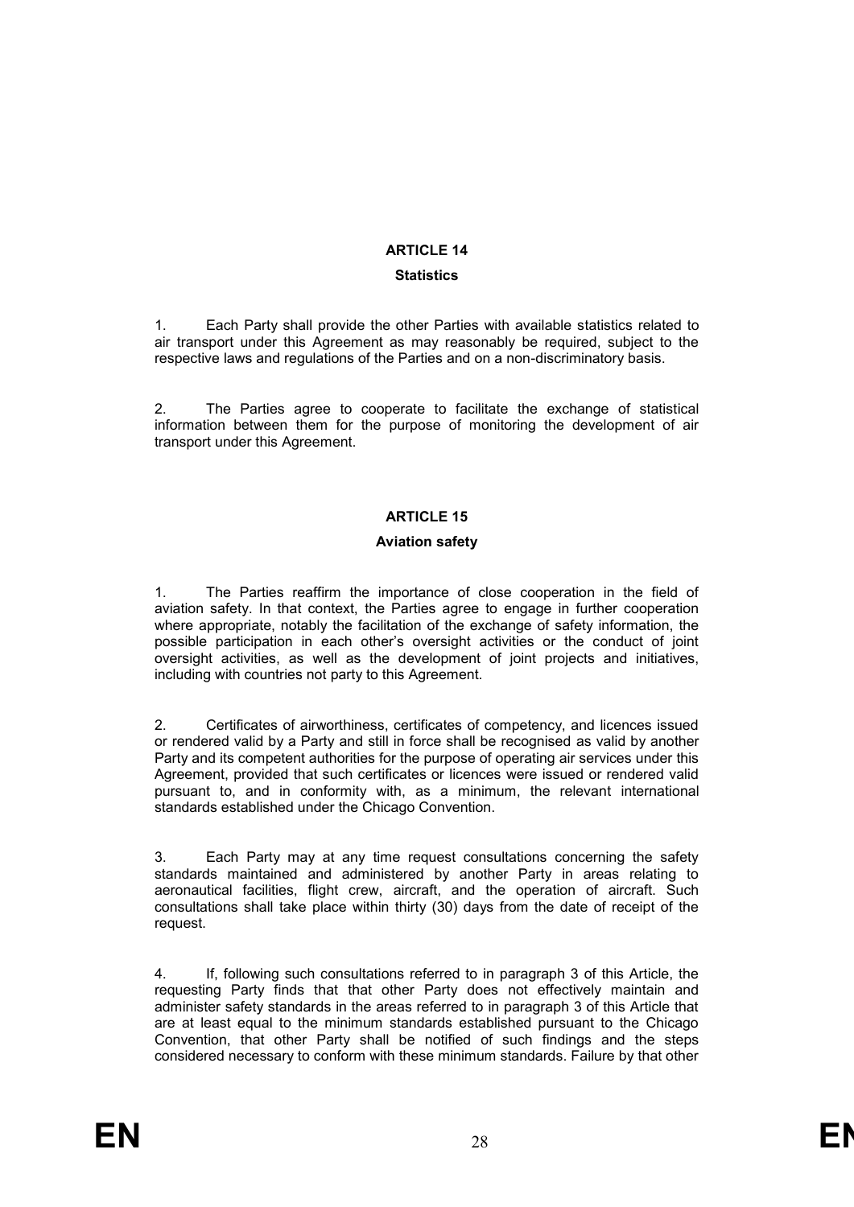## ARTICLE 14

### Statistics

1. Each Party shall provide the other Parties with available statistics related to air transport under this Agreement as may reasonably be required, subject to the respective laws and regulations of the Parties and on a non-discriminatory basis.

2. The Parties agree to cooperate to facilitate the exchange of statistical information between them for the purpose of monitoring the development of air transport under this Agreement.

## ARTICLE 15

### Aviation safety

1. The Parties reaffirm the importance of close cooperation in the field of aviation safety. In that context, the Parties agree to engage in further cooperation where appropriate, notably the facilitation of the exchange of safety information, the possible participation in each other's oversight activities or the conduct of joint oversight activities, as well as the development of joint projects and initiatives, including with countries not party to this Agreement.

2. Certificates of airworthiness, certificates of competency, and licences issued or rendered valid by a Party and still in force shall be recognised as valid by another Party and its competent authorities for the purpose of operating air services under this Agreement, provided that such certificates or licences were issued or rendered valid pursuant to, and in conformity with, as a minimum, the relevant international standards established under the Chicago Convention.

3. Each Party may at any time request consultations concerning the safety standards maintained and administered by another Party in areas relating to aeronautical facilities, flight crew, aircraft, and the operation of aircraft. Such consultations shall take place within thirty (30) days from the date of receipt of the request.

4. If, following such consultations referred to in paragraph 3 of this Article, the requesting Party finds that that other Party does not effectively maintain and administer safety standards in the areas referred to in paragraph 3 of this Article that are at least equal to the minimum standards established pursuant to the Chicago Convention, that other Party shall be notified of such findings and the steps considered necessary to conform with these minimum standards. Failure by that other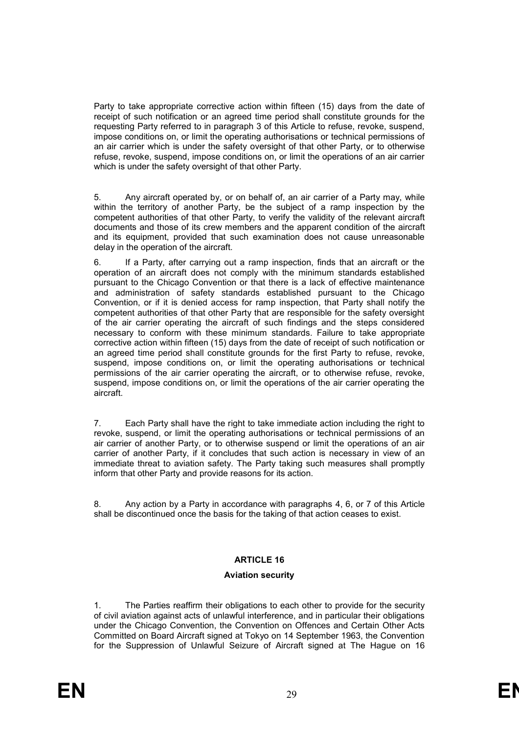Party to take appropriate corrective action within fifteen (15) days from the date of receipt of such notification or an agreed time period shall constitute grounds for the requesting Party referred to in paragraph 3 of this Article to refuse, revoke, suspend, impose conditions on, or limit the operating authorisations or technical permissions of an air carrier which is under the safety oversight of that other Party, or to otherwise refuse, revoke, suspend, impose conditions on, or limit the operations of an air carrier which is under the safety oversight of that other Party.

5. Any aircraft operated by, or on behalf of, an air carrier of a Party may, while within the territory of another Party, be the subject of a ramp inspection by the competent authorities of that other Party, to verify the validity of the relevant aircraft documents and those of its crew members and the apparent condition of the aircraft and its equipment, provided that such examination does not cause unreasonable delay in the operation of the aircraft.

6. If a Party, after carrying out a ramp inspection, finds that an aircraft or the operation of an aircraft does not comply with the minimum standards established pursuant to the Chicago Convention or that there is a lack of effective maintenance and administration of safety standards established pursuant to the Chicago Convention, or if it is denied access for ramp inspection, that Party shall notify the competent authorities of that other Party that are responsible for the safety oversight of the air carrier operating the aircraft of such findings and the steps considered necessary to conform with these minimum standards. Failure to take appropriate corrective action within fifteen (15) days from the date of receipt of such notification or an agreed time period shall constitute grounds for the first Party to refuse, revoke, suspend, impose conditions on, or limit the operating authorisations or technical permissions of the air carrier operating the aircraft, or to otherwise refuse, revoke, suspend, impose conditions on, or limit the operations of the air carrier operating the aircraft.

7. Each Party shall have the right to take immediate action including the right to revoke, suspend, or limit the operating authorisations or technical permissions of an air carrier of another Party, or to otherwise suspend or limit the operations of an air carrier of another Party, if it concludes that such action is necessary in view of an immediate threat to aviation safety. The Party taking such measures shall promptly inform that other Party and provide reasons for its action.

8. Any action by a Party in accordance with paragraphs 4, 6, or 7 of this Article shall be discontinued once the basis for the taking of that action ceases to exist.

## ARTICLE 16

### Aviation security

1. The Parties reaffirm their obligations to each other to provide for the security of civil aviation against acts of unlawful interference, and in particular their obligations under the Chicago Convention, the Convention on Offences and Certain Other Acts Committed on Board Aircraft signed at Tokyo on 14 September 1963, the Convention for the Suppression of Unlawful Seizure of Aircraft signed at The Hague on 16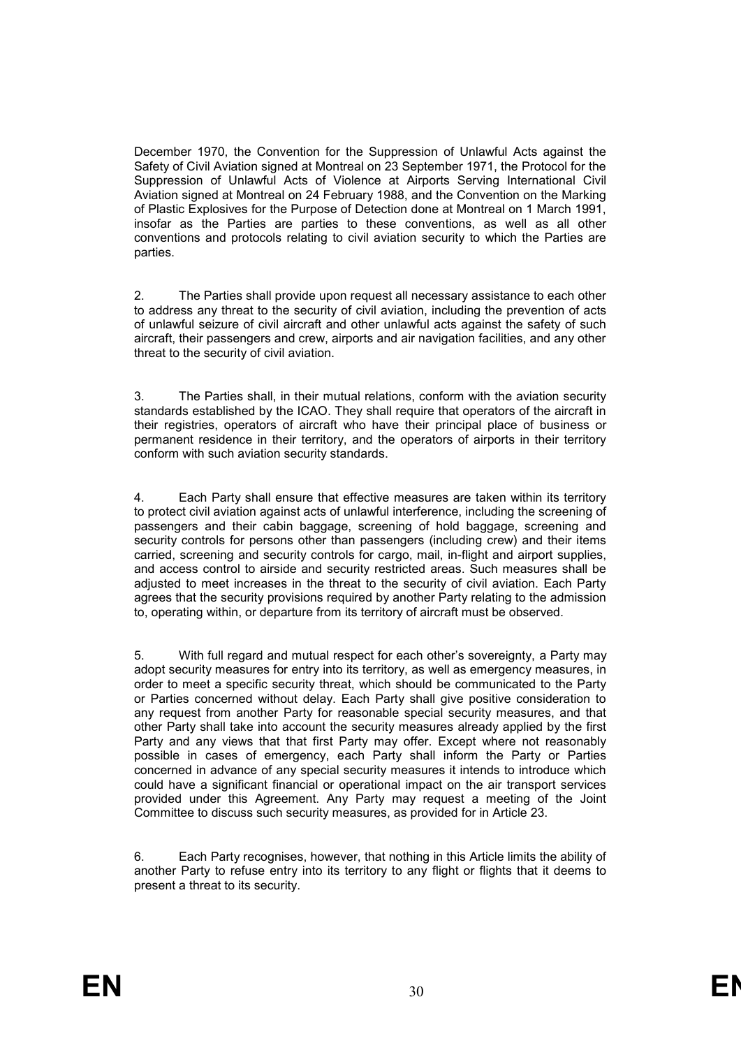December 1970, the Convention for the Suppression of Unlawful Acts against the Safety of Civil Aviation signed at Montreal on 23 September 1971, the Protocol for the Suppression of Unlawful Acts of Violence at Airports Serving International Civil Aviation signed at Montreal on 24 February 1988, and the Convention on the Marking of Plastic Explosives for the Purpose of Detection done at Montreal on 1 March 1991, insofar as the Parties are parties to these conventions, as well as all other conventions and protocols relating to civil aviation security to which the Parties are parties.

2. The Parties shall provide upon request all necessary assistance to each other to address any threat to the security of civil aviation, including the prevention of acts of unlawful seizure of civil aircraft and other unlawful acts against the safety of such aircraft, their passengers and crew, airports and air navigation facilities, and any other threat to the security of civil aviation.

3. The Parties shall, in their mutual relations, conform with the aviation security standards established by the ICAO. They shall require that operators of the aircraft in their registries, operators of aircraft who have their principal place of business or permanent residence in their territory, and the operators of airports in their territory conform with such aviation security standards.

4. Each Party shall ensure that effective measures are taken within its territory to protect civil aviation against acts of unlawful interference, including the screening of passengers and their cabin baggage, screening of hold baggage, screening and security controls for persons other than passengers (including crew) and their items carried, screening and security controls for cargo, mail, in-flight and airport supplies, and access control to airside and security restricted areas. Such measures shall be adjusted to meet increases in the threat to the security of civil aviation. Each Party agrees that the security provisions required by another Party relating to the admission to, operating within, or departure from its territory of aircraft must be observed.

5. With full regard and mutual respect for each other's sovereignty, a Party may adopt security measures for entry into its territory, as well as emergency measures, in order to meet a specific security threat, which should be communicated to the Party or Parties concerned without delay. Each Party shall give positive consideration to any request from another Party for reasonable special security measures, and that other Party shall take into account the security measures already applied by the first Party and any views that that first Party may offer. Except where not reasonably possible in cases of emergency, each Party shall inform the Party or Parties concerned in advance of any special security measures it intends to introduce which could have a significant financial or operational impact on the air transport services provided under this Agreement. Any Party may request a meeting of the Joint Committee to discuss such security measures, as provided for in Article 23.

6. Each Party recognises, however, that nothing in this Article limits the ability of another Party to refuse entry into its territory to any flight or flights that it deems to present a threat to its security.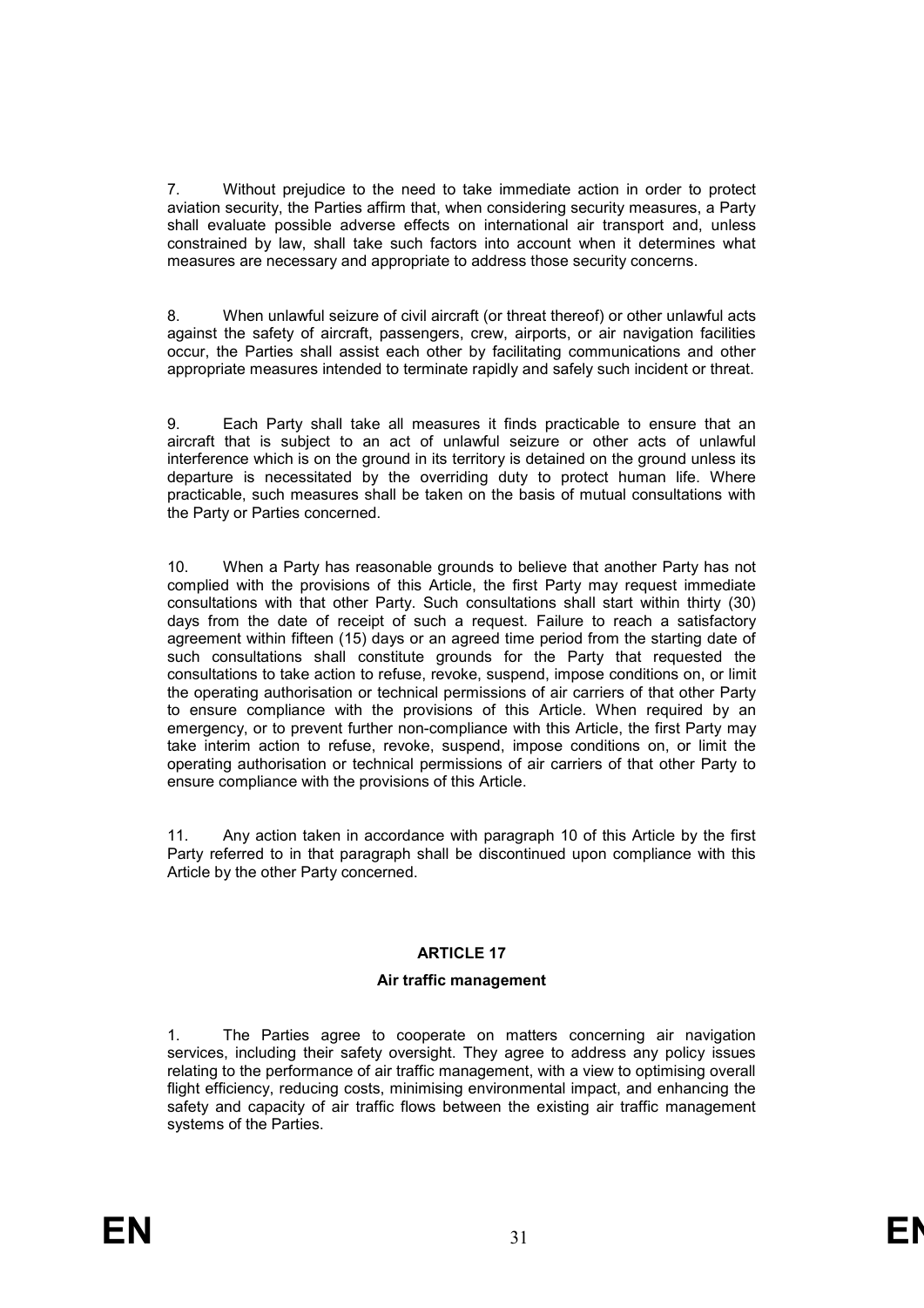7. Without prejudice to the need to take immediate action in order to protect aviation security, the Parties affirm that, when considering security measures, a Party shall evaluate possible adverse effects on international air transport and, unless constrained by law, shall take such factors into account when it determines what measures are necessary and appropriate to address those security concerns.

8. When unlawful seizure of civil aircraft (or threat thereof) or other unlawful acts against the safety of aircraft, passengers, crew, airports, or air navigation facilities occur, the Parties shall assist each other by facilitating communications and other appropriate measures intended to terminate rapidly and safely such incident or threat.

9. Each Party shall take all measures it finds practicable to ensure that an aircraft that is subject to an act of unlawful seizure or other acts of unlawful interference which is on the ground in its territory is detained on the ground unless its departure is necessitated by the overriding duty to protect human life. Where practicable, such measures shall be taken on the basis of mutual consultations with the Party or Parties concerned.

10. When a Party has reasonable grounds to believe that another Party has not complied with the provisions of this Article, the first Party may request immediate consultations with that other Party. Such consultations shall start within thirty (30) days from the date of receipt of such a request. Failure to reach a satisfactory agreement within fifteen (15) days or an agreed time period from the starting date of such consultations shall constitute grounds for the Party that requested the consultations to take action to refuse, revoke, suspend, impose conditions on, or limit the operating authorisation or technical permissions of air carriers of that other Party to ensure compliance with the provisions of this Article. When required by an emergency, or to prevent further non-compliance with this Article, the first Party may take interim action to refuse, revoke, suspend, impose conditions on, or limit the operating authorisation or technical permissions of air carriers of that other Party to ensure compliance with the provisions of this Article.

11. Any action taken in accordance with paragraph 10 of this Article by the first Party referred to in that paragraph shall be discontinued upon compliance with this Article by the other Party concerned.

## ARTICLE 17

### Air traffic management

1. The Parties agree to cooperate on matters concerning air navigation services, including their safety oversight. They agree to address any policy issues relating to the performance of air traffic management, with a view to optimising overall flight efficiency, reducing costs, minimising environmental impact, and enhancing the safety and capacity of air traffic flows between the existing air traffic management systems of the Parties.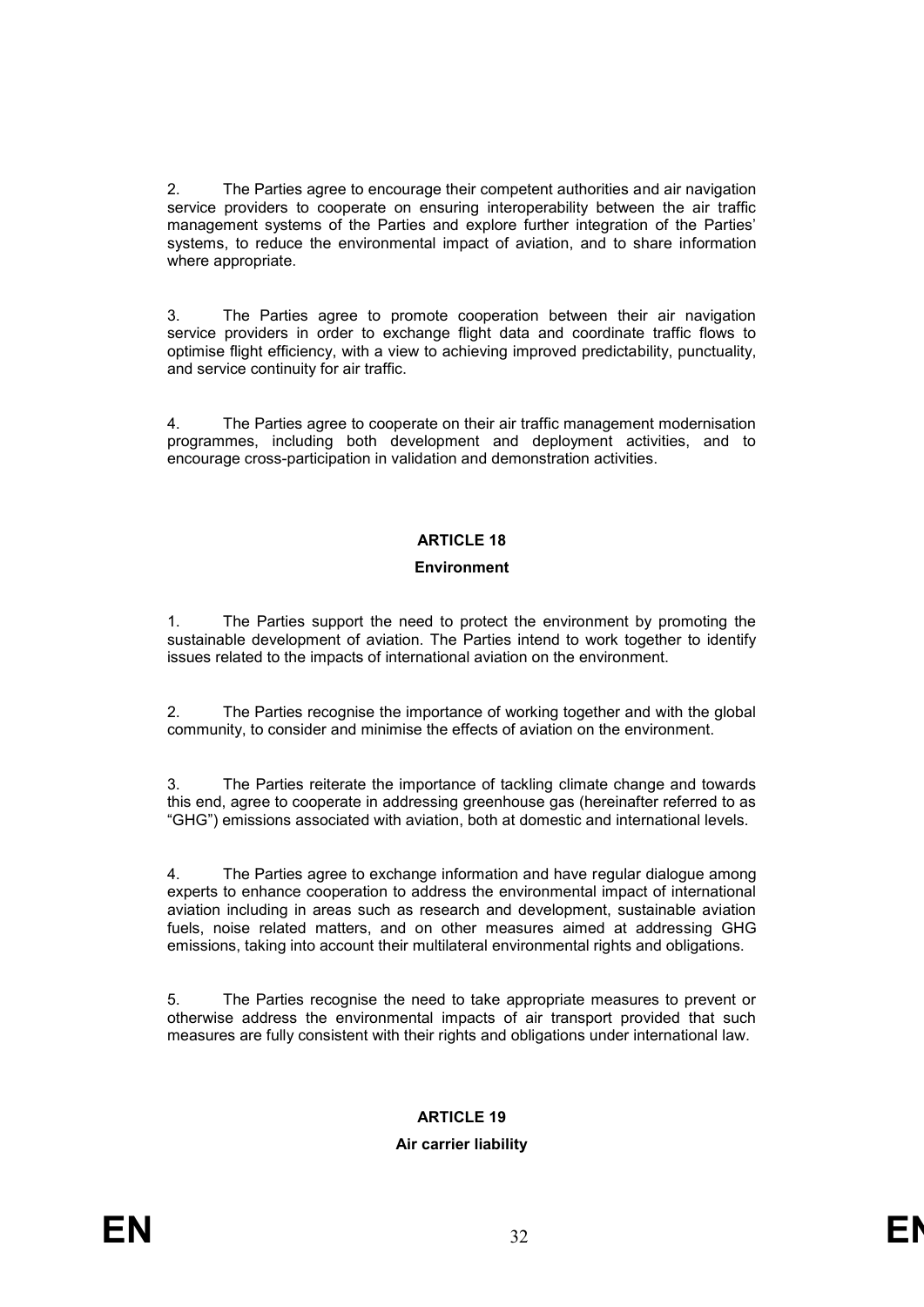2. The Parties agree to encourage their competent authorities and air navigation service providers to cooperate on ensuring interoperability between the air traffic management systems of the Parties and explore further integration of the Parties' systems, to reduce the environmental impact of aviation, and to share information where appropriate.

3. The Parties agree to promote cooperation between their air navigation service providers in order to exchange flight data and coordinate traffic flows to optimise flight efficiency, with a view to achieving improved predictability, punctuality, and service continuity for air traffic.

4. The Parties agree to cooperate on their air traffic management modernisation programmes, including both development and deployment activities, and to encourage cross-participation in validation and demonstration activities.

## ARTICLE 18

### Environment

1. The Parties support the need to protect the environment by promoting the sustainable development of aviation. The Parties intend to work together to identify issues related to the impacts of international aviation on the environment.

2. The Parties recognise the importance of working together and with the global community, to consider and minimise the effects of aviation on the environment.

3. The Parties reiterate the importance of tackling climate change and towards this end, agree to cooperate in addressing greenhouse gas (hereinafter referred to as "GHG") emissions associated with aviation, both at domestic and international levels.

4. The Parties agree to exchange information and have regular dialogue among experts to enhance cooperation to address the environmental impact of international aviation including in areas such as research and development, sustainable aviation fuels, noise related matters, and on other measures aimed at addressing GHG emissions, taking into account their multilateral environmental rights and obligations.

5. The Parties recognise the need to take appropriate measures to prevent or otherwise address the environmental impacts of air transport provided that such measures are fully consistent with their rights and obligations under international law.

## ARTICLE 19

### Air carrier liability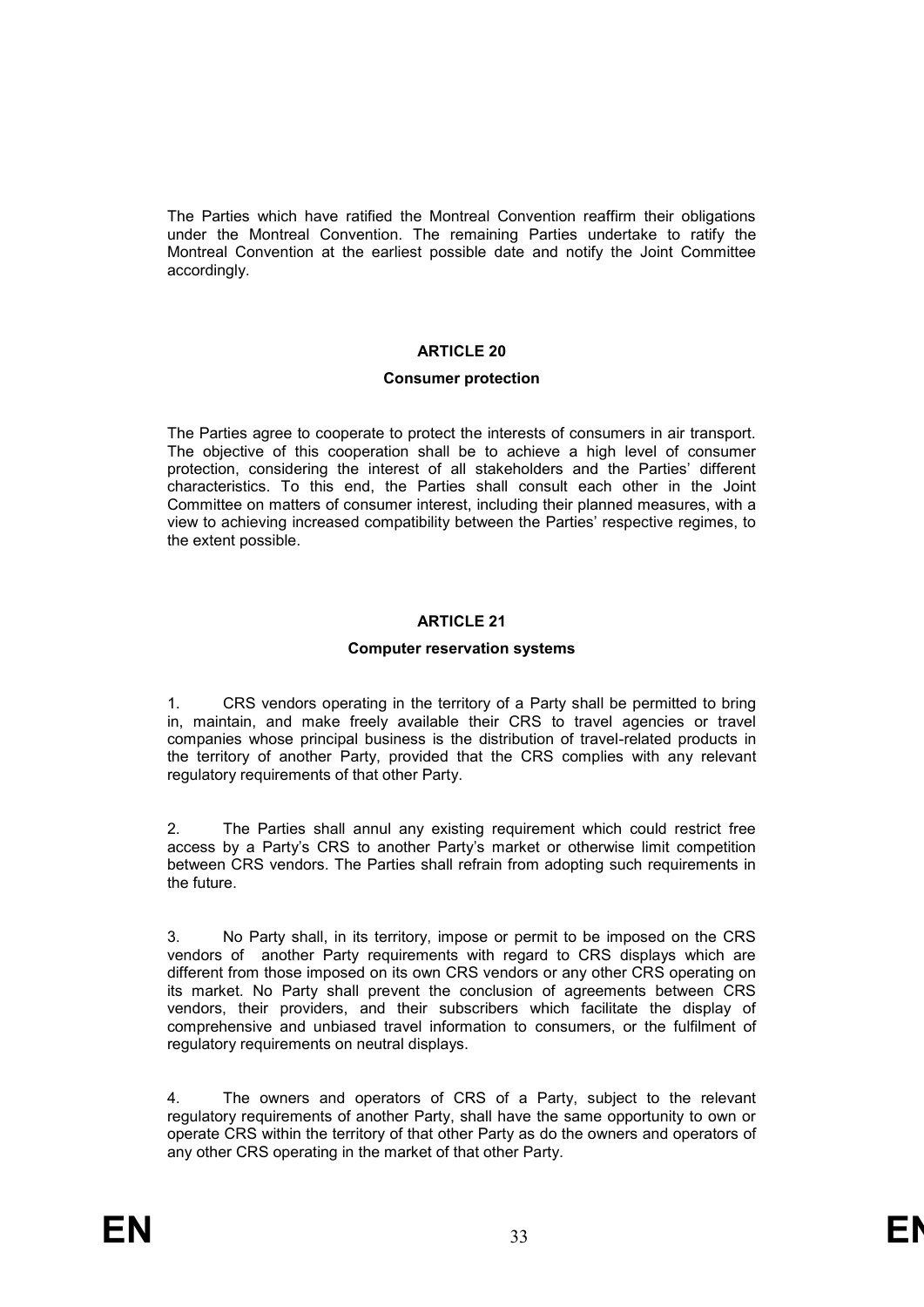The Parties which have ratified the Montreal Convention reaffirm their obligations under the Montreal Convention. The remaining Parties undertake to ratify the Montreal Convention at the earliest possible date and notify the Joint Committee accordingly.

## ARTICLE 20

### Consumer protection

The Parties agree to cooperate to protect the interests of consumers in air transport. The objective of this cooperation shall be to achieve a high level of consumer protection, considering the interest of all stakeholders and the Parties' different characteristics. To this end, the Parties shall consult each other in the Joint Committee on matters of consumer interest, including their planned measures, with a view to achieving increased compatibility between the Parties' respective regimes, to the extent possible.

## ARTICLE 21

### Computer reservation systems

1. CRS vendors operating in the territory of a Party shall be permitted to bring in, maintain, and make freely available their CRS to travel agencies or travel companies whose principal business is the distribution of travel-related products in the territory of another Party, provided that the CRS complies with any relevant regulatory requirements of that other Party.

2. The Parties shall annul any existing requirement which could restrict free access by a Party's CRS to another Party's market or otherwise limit competition between CRS vendors. The Parties shall refrain from adopting such requirements in the future.

3. No Party shall, in its territory, impose or permit to be imposed on the CRS vendors of another Party requirements with regard to CRS displays which are different from those imposed on its own CRS vendors or any other CRS operating on its market. No Party shall prevent the conclusion of agreements between CRS vendors, their providers, and their subscribers which facilitate the display of comprehensive and unbiased travel information to consumers, or the fulfilment of regulatory requirements on neutral displays.

4. The owners and operators of CRS of a Party, subject to the relevant regulatory requirements of another Party, shall have the same opportunity to own or operate CRS within the territory of that other Party as do the owners and operators of any other CRS operating in the market of that other Party.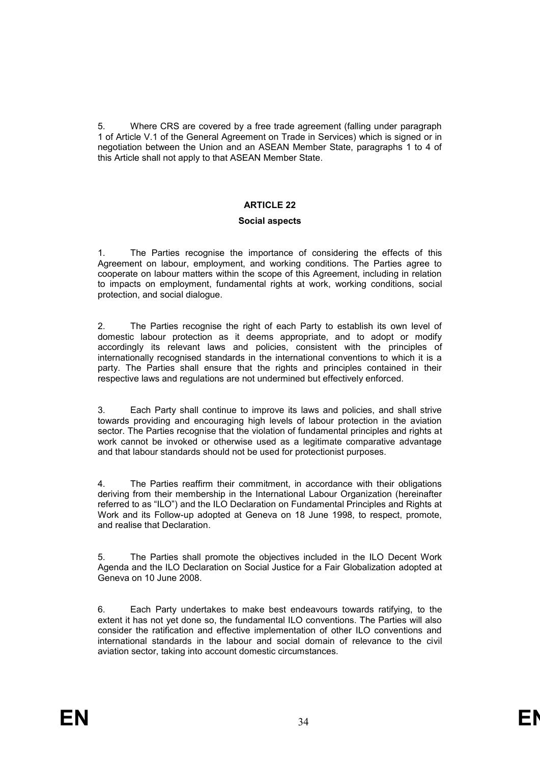5. Where CRS are covered by a free trade agreement (falling under paragraph 1 of Article V.1 of the General Agreement on Trade in Services) which is signed or in negotiation between the Union and an ASEAN Member State, paragraphs 1 to 4 of this Article shall not apply to that ASEAN Member State.

## ARTICLE 22

### Social aspects

1. The Parties recognise the importance of considering the effects of this Agreement on labour, employment, and working conditions. The Parties agree to cooperate on labour matters within the scope of this Agreement, including in relation to impacts on employment, fundamental rights at work, working conditions, social protection, and social dialogue.

2. The Parties recognise the right of each Party to establish its own level of domestic labour protection as it deems appropriate, and to adopt or modify accordingly its relevant laws and policies, consistent with the principles of internationally recognised standards in the international conventions to which it is a party. The Parties shall ensure that the rights and principles contained in their respective laws and regulations are not undermined but effectively enforced.

3. Each Party shall continue to improve its laws and policies, and shall strive towards providing and encouraging high levels of labour protection in the aviation sector. The Parties recognise that the violation of fundamental principles and rights at work cannot be invoked or otherwise used as a legitimate comparative advantage and that labour standards should not be used for protectionist purposes.

4. The Parties reaffirm their commitment, in accordance with their obligations deriving from their membership in the International Labour Organization (hereinafter referred to as "ILO") and the ILO Declaration on Fundamental Principles and Rights at Work and its Follow-up adopted at Geneva on 18 June 1998, to respect, promote, and realise that Declaration.

5. The Parties shall promote the objectives included in the ILO Decent Work Agenda and the ILO Declaration on Social Justice for a Fair Globalization adopted at Geneva on 10 June 2008.

6. Each Party undertakes to make best endeavours towards ratifying, to the extent it has not yet done so, the fundamental ILO conventions. The Parties will also consider the ratification and effective implementation of other ILO conventions and international standards in the labour and social domain of relevance to the civil aviation sector, taking into account domestic circumstances.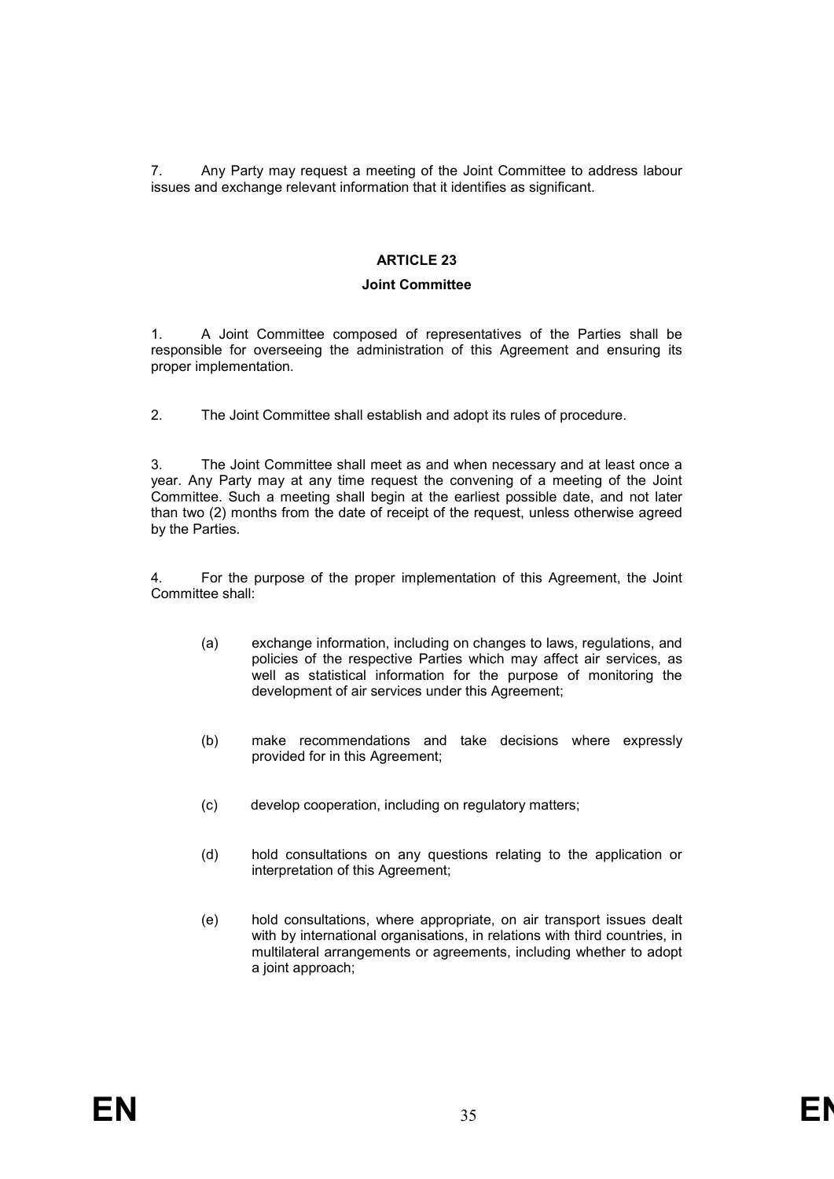7. Any Party may request a meeting of the Joint Committee to address labour issues and exchange relevant information that it identifies as significant.

## ARTICLE 23

### Joint Committee

1. A Joint Committee composed of representatives of the Parties shall be responsible for overseeing the administration of this Agreement and ensuring its proper implementation.

2. The Joint Committee shall establish and adopt its rules of procedure.

3. The Joint Committee shall meet as and when necessary and at least once a year. Any Party may at any time request the convening of a meeting of the Joint Committee. Such a meeting shall begin at the earliest possible date, and not later than two (2) months from the date of receipt of the request, unless otherwise agreed by the Parties.

4. For the purpose of the proper implementation of this Agreement, the Joint Committee shall:

(a) exchange information, including on changes to laws, regulations, and policies of the respective Parties which may affect air services, as well as statistical information for the purpose of monitoring the development of air services under this Agreement;

(b) make recommendations and take decisions where expressly provided for in this Agreement;

(c) develop cooperation, including on regulatory matters;

(d) hold consultations on any questions relating to the application or interpretation of this Agreement;

(e) hold consultations, where appropriate, on air transport issues dealt with by international organisations, in relations with third countries, in multilateral arrangements or agreements, including whether to adopt a joint approach;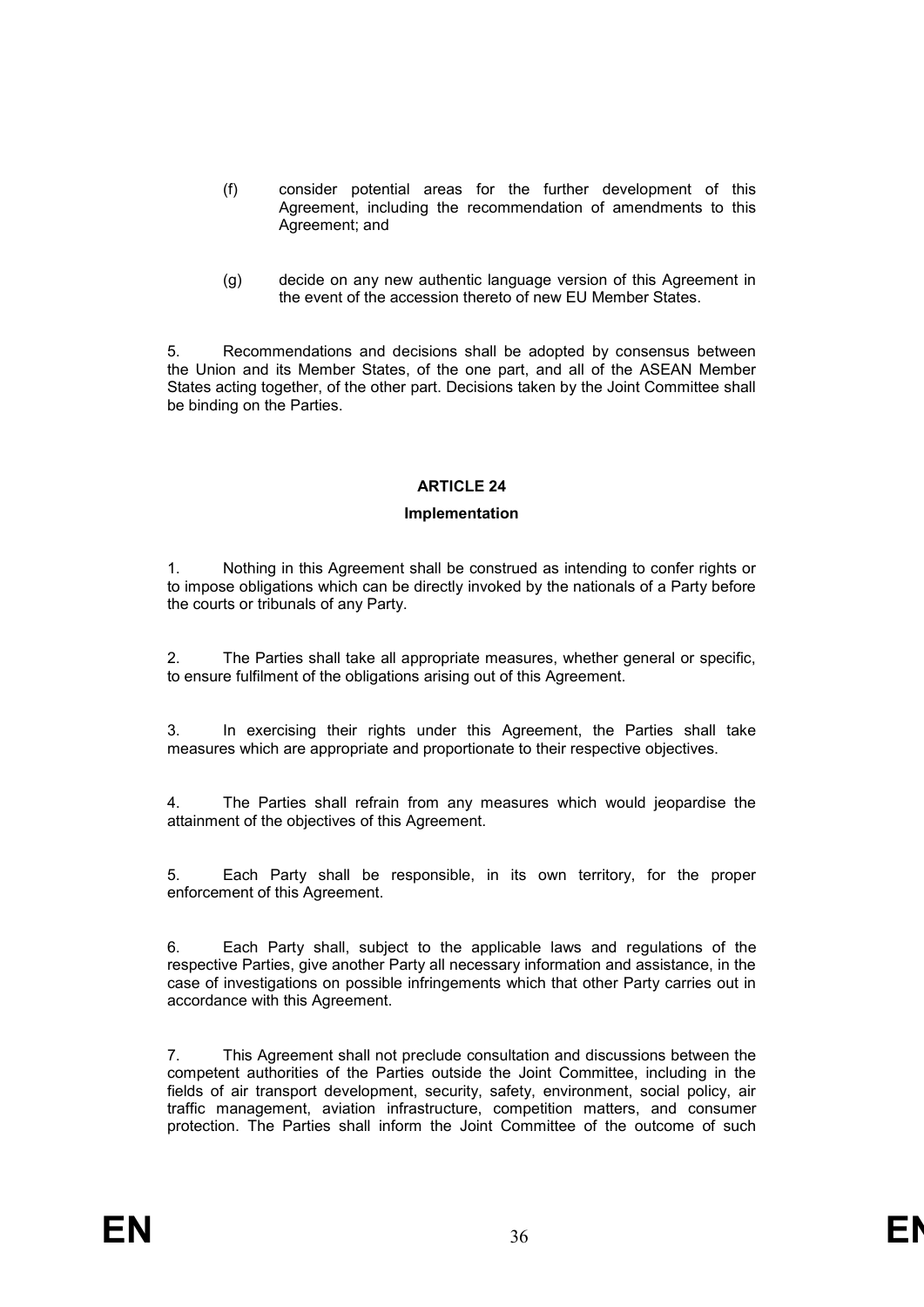(f) consider potential areas for the further development of this Agreement, including the recommendation of amendments to this Agreement; and

(g) decide on any new authentic language version of this Agreement in the event of the accession thereto of new EU Member States.

5. Recommendations and decisions shall be adopted by consensus between the Union and its Member States, of the one part, and all of the ASEAN Member States acting together, of the other part. Decisions taken by the Joint Committee shall be binding on the Parties.

## ARTICLE 24

### Implementation

1. Nothing in this Agreement shall be construed as intending to confer rights or to impose obligations which can be directly invoked by the nationals of a Party before the courts or tribunals of any Party.

2. The Parties shall take all appropriate measures, whether general or specific, to ensure fulfilment of the obligations arising out of this Agreement.

3. In exercising their rights under this Agreement, the Parties shall take measures which are appropriate and proportionate to their respective objectives.

4. The Parties shall refrain from any measures which would jeopardise the attainment of the objectives of this Agreement.

5. Each Party shall be responsible, in its own territory, for the proper enforcement of this Agreement.

6. Each Party shall, subject to the applicable laws and regulations of the respective Parties, give another Party all necessary information and assistance, in the case of investigations on possible infringements which that other Party carries out in accordance with this Agreement.

7. This Agreement shall not preclude consultation and discussions between the competent authorities of the Parties outside the Joint Committee, including in the fields of air transport development, security, safety, environment, social policy, air traffic management, aviation infrastructure, competition matters, and consumer protection. The Parties shall inform the Joint Committee of the outcome of such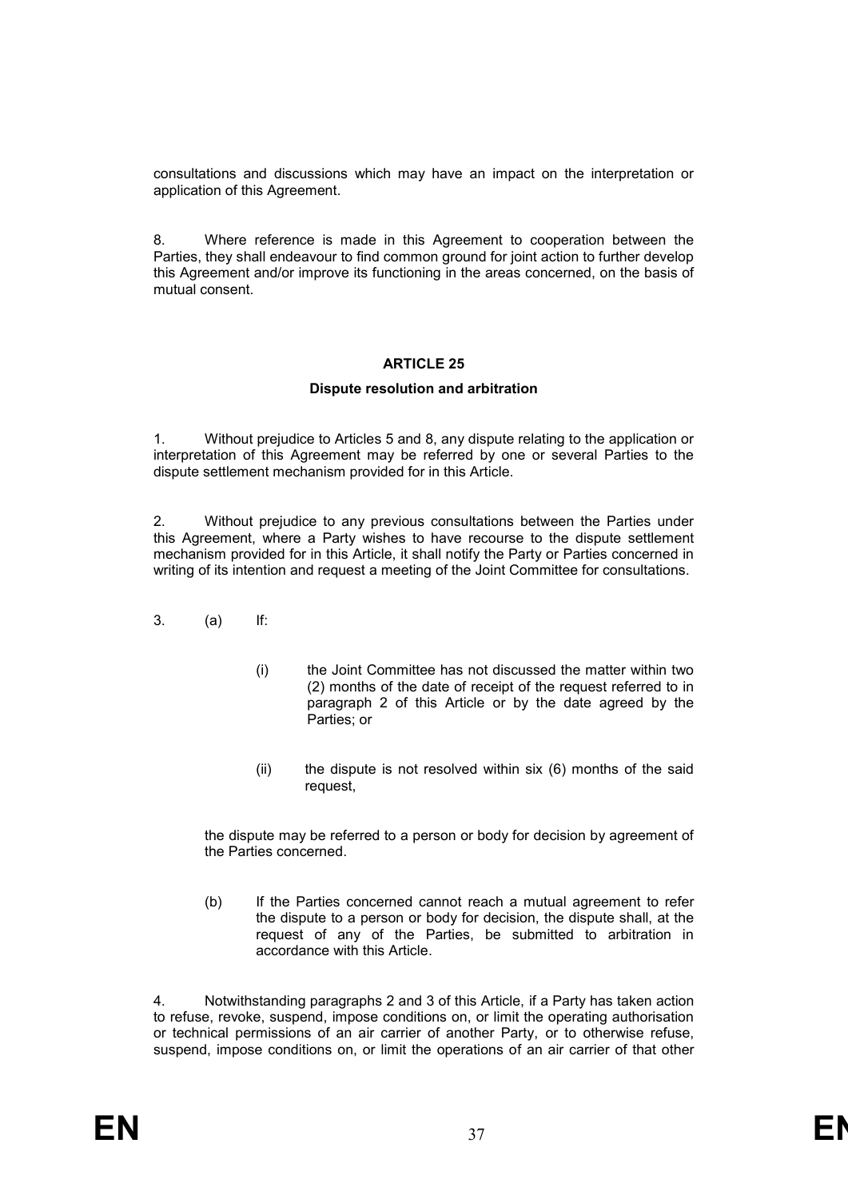consultations and discussions which may have an impact on the interpretation or application of this Agreement.

8. Where reference is made in this Agreement to cooperation between the Parties, they shall endeavour to find common ground for joint action to further develop this Agreement and/or improve its functioning in the areas concerned, on the basis of mutual consent.

## ARTICLE 25

### Dispute resolution and arbitration

1. Without prejudice to Articles 5 and 8, any dispute relating to the application or interpretation of this Agreement may be referred by one or several Parties to the dispute settlement mechanism provided for in this Article.

2. Without prejudice to any previous consultations between the Parties under this Agreement, where a Party wishes to have recourse to the dispute settlement mechanism provided for in this Article, it shall notify the Party or Parties concerned in writing of its intention and request a meeting of the Joint Committee for consultations.

3. (a) If:

   (i) the Joint Committee has not discussed the matter within two (2) months of the date of receipt of the request referred to in paragraph 2 of this Article or by the date agreed by the Parties; or

   (ii) the dispute is not resolved within six (6) months of the said request,

   the dispute may be referred to a person or body for decision by agreement of the Parties concerned.

   (b) If the Parties concerned cannot reach a mutual agreement to refer the dispute to a person or body for decision, the dispute shall, at the request of any of the Parties, be submitted to arbitration in accordance with this Article.

4. Notwithstanding paragraphs 2 and 3 of this Article, if a Party has taken action to refuse, revoke, suspend, impose conditions on, or limit the operating authorisation or technical permissions of an air carrier of another Party, or to otherwise refuse, suspend, impose conditions on, or limit the operations of an air carrier of that other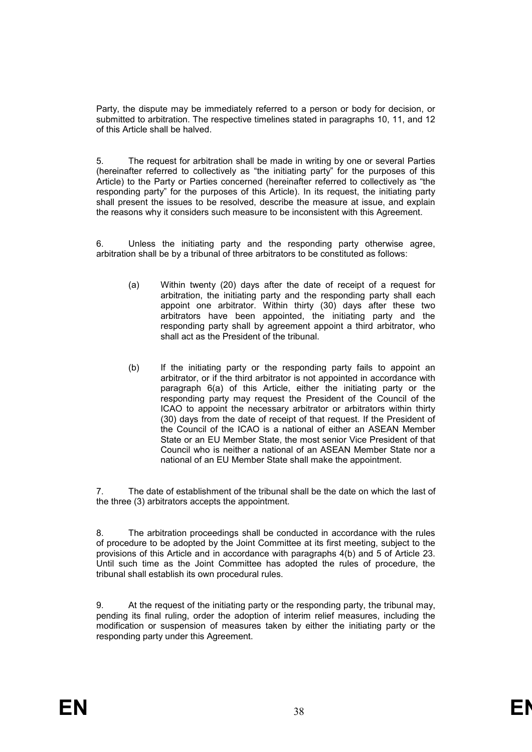Party, the dispute may be immediately referred to a person or body for decision, or submitted to arbitration. The respective timelines stated in paragraphs 10, 11, and 12 of this Article shall be halved.

5. The request for arbitration shall be made in writing by one or several Parties (hereinafter referred to collectively as "the initiating party" for the purposes of this Article) to the Party or Parties concerned (hereinafter referred to collectively as "the responding party" for the purposes of this Article). In its request, the initiating party shall present the issues to be resolved, describe the measure at issue, and explain the reasons why it considers such measure to be inconsistent with this Agreement.

6. Unless the initiating party and the responding party otherwise agree, arbitration shall be by a tribunal of three arbitrators to be constituted as follows:

(a) Within twenty (20) days after the date of receipt of a request for arbitration, the initiating party and the responding party shall each appoint one arbitrator. Within thirty (30) days after these two arbitrators have been appointed, the initiating party and the responding party shall by agreement appoint a third arbitrator, who shall act as the President of the tribunal.

(b) If the initiating party or the responding party fails to appoint an arbitrator, or if the third arbitrator is not appointed in accordance with paragraph 6(a) of this Article, either the initiating party or the responding party may request the President of the Council of the ICAO to appoint the necessary arbitrator or arbitrators within thirty (30) days from the date of receipt of that request. If the President of the Council of the ICAO is a national of either an ASEAN Member State or an EU Member State, the most senior Vice President of that Council who is neither a national of an ASEAN Member State nor a national of an EU Member State shall make the appointment.

7. The date of establishment of the tribunal shall be the date on which the last of the three (3) arbitrators accepts the appointment.

8. The arbitration proceedings shall be conducted in accordance with the rules of procedure to be adopted by the Joint Committee at its first meeting, subject to the provisions of this Article and in accordance with paragraphs 4(b) and 5 of Article 23. Until such time as the Joint Committee has adopted the rules of procedure, the tribunal shall establish its own procedural rules.

9. At the request of the initiating party or the responding party, the tribunal may, pending its final ruling, order the adoption of interim relief measures, including the modification or suspension of measures taken by either the initiating party or the responding party under this Agreement.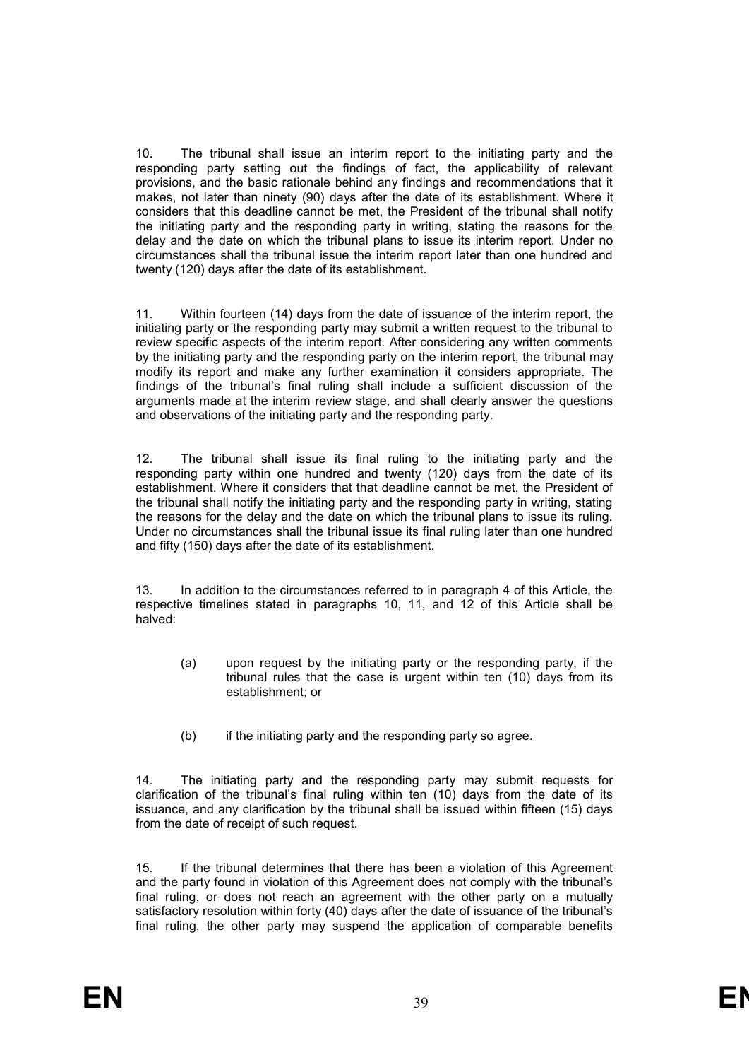10. The tribunal shall issue an interim report to the initiating party and the responding party setting out the findings of fact, the applicability of relevant provisions, and the basic rationale behind any findings and recommendations that it makes, not later than ninety (90) days after the date of its establishment. Where it considers that this deadline cannot be met, the President of the tribunal shall notify the initiating party and the responding party in writing, stating the reasons for the delay and the date on which the tribunal plans to issue its interim report. Under no circumstances shall the tribunal issue the interim report later than one hundred and twenty (120) days after the date of its establishment.

11. Within fourteen (14) days from the date of issuance of the interim report, the initiating party or the responding party may submit a written request to the tribunal to review specific aspects of the interim report. After considering any written comments by the initiating party and the responding party on the interim report, the tribunal may modify its report and make any further examination it considers appropriate. The findings of the tribunal's final ruling shall include a sufficient discussion of the arguments made at the interim review stage, and shall clearly answer the questions and observations of the initiating party and the responding party.

12. The tribunal shall issue its final ruling to the initiating party and the responding party within one hundred and twenty (120) days from the date of its establishment. Where it considers that that deadline cannot be met, the President of the tribunal shall notify the initiating party and the responding party in writing, stating the reasons for the delay and the date on which the tribunal plans to issue its ruling. Under no circumstances shall the tribunal issue its final ruling later than one hundred and fifty (150) days after the date of its establishment.

13. In addition to the circumstances referred to in paragraph 4 of this Article, the respective timelines stated in paragraphs 10, 11, and 12 of this Article shall be halved:

(a) upon request by the initiating party or the responding party, if the tribunal rules that the case is urgent within ten (10) days from its establishment; or

(b) if the initiating party and the responding party so agree.

14. The initiating party and the responding party may submit requests for clarification of the tribunal's final ruling within ten (10) days from the date of its issuance, and any clarification by the tribunal shall be issued within fifteen (15) days from the date of receipt of such request.

15. If the tribunal determines that there has been a violation of this Agreement and the party found in violation of this Agreement does not comply with the tribunal's final ruling, or does not reach an agreement with the other party on a mutually satisfactory resolution within forty (40) days after the date of issuance of the tribunal's final ruling, the other party may suspend the application of comparable benefits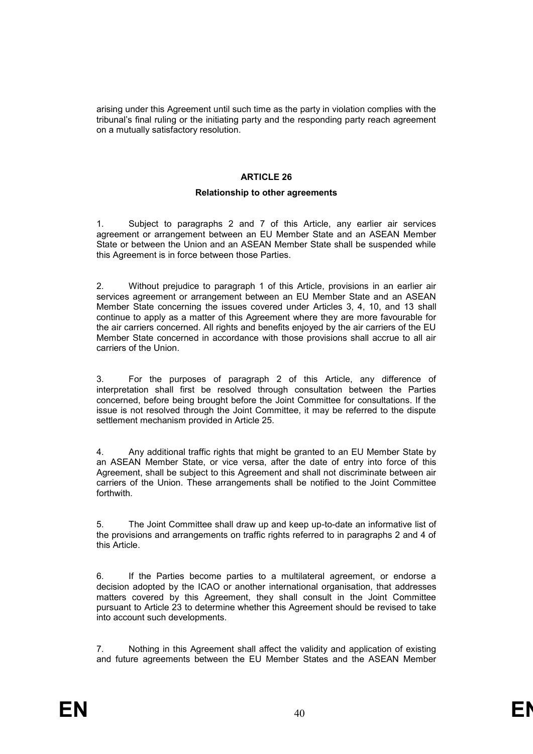arising under this Agreement until such time as the party in violation complies with the tribunal's final ruling or the initiating party and the responding party reach agreement on a mutually satisfactory resolution.

### ARTICLE 26

#### Relationship to other agreements

1. Subject to paragraphs 2 and 7 of this Article, any earlier air services agreement or arrangement between an EU Member State and an ASEAN Member State or between the Union and an ASEAN Member State shall be suspended while this Agreement is in force between those Parties.

2. Without prejudice to paragraph 1 of this Article, provisions in an earlier air services agreement or arrangement between an EU Member State and an ASEAN Member State concerning the issues covered under Articles 3, 4, 10, and 13 shall continue to apply as a matter of this Agreement where they are more favourable for the air carriers concerned. All rights and benefits enjoyed by the air carriers of the EU Member State concerned in accordance with those provisions shall accrue to all air carriers of the Union.

3. For the purposes of paragraph 2 of this Article, any difference of interpretation shall first be resolved through consultation between the Parties concerned, before being brought before the Joint Committee for consultations. If the issue is not resolved through the Joint Committee, it may be referred to the dispute settlement mechanism provided in Article 25.

4. Any additional traffic rights that might be granted to an EU Member State by an ASEAN Member State, or vice versa, after the date of entry into force of this Agreement, shall be subject to this Agreement and shall not discriminate between air carriers of the Union. These arrangements shall be notified to the Joint Committee forthwith.

5. The Joint Committee shall draw up and keep up-to-date an informative list of the provisions and arrangements on traffic rights referred to in paragraphs 2 and 4 of this Article.

6. If the Parties become parties to a multilateral agreement, or endorse a decision adopted by the ICAO or another international organisation, that addresses matters covered by this Agreement, they shall consult in the Joint Committee pursuant to Article 23 to determine whether this Agreement should be revised to take into account such developments.

7. Nothing in this Agreement shall affect the validity and application of existing and future agreements between the EU Member States and the ASEAN Member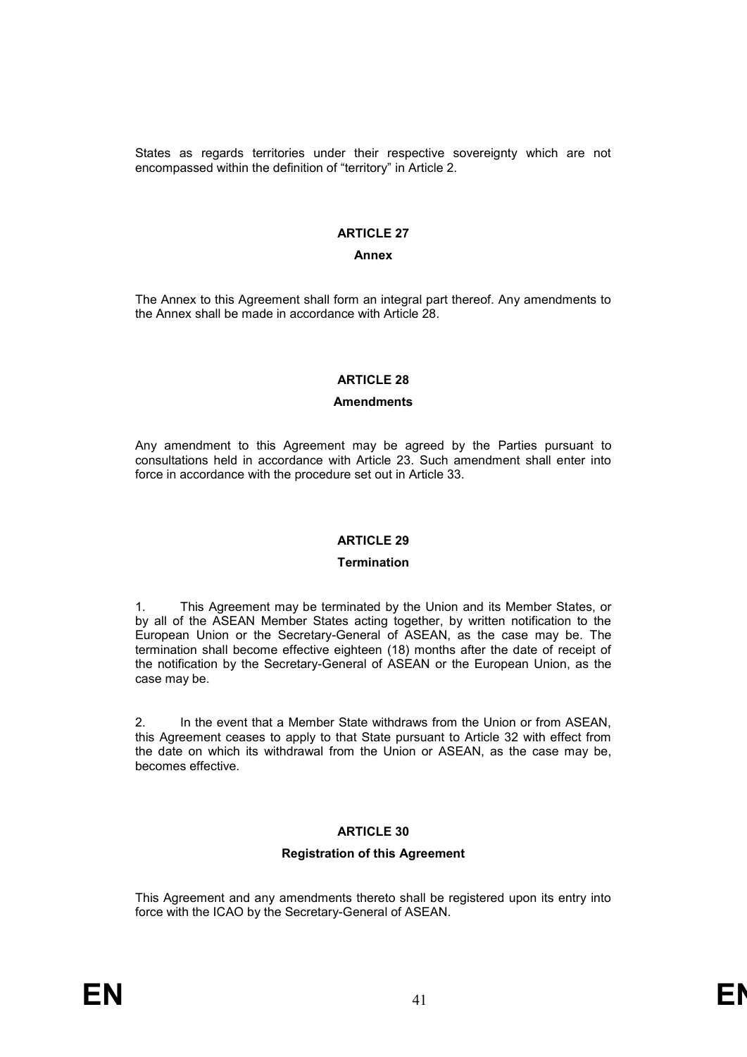States as regards territories under their respective sovereignty which are not encompassed within the definition of "territory" in Article 2.

**ARTICLE 27**

**Annex**

The Annex to this Agreement shall form an integral part thereof. Any amendments to the Annex shall be made in accordance with Article 28.

**ARTICLE 28**

**Amendments**

Any amendment to this Agreement may be agreed by the Parties pursuant to consultations held in accordance with Article 23. Such amendment shall enter into force in accordance with the procedure set out in Article 33.

**ARTICLE 29**

**Termination**

1. This Agreement may be terminated by the Union and its Member States, or by all of the ASEAN Member States acting together, by written notification to the European Union or the Secretary-General of ASEAN, as the case may be. The termination shall become effective eighteen (18) months after the date of receipt of the notification by the Secretary-General of ASEAN or the European Union, as the case may be.

2. In the event that a Member State withdraws from the Union or from ASEAN, this Agreement ceases to apply to that State pursuant to Article 32 with effect from the date on which its withdrawal from the Union or ASEAN, as the case may be, becomes effective.

**ARTICLE 30**

**Registration of this Agreement**

This Agreement and any amendments thereto shall be registered upon its entry into force with the ICAO by the Secretary-General of ASEAN.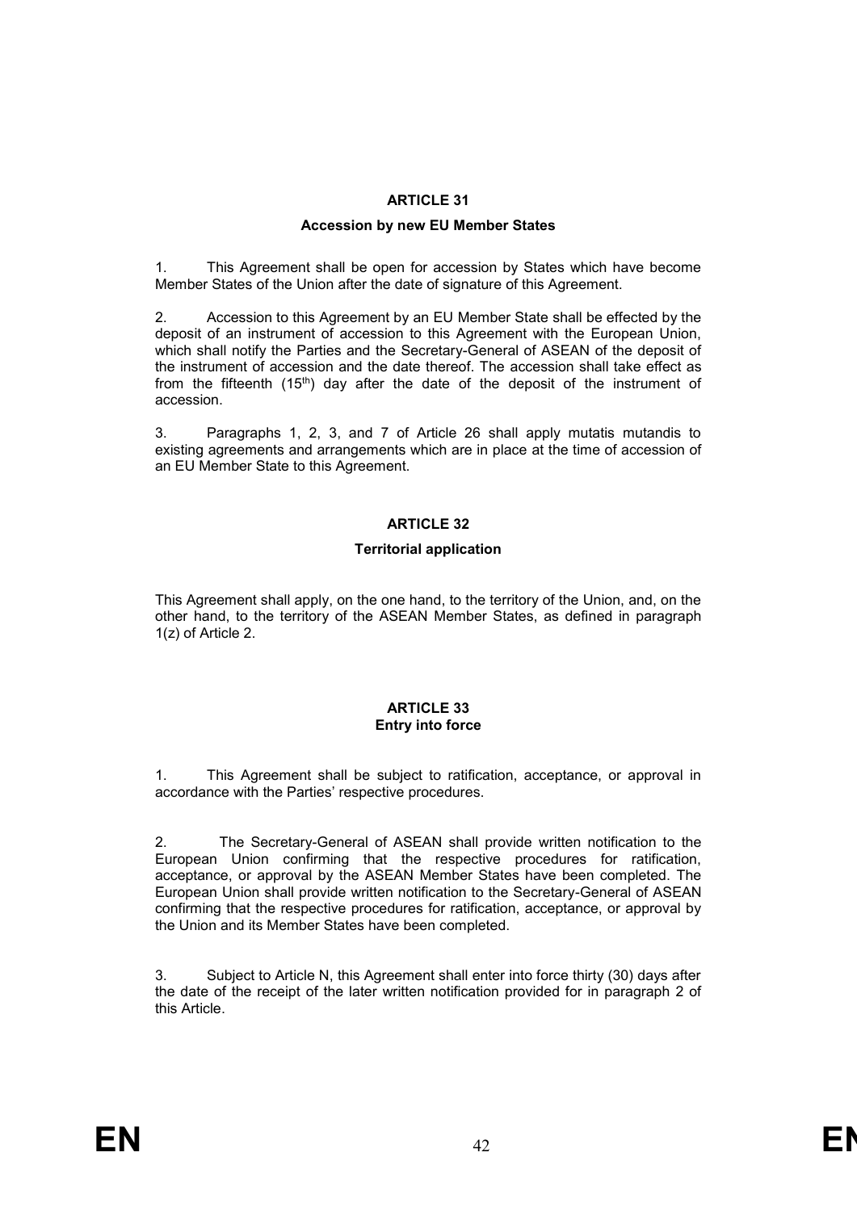## ARTICLE 31

### Accession by new EU Member States

1. This Agreement shall be open for accession by States which have become Member States of the Union after the date of signature of this Agreement.

2. Accession to this Agreement by an EU Member State shall be effected by the deposit of an instrument of accession to this Agreement with the European Union, which shall notify the Parties and the Secretary-General of ASEAN of the deposit of the instrument of accession and the date thereof. The accession shall take effect as from the fifteenth (15th) day after the date of the deposit of the instrument of accession.

3. Paragraphs 1, 2, 3, and 7 of Article 26 shall apply mutatis mutandis to existing agreements and arrangements which are in place at the time of accession of an EU Member State to this Agreement.

## ARTICLE 32

### Territorial application

This Agreement shall apply, on the one hand, to the territory of the Union, and, on the other hand, to the territory of the ASEAN Member States, as defined in paragraph 1(z) of Article 2.

## ARTICLE 33

### Entry into force

1. This Agreement shall be subject to ratification, acceptance, or approval in accordance with the Parties' respective procedures.

2. The Secretary-General of ASEAN shall provide written notification to the European Union confirming that the respective procedures for ratification, acceptance, or approval by the ASEAN Member States have been completed. The European Union shall provide written notification to the Secretary-General of ASEAN confirming that the respective procedures for ratification, acceptance, or approval by the Union and its Member States have been completed.

3. Subject to Article N, this Agreement shall enter into force thirty (30) days after the date of the receipt of the later written notification provided for in paragraph 2 of this Article.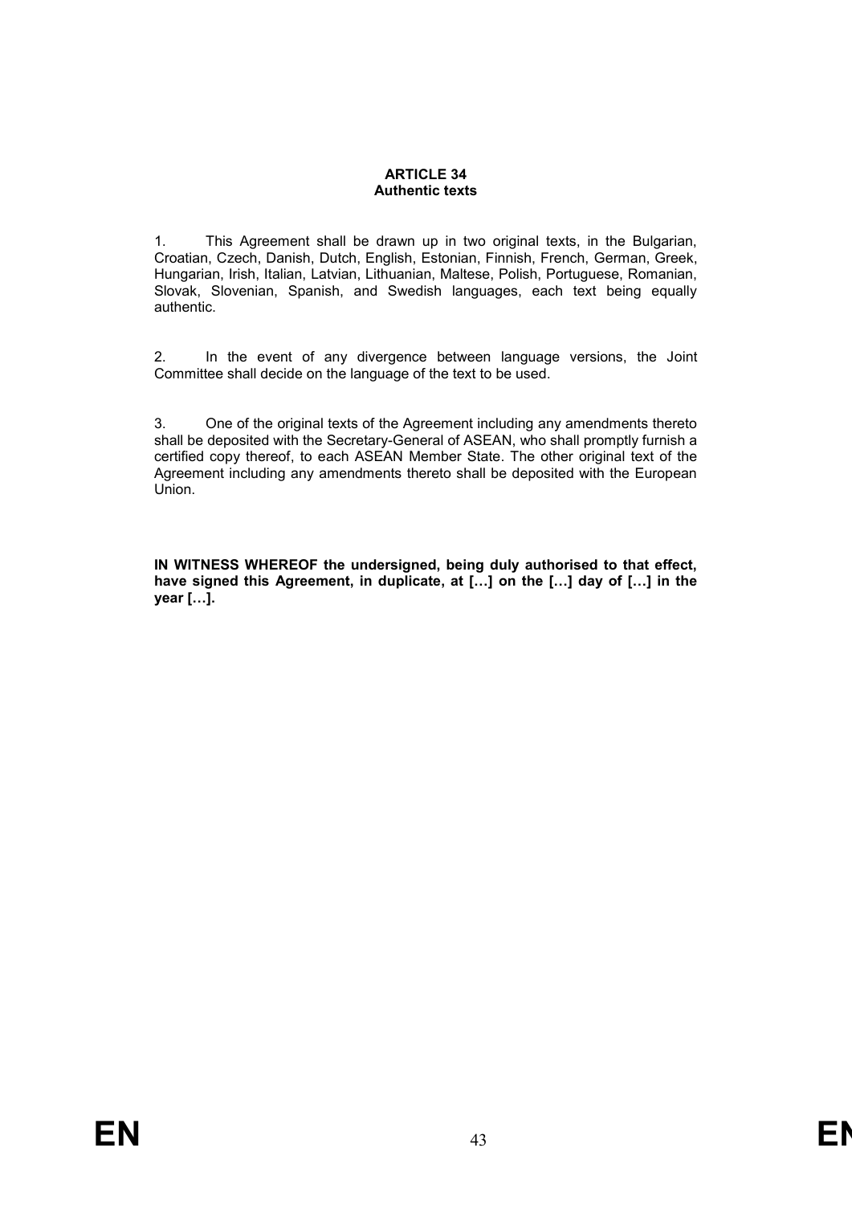**ARTICLE 34**
**Authentic texts**

1. This Agreement shall be drawn up in two original texts, in the Bulgarian, Croatian, Czech, Danish, Dutch, English, Estonian, Finnish, French, German, Greek, Hungarian, Irish, Italian, Latvian, Lithuanian, Maltese, Polish, Portuguese, Romanian, Slovak, Slovenian, Spanish, and Swedish languages, each text being equally authentic.

2. In the event of any divergence between language versions, the Joint Committee shall decide on the language of the text to be used.

3. One of the original texts of the Agreement including any amendments thereto shall be deposited with the Secretary-General of ASEAN, who shall promptly furnish a certified copy thereof, to each ASEAN Member State. The other original text of the Agreement including any amendments thereto shall be deposited with the European Union.

**IN WITNESS WHEREOF the undersigned, being duly authorised to that effect, have signed this Agreement, in duplicate, at […] on the […] day of […] in the year […].**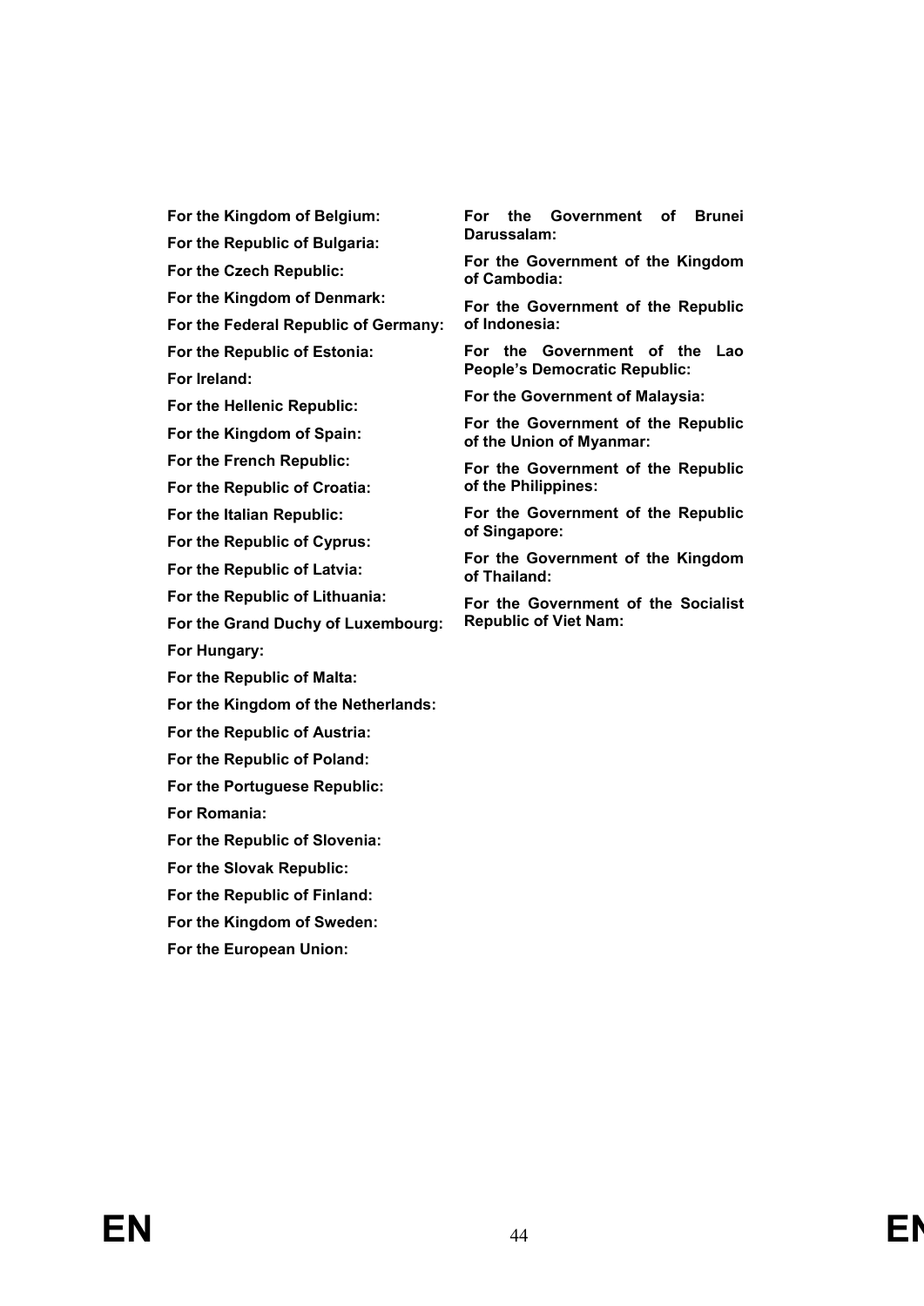**For the Kingdom of Belgium:**

**For the Republic of Bulgaria:**

**For the Czech Republic:**

**For the Kingdom of Denmark:**

**For the Federal Republic of Germany:**

**For the Republic of Estonia:**

**For Ireland:**

**For the Hellenic Republic:**

**For the Kingdom of Spain:**

**For the French Republic:**

**For the Republic of Croatia:**

**For the Italian Republic:**

**For the Republic of Cyprus:**

**For the Republic of Latvia:**

**For the Republic of Lithuania:**

**For the Grand Duchy of Luxembourg:**

**For Hungary:**

**For the Republic of Malta:**

**For the Kingdom of the Netherlands:**

**For the Republic of Austria:**

**For the Republic of Poland:**

**For the Portuguese Republic:**

**For Romania:**

**For the Republic of Slovenia:**

**For the Slovak Republic:**

**For the Republic of Finland:**

**For the Kingdom of Sweden:**

**For the European Union:**

**For the Government of Brunei Darussalam:**

**For the Government of the Kingdom of Cambodia:**

**For the Government of the Republic of Indonesia:**

**For the Government of the Lao People's Democratic Republic:**

**For the Government of Malaysia:**

**For the Government of the Republic of the Union of Myanmar:**

**For the Government of the Republic of the Philippines:**

**For the Government of the Republic of Singapore:**

**For the Government of the Kingdom of Thailand:**

**For the Government of the Socialist Republic of Viet Nam:**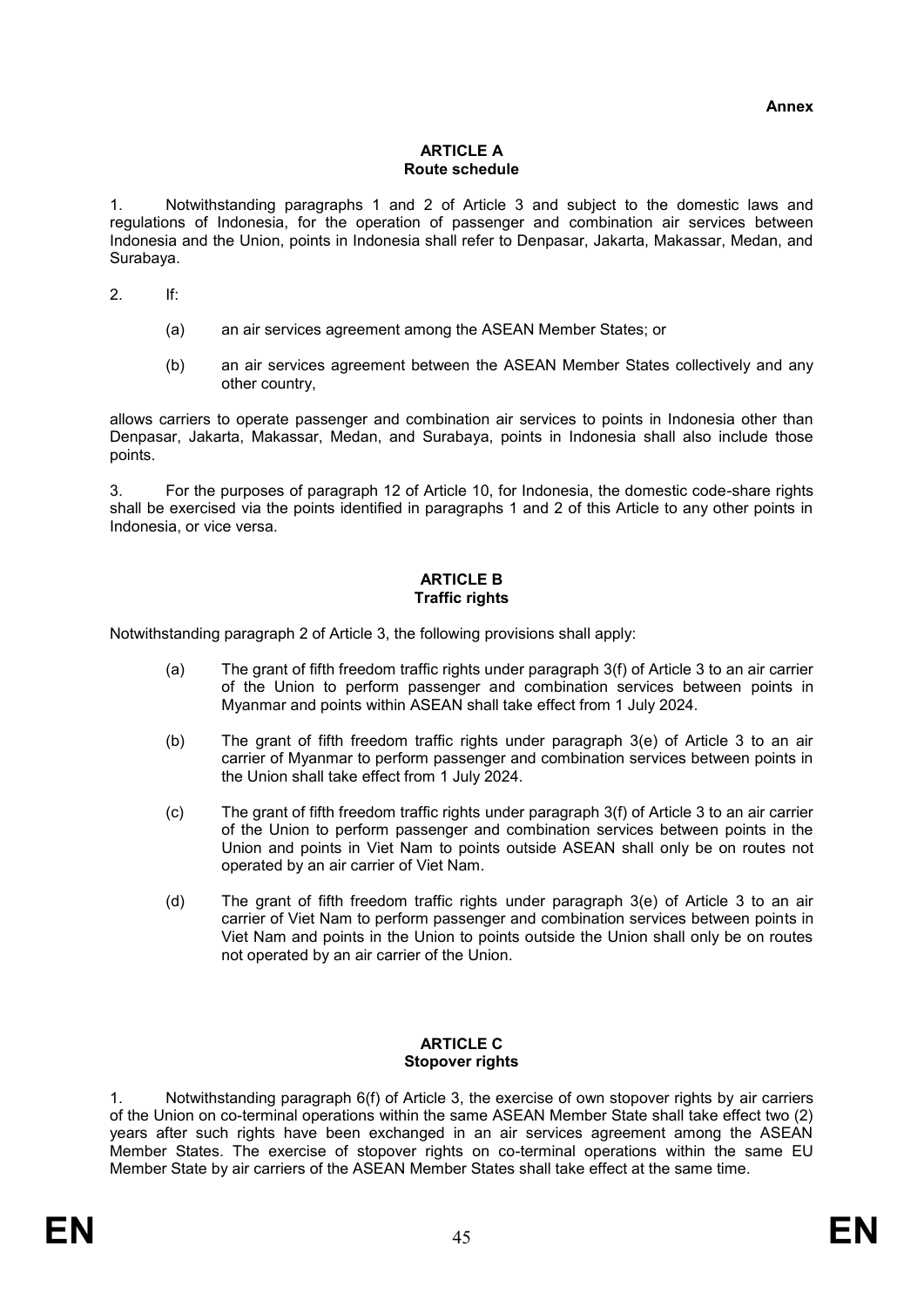**Annex**

## ARTICLE A
### Route schedule

1. Notwithstanding paragraphs 1 and 2 of Article 3 and subject to the domestic laws and regulations of Indonesia, for the operation of passenger and combination air services between Indonesia and the Union, points in Indonesia shall refer to Denpasar, Jakarta, Makassar, Medan, and Surabaya.

2. If:

   (a) an air services agreement among the ASEAN Member States; or

   (b) an air services agreement between the ASEAN Member States collectively and any other country,

allows carriers to operate passenger and combination air services to points in Indonesia other than Denpasar, Jakarta, Makassar, Medan, and Surabaya, points in Indonesia shall also include those points.

3. For the purposes of paragraph 12 of Article 10, for Indonesia, the domestic code-share rights shall be exercised via the points identified in paragraphs 1 and 2 of this Article to any other points in Indonesia, or vice versa.

## ARTICLE B
### Traffic rights

Notwithstanding paragraph 2 of Article 3, the following provisions shall apply:

(a) The grant of fifth freedom traffic rights under paragraph 3(f) of Article 3 to an air carrier of the Union to perform passenger and combination services between points in Myanmar and points within ASEAN shall take effect from 1 July 2024.

(b) The grant of fifth freedom traffic rights under paragraph 3(e) of Article 3 to an air carrier of Myanmar to perform passenger and combination services between points in the Union shall take effect from 1 July 2024.

(c) The grant of fifth freedom traffic rights under paragraph 3(f) of Article 3 to an air carrier of the Union to perform passenger and combination services between points in the Union and points in Viet Nam to points outside ASEAN shall only be on routes not operated by an air carrier of Viet Nam.

(d) The grant of fifth freedom traffic rights under paragraph 3(e) of Article 3 to an air carrier of Viet Nam to perform passenger and combination services between points in Viet Nam and points in the Union to points outside the Union shall only be on routes not operated by an air carrier of the Union.

## ARTICLE C
### Stopover rights

1. Notwithstanding paragraph 6(f) of Article 3, the exercise of own stopover rights by air carriers of the Union on co-terminal operations within the same ASEAN Member State shall take effect two (2) years after such rights have been exchanged in an air services agreement among the ASEAN Member States. The exercise of stopover rights on co-terminal operations within the same EU Member State by air carriers of the ASEAN Member States shall take effect at the same time.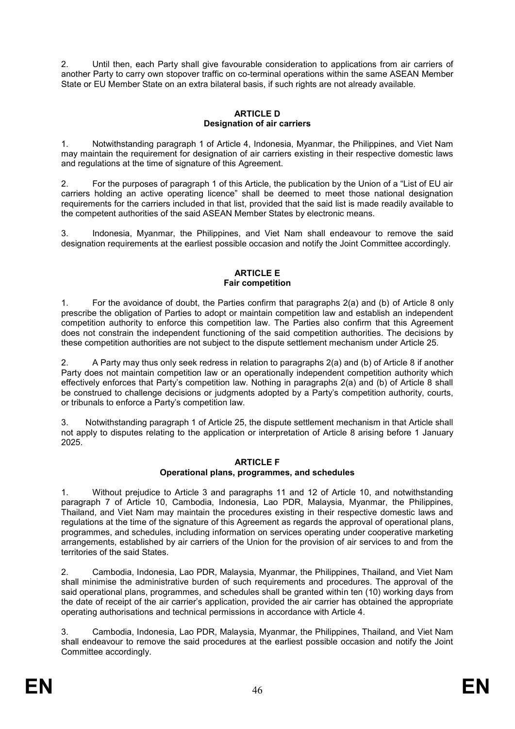2. Until then, each Party shall give favourable consideration to applications from air carriers of another Party to carry own stopover traffic on co-terminal operations within the same ASEAN Member State or EU Member State on an extra bilateral basis, if such rights are not already available.

**ARTICLE D**
**Designation of air carriers**

1. Notwithstanding paragraph 1 of Article 4, Indonesia, Myanmar, the Philippines, and Viet Nam may maintain the requirement for designation of air carriers existing in their respective domestic laws and regulations at the time of signature of this Agreement.

2. For the purposes of paragraph 1 of this Article, the publication by the Union of a "List of EU air carriers holding an active operating licence" shall be deemed to meet those national designation requirements for the carriers included in that list, provided that the said list is made readily available to the competent authorities of the said ASEAN Member States by electronic means.

3. Indonesia, Myanmar, the Philippines, and Viet Nam shall endeavour to remove the said designation requirements at the earliest possible occasion and notify the Joint Committee accordingly.

**ARTICLE E**
**Fair competition**

1. For the avoidance of doubt, the Parties confirm that paragraphs 2(a) and (b) of Article 8 only prescribe the obligation of Parties to adopt or maintain competition law and establish an independent competition authority to enforce this competition law. The Parties also confirm that this Agreement does not constrain the independent functioning of the said competition authorities. The decisions by these competition authorities are not subject to the dispute settlement mechanism under Article 25.

2. A Party may thus only seek redress in relation to paragraphs 2(a) and (b) of Article 8 if another Party does not maintain competition law or an operationally independent competition authority which effectively enforces that Party's competition law. Nothing in paragraphs 2(a) and (b) of Article 8 shall be construed to challenge decisions or judgments adopted by a Party's competition authority, courts, or tribunals to enforce a Party's competition law.

3. Notwithstanding paragraph 1 of Article 25, the dispute settlement mechanism in that Article shall not apply to disputes relating to the application or interpretation of Article 8 arising before 1 January 2025.

**ARTICLE F**
**Operational plans, programmes, and schedules**

1. Without prejudice to Article 3 and paragraphs 11 and 12 of Article 10, and notwithstanding paragraph 7 of Article 10, Cambodia, Indonesia, Lao PDR, Malaysia, Myanmar, the Philippines, Thailand, and Viet Nam may maintain the procedures existing in their respective domestic laws and regulations at the time of the signature of this Agreement as regards the approval of operational plans, programmes, and schedules, including information on services operating under cooperative marketing arrangements, established by air carriers of the Union for the provision of air services to and from the territories of the said States.

2. Cambodia, Indonesia, Lao PDR, Malaysia, Myanmar, the Philippines, Thailand, and Viet Nam shall minimise the administrative burden of such requirements and procedures. The approval of the said operational plans, programmes, and schedules shall be granted within ten (10) working days from the date of receipt of the air carrier's application, provided the air carrier has obtained the appropriate operating authorisations and technical permissions in accordance with Article 4.

3. Cambodia, Indonesia, Lao PDR, Malaysia, Myanmar, the Philippines, Thailand, and Viet Nam shall endeavour to remove the said procedures at the earliest possible occasion and notify the Joint Committee accordingly.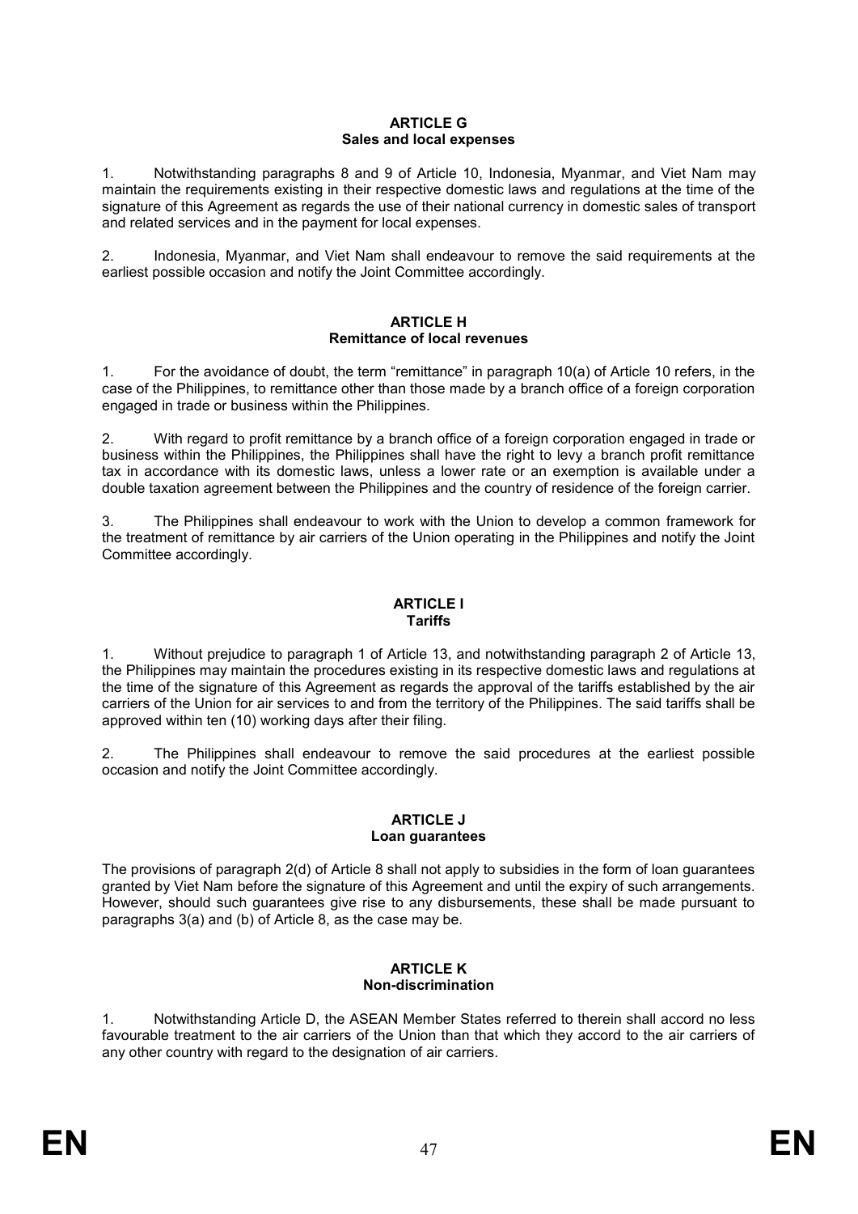**ARTICLE G**
**Sales and local expenses**

1. Notwithstanding paragraphs 8 and 9 of Article 10, Indonesia, Myanmar, and Viet Nam may maintain the requirements existing in their respective domestic laws and regulations at the time of the signature of this Agreement as regards the use of their national currency in domestic sales of transport and related services and in the payment for local expenses.

2. Indonesia, Myanmar, and Viet Nam shall endeavour to remove the said requirements at the earliest possible occasion and notify the Joint Committee accordingly.

**ARTICLE H**
**Remittance of local revenues**

1. For the avoidance of doubt, the term "remittance" in paragraph 10(a) of Article 10 refers, in the case of the Philippines, to remittance other than those made by a branch office of a foreign corporation engaged in trade or business within the Philippines.

2. With regard to profit remittance by a branch office of a foreign corporation engaged in trade or business within the Philippines, the Philippines shall have the right to levy a branch profit remittance tax in accordance with its domestic laws, unless a lower rate or an exemption is available under a double taxation agreement between the Philippines and the country of residence of the foreign carrier.

3. The Philippines shall endeavour to work with the Union to develop a common framework for the treatment of remittance by air carriers of the Union operating in the Philippines and notify the Joint Committee accordingly.

**ARTICLE I**
**Tariffs**

1. Without prejudice to paragraph 1 of Article 13, and notwithstanding paragraph 2 of Article 13, the Philippines may maintain the procedures existing in its respective domestic laws and regulations at the time of the signature of this Agreement as regards the approval of the tariffs established by the air carriers of the Union for air services to and from the territory of the Philippines. The said tariffs shall be approved within ten (10) working days after their filing.

2. The Philippines shall endeavour to remove the said procedures at the earliest possible occasion and notify the Joint Committee accordingly.

**ARTICLE J**
**Loan guarantees**

The provisions of paragraph 2(d) of Article 8 shall not apply to subsidies in the form of loan guarantees granted by Viet Nam before the signature of this Agreement and until the expiry of such arrangements. However, should such guarantees give rise to any disbursements, these shall be made pursuant to paragraphs 3(a) and (b) of Article 8, as the case may be.

**ARTICLE K**
**Non-discrimination**

1. Notwithstanding Article D, the ASEAN Member States referred to therein shall accord no less favourable treatment to the air carriers of the Union than that which they accord to the air carriers of any other country with regard to the designation of air carriers.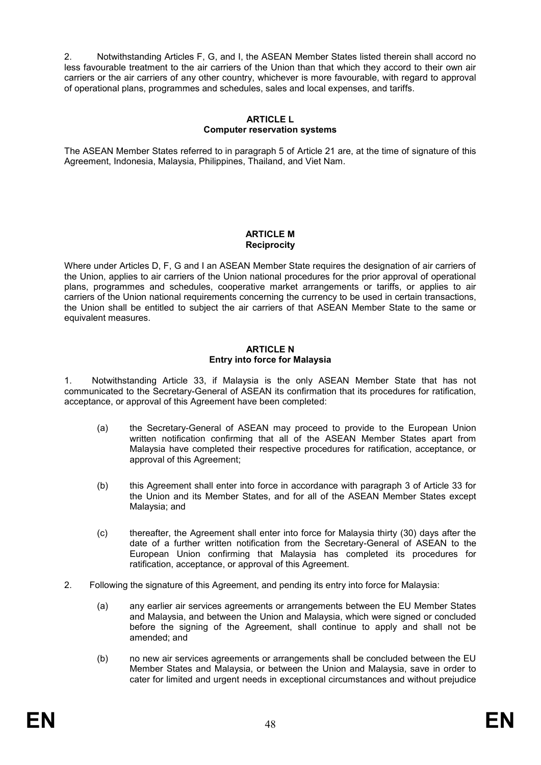2. Notwithstanding Articles F, G, and I, the ASEAN Member States listed therein shall accord no less favourable treatment to the air carriers of the Union than that which they accord to their own air carriers or the air carriers of any other country, whichever is more favourable, with regard to approval of operational plans, programmes and schedules, sales and local expenses, and tariffs.

## ARTICLE L
## Computer reservation systems

The ASEAN Member States referred to in paragraph 5 of Article 21 are, at the time of signature of this Agreement, Indonesia, Malaysia, Philippines, Thailand, and Viet Nam.

## ARTICLE M
## Reciprocity

Where under Articles D, F, G and I an ASEAN Member State requires the designation of air carriers of the Union, applies to air carriers of the Union national procedures for the prior approval of operational plans, programmes and schedules, cooperative market arrangements or tariffs, or applies to air carriers of the Union national requirements concerning the currency to be used in certain transactions, the Union shall be entitled to subject the air carriers of that ASEAN Member State to the same or equivalent measures.

## ARTICLE N
## Entry into force for Malaysia

1. Notwithstanding Article 33, if Malaysia is the only ASEAN Member State that has not communicated to the Secretary-General of ASEAN its confirmation that its procedures for ratification, acceptance, or approval of this Agreement have been completed:

   (a) the Secretary-General of ASEAN may proceed to provide to the European Union written notification confirming that all of the ASEAN Member States apart from Malaysia have completed their respective procedures for ratification, acceptance, or approval of this Agreement;

   (b) this Agreement shall enter into force in accordance with paragraph 3 of Article 33 for the Union and its Member States, and for all of the ASEAN Member States except Malaysia; and

   (c) thereafter, the Agreement shall enter into force for Malaysia thirty (30) days after the date of a further written notification from the Secretary-General of ASEAN to the European Union confirming that Malaysia has completed its procedures for ratification, acceptance, or approval of this Agreement.

2. Following the signature of this Agreement, and pending its entry into force for Malaysia:

   (a) any earlier air services agreements or arrangements between the EU Member States and Malaysia, and between the Union and Malaysia, which were signed or concluded before the signing of the Agreement, shall continue to apply and shall not be amended; and

   (b) no new air services agreements or arrangements shall be concluded between the EU Member States and Malaysia, or between the Union and Malaysia, save in order to cater for limited and urgent needs in exceptional circumstances and without prejudice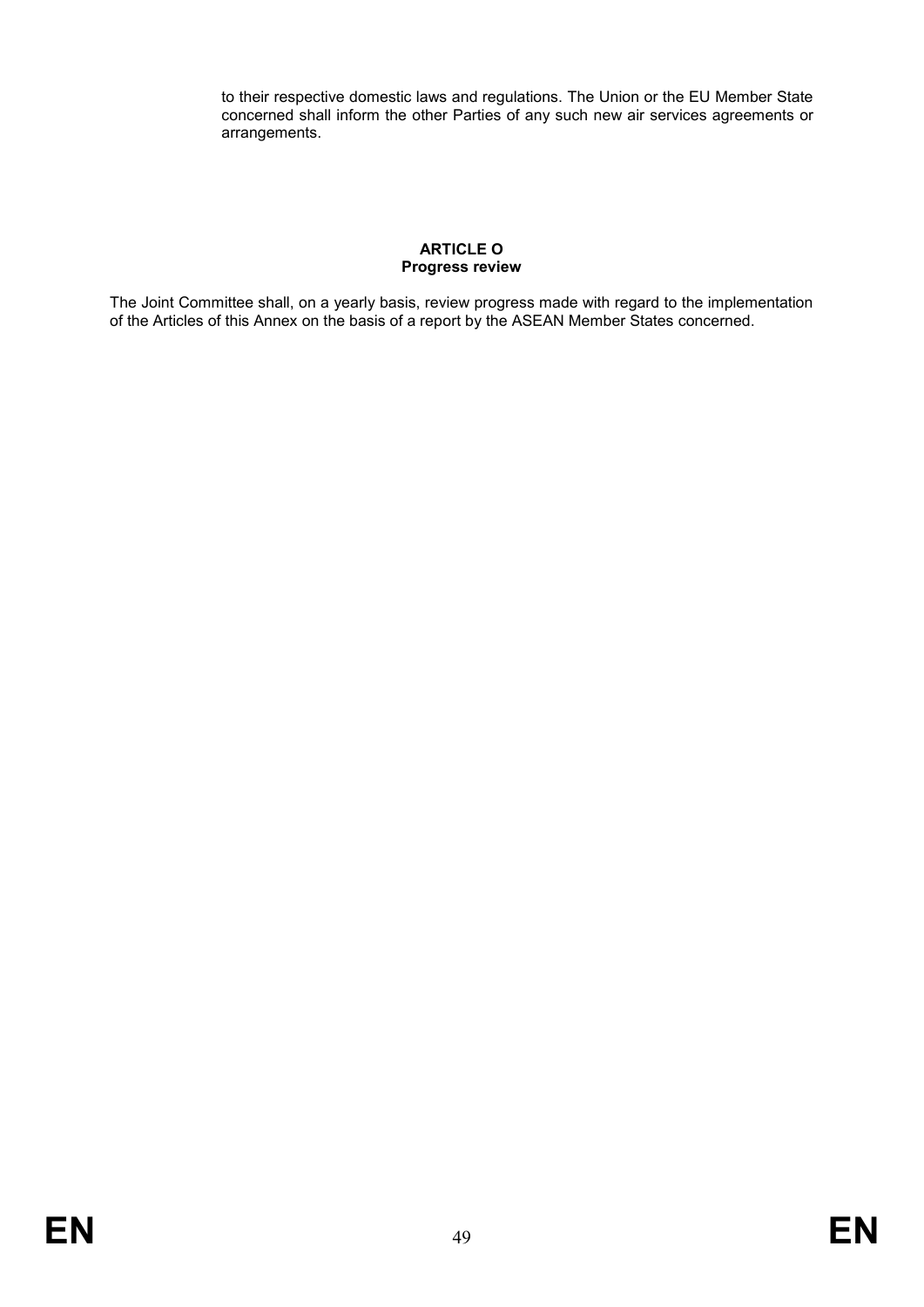to their respective domestic laws and regulations. The Union or the EU Member State concerned shall inform the other Parties of any such new air services agreements or arrangements.

**ARTICLE O**
**Progress review**

The Joint Committee shall, on a yearly basis, review progress made with regard to the implementation of the Articles of this Annex on the basis of a report by the ASEAN Member States concerned.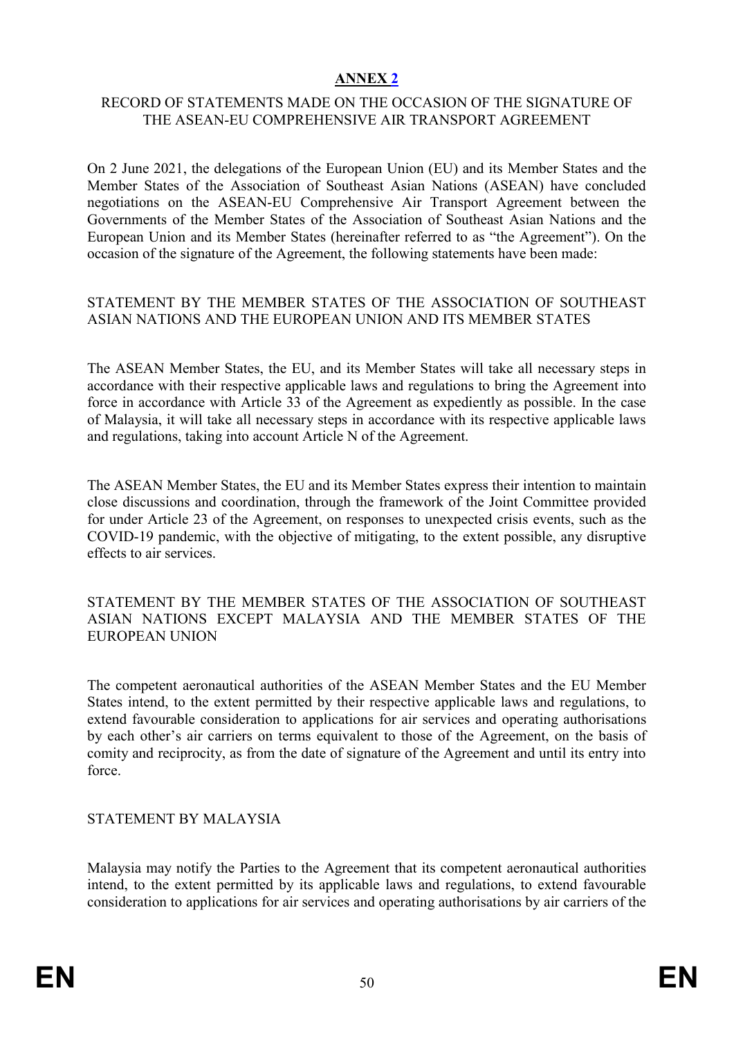# ANNEX 2

RECORD OF STATEMENTS MADE ON THE OCCASION OF THE SIGNATURE OF THE ASEAN-EU COMPREHENSIVE AIR TRANSPORT AGREEMENT

On 2 June 2021, the delegations of the European Union (EU) and its Member States and the Member States of the Association of Southeast Asian Nations (ASEAN) have concluded negotiations on the ASEAN-EU Comprehensive Air Transport Agreement between the Governments of the Member States of the Association of Southeast Asian Nations and the European Union and its Member States (hereinafter referred to as "the Agreement"). On the occasion of the signature of the Agreement, the following statements have been made:

STATEMENT BY THE MEMBER STATES OF THE ASSOCIATION OF SOUTHEAST ASIAN NATIONS AND THE EUROPEAN UNION AND ITS MEMBER STATES

The ASEAN Member States, the EU, and its Member States will take all necessary steps in accordance with their respective applicable laws and regulations to bring the Agreement into force in accordance with Article 33 of the Agreement as expediently as possible. In the case of Malaysia, it will take all necessary steps in accordance with its respective applicable laws and regulations, taking into account Article N of the Agreement.

The ASEAN Member States, the EU and its Member States express their intention to maintain close discussions and coordination, through the framework of the Joint Committee provided for under Article 23 of the Agreement, on responses to unexpected crisis events, such as the COVID-19 pandemic, with the objective of mitigating, to the extent possible, any disruptive effects to air services.

STATEMENT BY THE MEMBER STATES OF THE ASSOCIATION OF SOUTHEAST ASIAN NATIONS EXCEPT MALAYSIA AND THE MEMBER STATES OF THE EUROPEAN UNION

The competent aeronautical authorities of the ASEAN Member States and the EU Member States intend, to the extent permitted by their respective applicable laws and regulations, to extend favourable consideration to applications for air services and operating authorisations by each other's air carriers on terms equivalent to those of the Agreement, on the basis of comity and reciprocity, as from the date of signature of the Agreement and until its entry into force.

STATEMENT BY MALAYSIA

Malaysia may notify the Parties to the Agreement that its competent aeronautical authorities intend, to the extent permitted by its applicable laws and regulations, to extend favourable consideration to applications for air services and operating authorisations by air carriers of the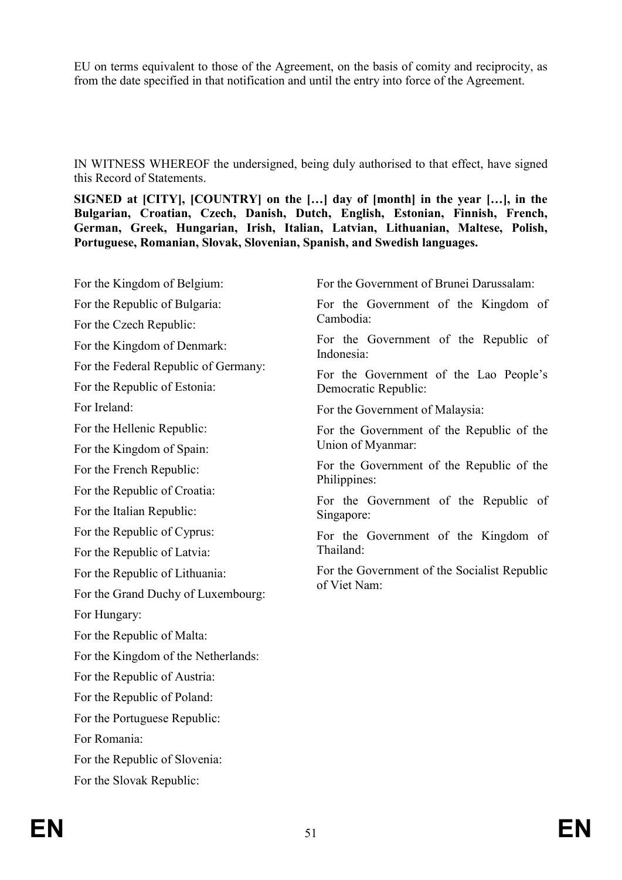EU on terms equivalent to those of the Agreement, on the basis of comity and reciprocity, as from the date specified in that notification and until the entry into force of the Agreement.

IN WITNESS WHEREOF the undersigned, being duly authorised to that effect, have signed this Record of Statements.

**SIGNED at [CITY], [COUNTRY] on the […] day of [month] in the year […], in the Bulgarian, Croatian, Czech, Danish, Dutch, English, Estonian, Finnish, French, German, Greek, Hungarian, Irish, Italian, Latvian, Lithuanian, Maltese, Polish, Portuguese, Romanian, Slovak, Slovenian, Spanish, and Swedish languages.**

For the Kingdom of Belgium:

For the Republic of Bulgaria:

For the Czech Republic:

For the Kingdom of Denmark:

For the Federal Republic of Germany:

For the Republic of Estonia:

For Ireland:

For the Hellenic Republic:

For the Kingdom of Spain:

For the French Republic:

For the Republic of Croatia:

For the Italian Republic:

For the Republic of Cyprus:

For the Republic of Latvia:

For the Republic of Lithuania:

For the Grand Duchy of Luxembourg:

For Hungary:

For the Republic of Malta:

For the Kingdom of the Netherlands:

For the Republic of Austria:

For the Republic of Poland:

For the Portuguese Republic:

For Romania:

For the Republic of Slovenia:

For the Slovak Republic:

For the Government of Brunei Darussalam:

For the Government of the Kingdom of Cambodia:

For the Government of the Republic of Indonesia:

For the Government of the Lao People's Democratic Republic:

For the Government of Malaysia:

For the Government of the Republic of the Union of Myanmar:

For the Government of the Republic of the Philippines:

For the Government of the Republic of Singapore:

For the Government of the Kingdom of Thailand:

For the Government of the Socialist Republic of Viet Nam: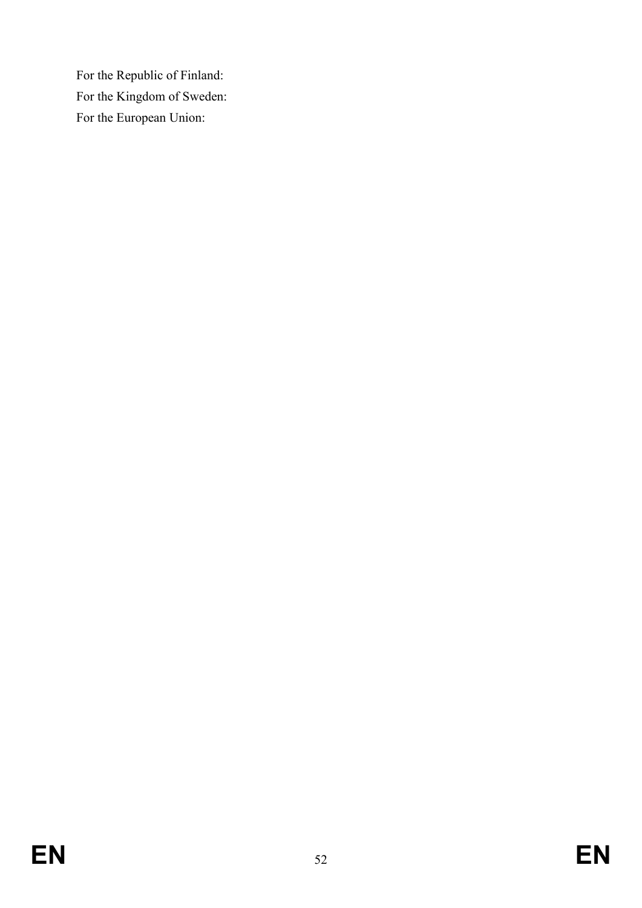For the Republic of Finland:

For the Kingdom of Sweden:

For the European Union: